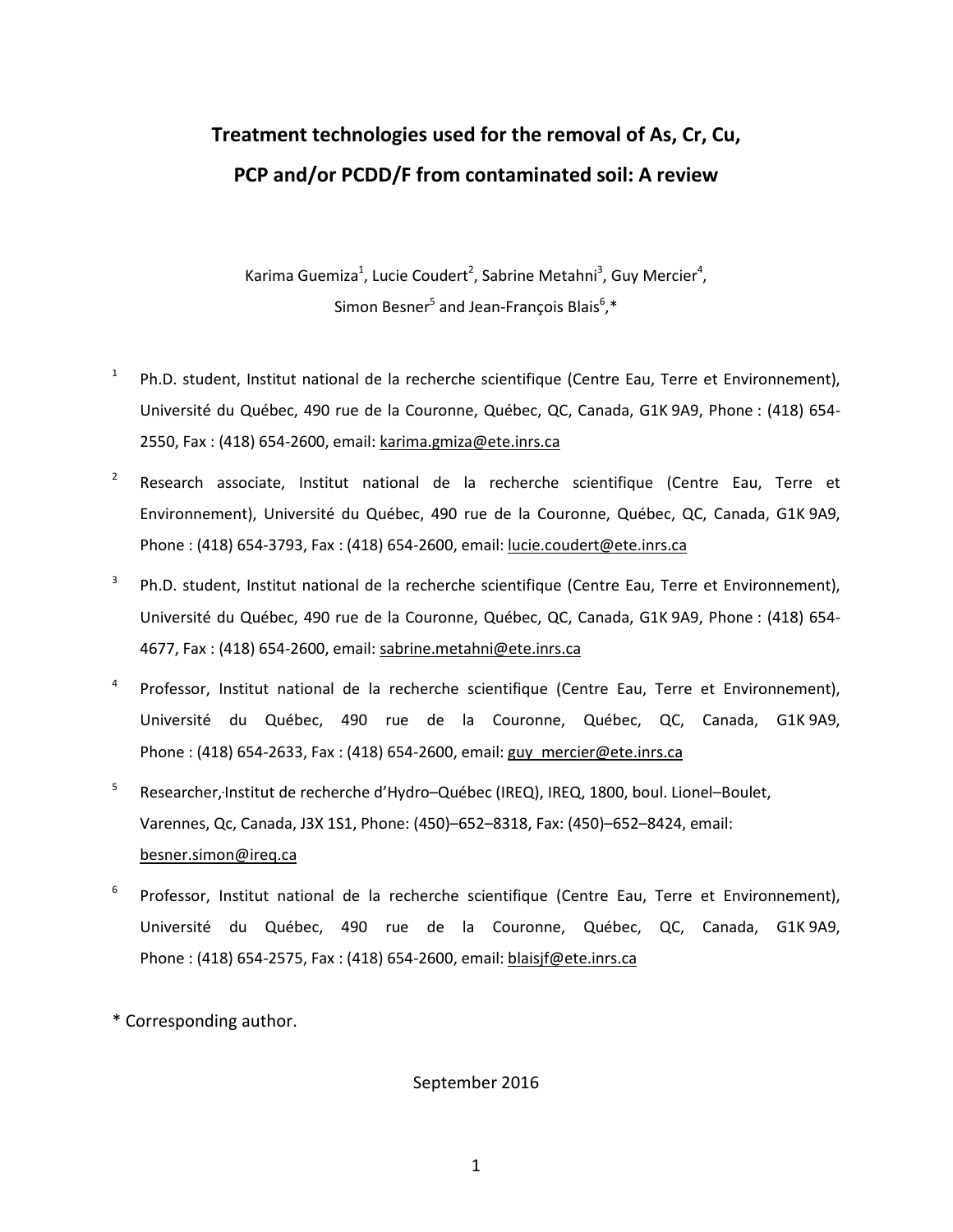# Treatment technologies used for the removal of As, Cr, Cu, PCP and/or PCDD/F from contaminated soil: A review

Karima Guemiza[1], Lucie Coudert[2], Sabrine Metahni[3], Guy Mercier[4], Simon Besner[5] and Jean-François Blais[6],*

[1] Ph.D. student, Institut national de la recherche scientifique (Centre Eau, Terre et Environnement), Université du Québec, 490 rue de la Couronne, Québec, QC, Canada, G1K 9A9, Phone : (418) 654-2550, Fax : (418) 654-2600, email: karima.gmiza@ete.inrs.ca

[2] Research associate, Institut national de la recherche scientifique (Centre Eau, Terre et Environnement), Université du Québec, 490 rue de la Couronne, Québec, QC, Canada, G1K 9A9, Phone : (418) 654-3793, Fax : (418) 654-2600, email: lucie.coudert@ete.inrs.ca

[3] Ph.D. student, Institut national de la recherche scientifique (Centre Eau, Terre et Environnement), Université du Québec, 490 rue de la Couronne, Québec, QC, Canada, G1K 9A9, Phone : (418) 654-4677, Fax : (418) 654-2600, email: sabrine.metahni@ete.inrs.ca

[4] Professor, Institut national de la recherche scientifique (Centre Eau, Terre et Environnement), Université du Québec, 490 rue de la Couronne, Québec, QC, Canada, G1K 9A9, Phone : (418) 654-2633, Fax : (418) 654-2600, email: guy_mercier@ete.inrs.ca

[5] Researcher, Institut de recherche d'Hydro–Québec (IREQ), IREQ, 1800, boul. Lionel–Boulet, Varennes, Qc, Canada, J3X 1S1, Phone: (450)–652–8318, Fax: (450)–652–8424, email: besner.simon@ireq.ca

[6] Professor, Institut national de la recherche scientifique (Centre Eau, Terre et Environnement), Université du Québec, 490 rue de la Couronne, Québec, QC, Canada, G1K 9A9, Phone : (418) 654-2575, Fax : (418) 654-2600, email: blaisjf@ete.inrs.ca

* Corresponding author.

September 2016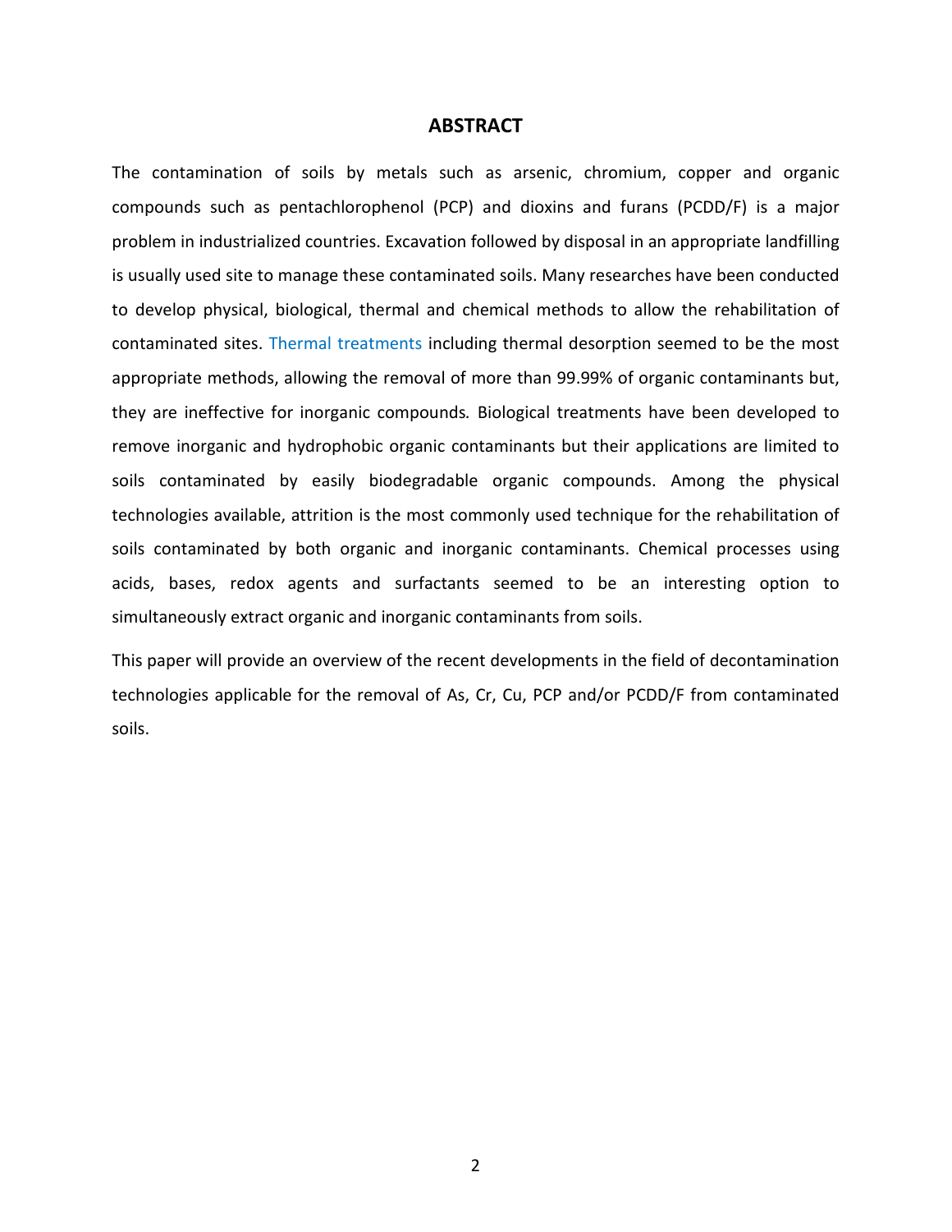## ABSTRACT

The contamination of soils by metals such as arsenic, chromium, copper and organic compounds such as pentachlorophenol (PCP) and dioxins and furans (PCDD/F) is a major problem in industrialized countries. Excavation followed by disposal in an appropriate landfilling is usually used site to manage these contaminated soils. Many researches have been conducted to develop physical, biological, thermal and chemical methods to allow the rehabilitation of contaminated sites. Thermal treatments including thermal desorption seemed to be the most appropriate methods, allowing the removal of more than 99.99% of organic contaminants but, they are ineffective for inorganic compounds. Biological treatments have been developed to remove inorganic and hydrophobic organic contaminants but their applications are limited to soils contaminated by easily biodegradable organic compounds. Among the physical technologies available, attrition is the most commonly used technique for the rehabilitation of soils contaminated by both organic and inorganic contaminants. Chemical processes using acids, bases, redox agents and surfactants seemed to be an interesting option to simultaneously extract organic and inorganic contaminants from soils.

This paper will provide an overview of the recent developments in the field of decontamination technologies applicable for the removal of As, Cr, Cu, PCP and/or PCDD/F from contaminated soils.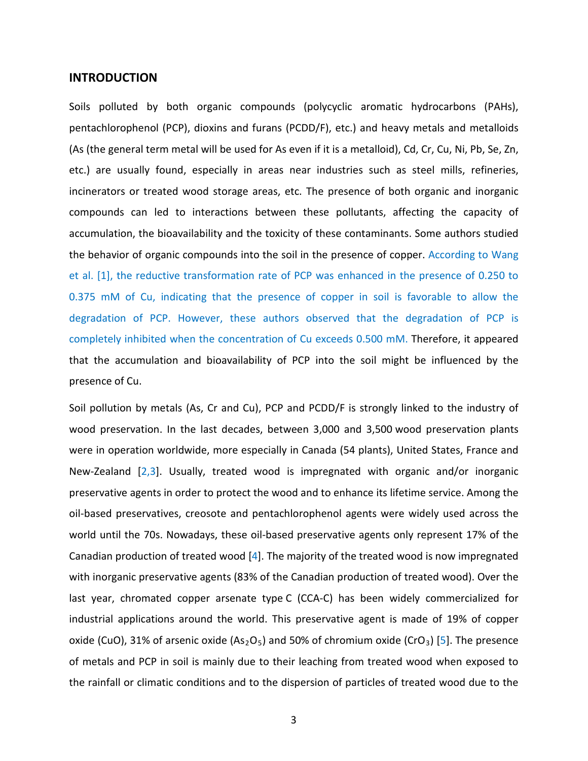## INTRODUCTION

Soils polluted by both organic compounds (polycyclic aromatic hydrocarbons (PAHs), pentachlorophenol (PCP), dioxins and furans (PCDD/F), etc.) and heavy metals and metalloids (As (the general term metal will be used for As even if it is a metalloid), Cd, Cr, Cu, Ni, Pb, Se, Zn, etc.) are usually found, especially in areas near industries such as steel mills, refineries, incinerators or treated wood storage areas, etc. The presence of both organic and inorganic compounds can led to interactions between these pollutants, affecting the capacity of accumulation, the bioavailability and the toxicity of these contaminants. Some authors studied the behavior of organic compounds into the soil in the presence of copper. According to Wang et al. [1], the reductive transformation rate of PCP was enhanced in the presence of 0.250 to 0.375 mM of Cu, indicating that the presence of copper in soil is favorable to allow the degradation of PCP. However, these authors observed that the degradation of PCP is completely inhibited when the concentration of Cu exceeds 0.500 mM. Therefore, it appeared that the accumulation and bioavailability of PCP into the soil might be influenced by the presence of Cu.

Soil pollution by metals (As, Cr and Cu), PCP and PCDD/F is strongly linked to the industry of wood preservation. In the last decades, between 3,000 and 3,500 wood preservation plants were in operation worldwide, more especially in Canada (54 plants), United States, France and New-Zealand [2,3]. Usually, treated wood is impregnated with organic and/or inorganic preservative agents in order to protect the wood and to enhance its lifetime service. Among the oil-based preservatives, creosote and pentachlorophenol agents were widely used across the world until the 70s. Nowadays, these oil-based preservative agents only represent 17% of the Canadian production of treated wood [4]. The majority of the treated wood is now impregnated with inorganic preservative agents (83% of the Canadian production of treated wood). Over the last year, chromated copper arsenate type C (CCA-C) has been widely commercialized for industrial applications around the world. This preservative agent is made of 19% of copper oxide (CuO), 31% of arsenic oxide ($As_2O_5$) and 50% of chromium oxide ($CrO_3$) [5]. The presence of metals and PCP in soil is mainly due to their leaching from treated wood when exposed to the rainfall or climatic conditions and to the dispersion of particles of treated wood due to the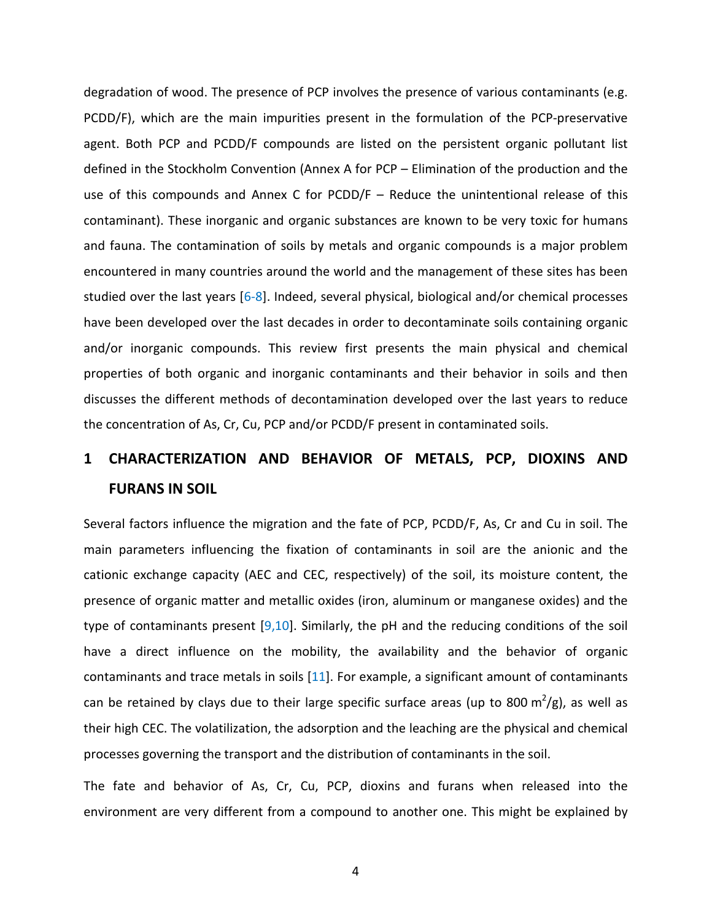degradation of wood. The presence of PCP involves the presence of various contaminants (e.g. PCDD/F), which are the main impurities present in the formulation of the PCP-preservative agent. Both PCP and PCDD/F compounds are listed on the persistent organic pollutant list defined in the Stockholm Convention (Annex A for PCP – Elimination of the production and the use of this compounds and Annex C for PCDD/F – Reduce the unintentional release of this contaminant). These inorganic and organic substances are known to be very toxic for humans and fauna. The contamination of soils by metals and organic compounds is a major problem encountered in many countries around the world and the management of these sites has been studied over the last years [6-8]. Indeed, several physical, biological and/or chemical processes have been developed over the last decades in order to decontaminate soils containing organic and/or inorganic compounds. This review first presents the main physical and chemical properties of both organic and inorganic contaminants and their behavior in soils and then discusses the different methods of decontamination developed over the last years to reduce the concentration of As, Cr, Cu, PCP and/or PCDD/F present in contaminated soils.

# 1 CHARACTERIZATION AND BEHAVIOR OF METALS, PCP, DIOXINS AND FURANS IN SOIL

Several factors influence the migration and the fate of PCP, PCDD/F, As, Cr and Cu in soil. The main parameters influencing the fixation of contaminants in soil are the anionic and the cationic exchange capacity (AEC and CEC, respectively) of the soil, its moisture content, the presence of organic matter and metallic oxides (iron, aluminum or manganese oxides) and the type of contaminants present [9,10]. Similarly, the pH and the reducing conditions of the soil have a direct influence on the mobility, the availability and the behavior of organic contaminants and trace metals in soils [11]. For example, a significant amount of contaminants can be retained by clays due to their large specific surface areas (up to 800 $m^2/g$), as well as their high CEC. The volatilization, the adsorption and the leaching are the physical and chemical processes governing the transport and the distribution of contaminants in the soil.

The fate and behavior of As, Cr, Cu, PCP, dioxins and furans when released into the environment are very different from a compound to another one. This might be explained by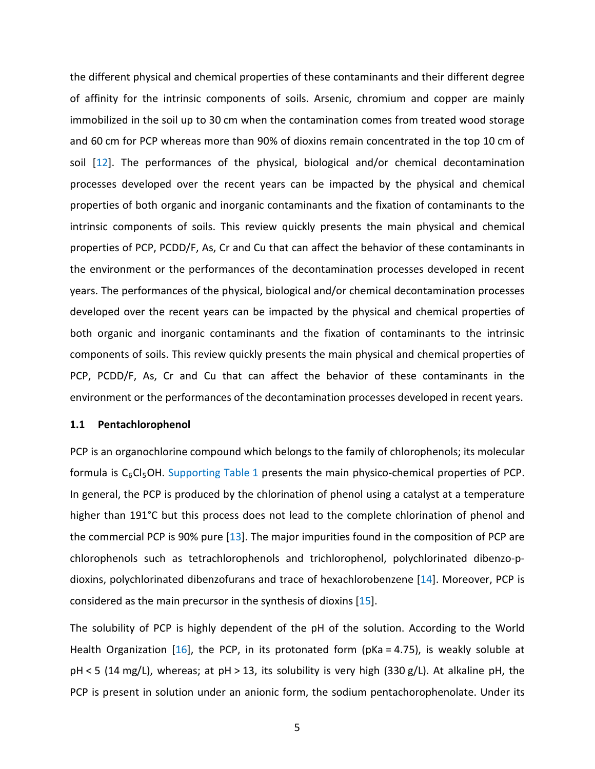the different physical and chemical properties of these contaminants and their different degree of affinity for the intrinsic components of soils. Arsenic, chromium and copper are mainly immobilized in the soil up to 30 cm when the contamination comes from treated wood storage and 60 cm for PCP whereas more than 90% of dioxins remain concentrated in the top 10 cm of soil [12]. The performances of the physical, biological and/or chemical decontamination processes developed over the recent years can be impacted by the physical and chemical properties of both organic and inorganic contaminants and the fixation of contaminants to the intrinsic components of soils. This review quickly presents the main physical and chemical properties of PCP, PCDD/F, As, Cr and Cu that can affect the behavior of these contaminants in the environment or the performances of the decontamination processes developed in recent years. The performances of the physical, biological and/or chemical decontamination processes developed over the recent years can be impacted by the physical and chemical properties of both organic and inorganic contaminants and the fixation of contaminants to the intrinsic components of soils. This review quickly presents the main physical and chemical properties of PCP, PCDD/F, As, Cr and Cu that can affect the behavior of these contaminants in the environment or the performances of the decontamination processes developed in recent years.

### 1.1 Pentachlorophenol

PCP is an organochlorine compound which belongs to the family of chlorophenols; its molecular formula is $C_6Cl_5OH$. Supporting Table 1 presents the main physico-chemical properties of PCP. In general, the PCP is produced by the chlorination of phenol using a catalyst at a temperature higher than 191°C but this process does not lead to the complete chlorination of phenol and the commercial PCP is 90% pure [13]. The major impurities found in the composition of PCP are chlorophenols such as tetrachlorophenols and trichlorophenol, polychlorinated dibenzo-p-dioxins, polychlorinated dibenzofurans and trace of hexachlorobenzene [14]. Moreover, PCP is considered as the main precursor in the synthesis of dioxins [15].

The solubility of PCP is highly dependent of the pH of the solution. According to the World Health Organization [16], the PCP, in its protonated form (pKa = 4.75), is weakly soluble at pH < 5 (14 mg/L), whereas; at pH > 13, its solubility is very high (330 g/L). At alkaline pH, the PCP is present in solution under an anionic form, the sodium pentachorophenolate. Under its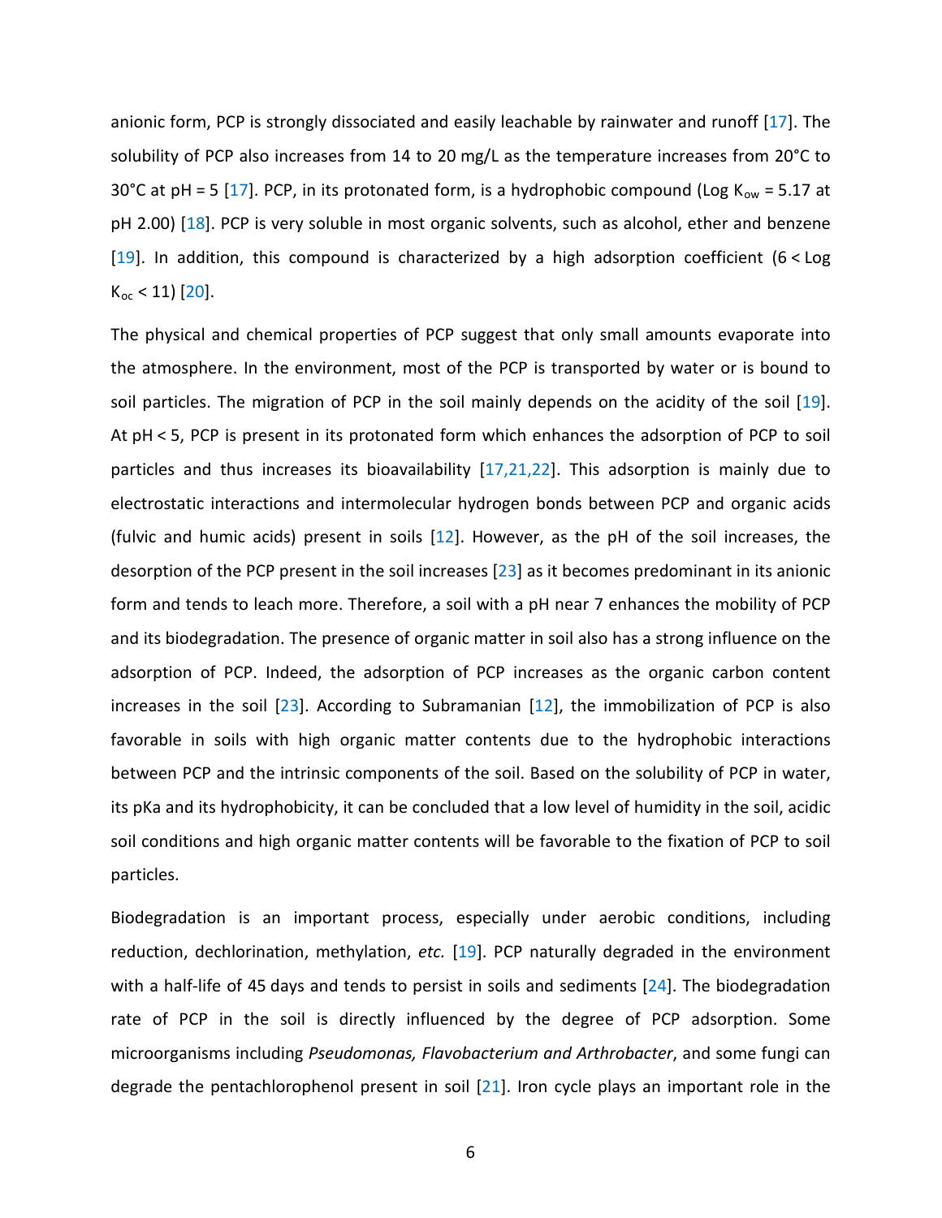anionic form, PCP is strongly dissociated and easily leachable by rainwater and runoff [17]. The solubility of PCP also increases from 14 to 20 mg/L as the temperature increases from 20°C to 30°C at pH = 5 [17]. PCP, in its protonated form, is a hydrophobic compound (Log $K_{ow}$ = 5.17 at pH 2.00) [18]. PCP is very soluble in most organic solvents, such as alcohol, ether and benzene [19]. In addition, this compound is characterized by a high adsorption coefficient (6 < Log $K_{oc}$ < 11) [20].

The physical and chemical properties of PCP suggest that only small amounts evaporate into the atmosphere. In the environment, most of the PCP is transported by water or is bound to soil particles. The migration of PCP in the soil mainly depends on the acidity of the soil [19]. At pH < 5, PCP is present in its protonated form which enhances the adsorption of PCP to soil particles and thus increases its bioavailability [17,21,22]. This adsorption is mainly due to electrostatic interactions and intermolecular hydrogen bonds between PCP and organic acids (fulvic and humic acids) present in soils [12]. However, as the pH of the soil increases, the desorption of the PCP present in the soil increases [23] as it becomes predominant in its anionic form and tends to leach more. Therefore, a soil with a pH near 7 enhances the mobility of PCP and its biodegradation. The presence of organic matter in soil also has a strong influence on the adsorption of PCP. Indeed, the adsorption of PCP increases as the organic carbon content increases in the soil [23]. According to Subramanian [12], the immobilization of PCP is also favorable in soils with high organic matter contents due to the hydrophobic interactions between PCP and the intrinsic components of the soil. Based on the solubility of PCP in water, its pKa and its hydrophobicity, it can be concluded that a low level of humidity in the soil, acidic soil conditions and high organic matter contents will be favorable to the fixation of PCP to soil particles.

Biodegradation is an important process, especially under aerobic conditions, including reduction, dechlorination, methylation, *etc.* [19]. PCP naturally degraded in the environment with a half-life of 45 days and tends to persist in soils and sediments [24]. The biodegradation rate of PCP in the soil is directly influenced by the degree of PCP adsorption. Some microorganisms including *Pseudomonas, Flavobacterium and Arthrobacter*, and some fungi can degrade the pentachlorophenol present in soil [21]. Iron cycle plays an important role in the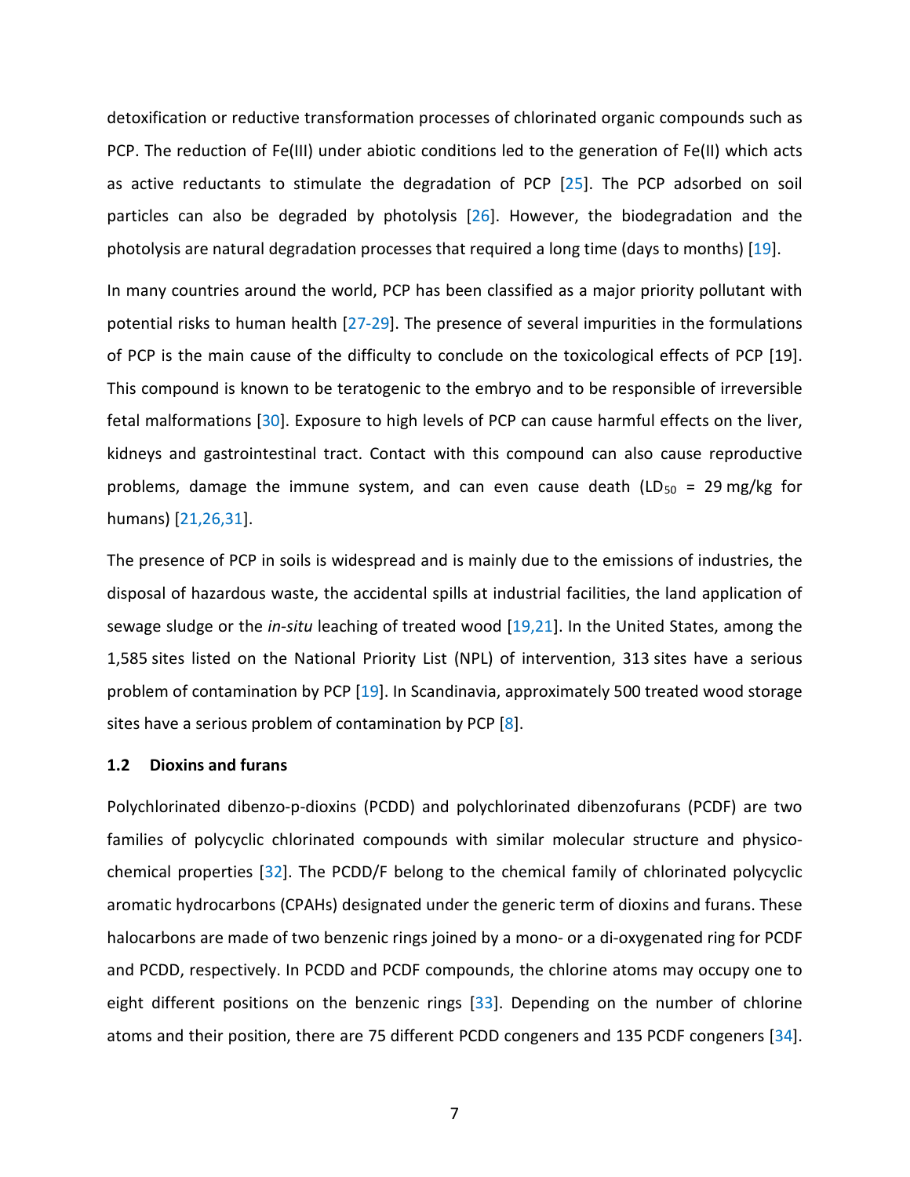detoxification or reductive transformation processes of chlorinated organic compounds such as PCP. The reduction of Fe(III) under abiotic conditions led to the generation of Fe(II) which acts as active reductants to stimulate the degradation of PCP [25]. The PCP adsorbed on soil particles can also be degraded by photolysis [26]. However, the biodegradation and the photolysis are natural degradation processes that required a long time (days to months) [19].

In many countries around the world, PCP has been classified as a major priority pollutant with potential risks to human health [27-29]. The presence of several impurities in the formulations of PCP is the main cause of the difficulty to conclude on the toxicological effects of PCP [19]. This compound is known to be teratogenic to the embryo and to be responsible of irreversible fetal malformations [30]. Exposure to high levels of PCP can cause harmful effects on the liver, kidneys and gastrointestinal tract. Contact with this compound can also cause reproductive problems, damage the immune system, and can even cause death ($LD_{50}$ = 29 mg/kg for humans) [21,26,31].

The presence of PCP in soils is widespread and is mainly due to the emissions of industries, the disposal of hazardous waste, the accidental spills at industrial facilities, the land application of sewage sludge or the *in-situ* leaching of treated wood [19,21]. In the United States, among the 1,585 sites listed on the National Priority List (NPL) of intervention, 313 sites have a serious problem of contamination by PCP [19]. In Scandinavia, approximately 500 treated wood storage sites have a serious problem of contamination by PCP [8].

### 1.2 Dioxins and furans

Polychlorinated dibenzo-p-dioxins (PCDD) and polychlorinated dibenzofurans (PCDF) are two families of polycyclic chlorinated compounds with similar molecular structure and physico-chemical properties [32]. The PCDD/F belong to the chemical family of chlorinated polycyclic aromatic hydrocarbons (CPAHs) designated under the generic term of dioxins and furans. These halocarbons are made of two benzenic rings joined by a mono- or a di-oxygenated ring for PCDF and PCDD, respectively. In PCDD and PCDF compounds, the chlorine atoms may occupy one to eight different positions on the benzenic rings [33]. Depending on the number of chlorine atoms and their position, there are 75 different PCDD congeners and 135 PCDF congeners [34].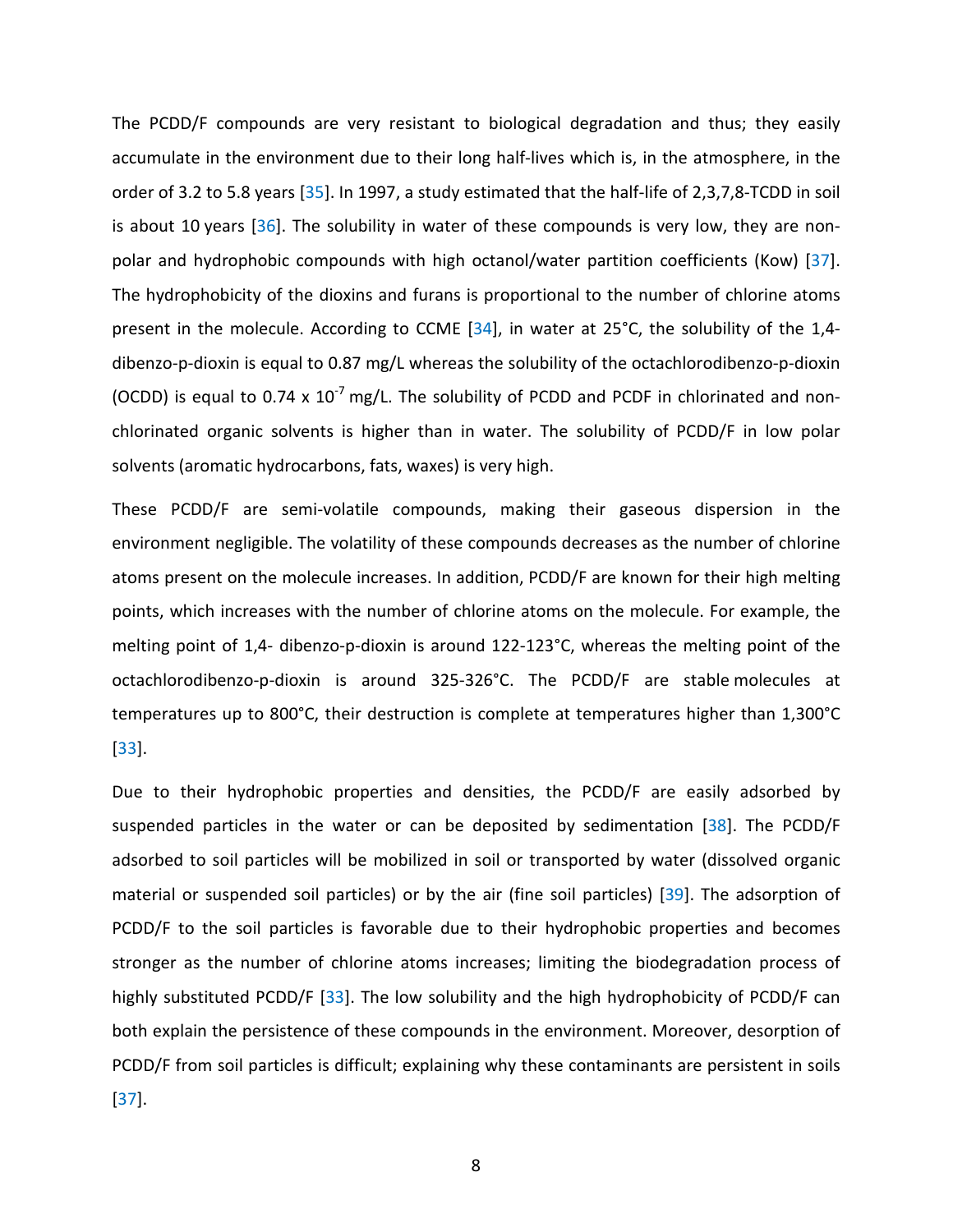The PCDD/F compounds are very resistant to biological degradation and thus; they easily accumulate in the environment due to their long half-lives which is, in the atmosphere, in the order of 3.2 to 5.8 years [35]. In 1997, a study estimated that the half-life of 2,3,7,8-TCDD in soil is about 10 years [36]. The solubility in water of these compounds is very low, they are non-polar and hydrophobic compounds with high octanol/water partition coefficients (Kow) [37]. The hydrophobicity of the dioxins and furans is proportional to the number of chlorine atoms present in the molecule. According to CCME [34], in water at 25°C, the solubility of the 1,4-dibenzo-p-dioxin is equal to 0.87 mg/L whereas the solubility of the octachlorodibenzo-p-dioxin (OCDD) is equal to 0.74 x $10^{-7}$ mg/L. The solubility of PCDD and PCDF in chlorinated and non-chlorinated organic solvents is higher than in water. The solubility of PCDD/F in low polar solvents (aromatic hydrocarbons, fats, waxes) is very high.

These PCDD/F are semi-volatile compounds, making their gaseous dispersion in the environment negligible. The volatility of these compounds decreases as the number of chlorine atoms present on the molecule increases. In addition, PCDD/F are known for their high melting points, which increases with the number of chlorine atoms on the molecule. For example, the melting point of 1,4- dibenzo-p-dioxin is around 122-123°C, whereas the melting point of the octachlorodibenzo-p-dioxin is around 325-326°C. The PCDD/F are stable molecules at temperatures up to 800°C, their destruction is complete at temperatures higher than 1,300°C [33].

Due to their hydrophobic properties and densities, the PCDD/F are easily adsorbed by suspended particles in the water or can be deposited by sedimentation [38]. The PCDD/F adsorbed to soil particles will be mobilized in soil or transported by water (dissolved organic material or suspended soil particles) or by the air (fine soil particles) [39]. The adsorption of PCDD/F to the soil particles is favorable due to their hydrophobic properties and becomes stronger as the number of chlorine atoms increases; limiting the biodegradation process of highly substituted PCDD/F [33]. The low solubility and the high hydrophobicity of PCDD/F can both explain the persistence of these compounds in the environment. Moreover, desorption of PCDD/F from soil particles is difficult; explaining why these contaminants are persistent in soils [37].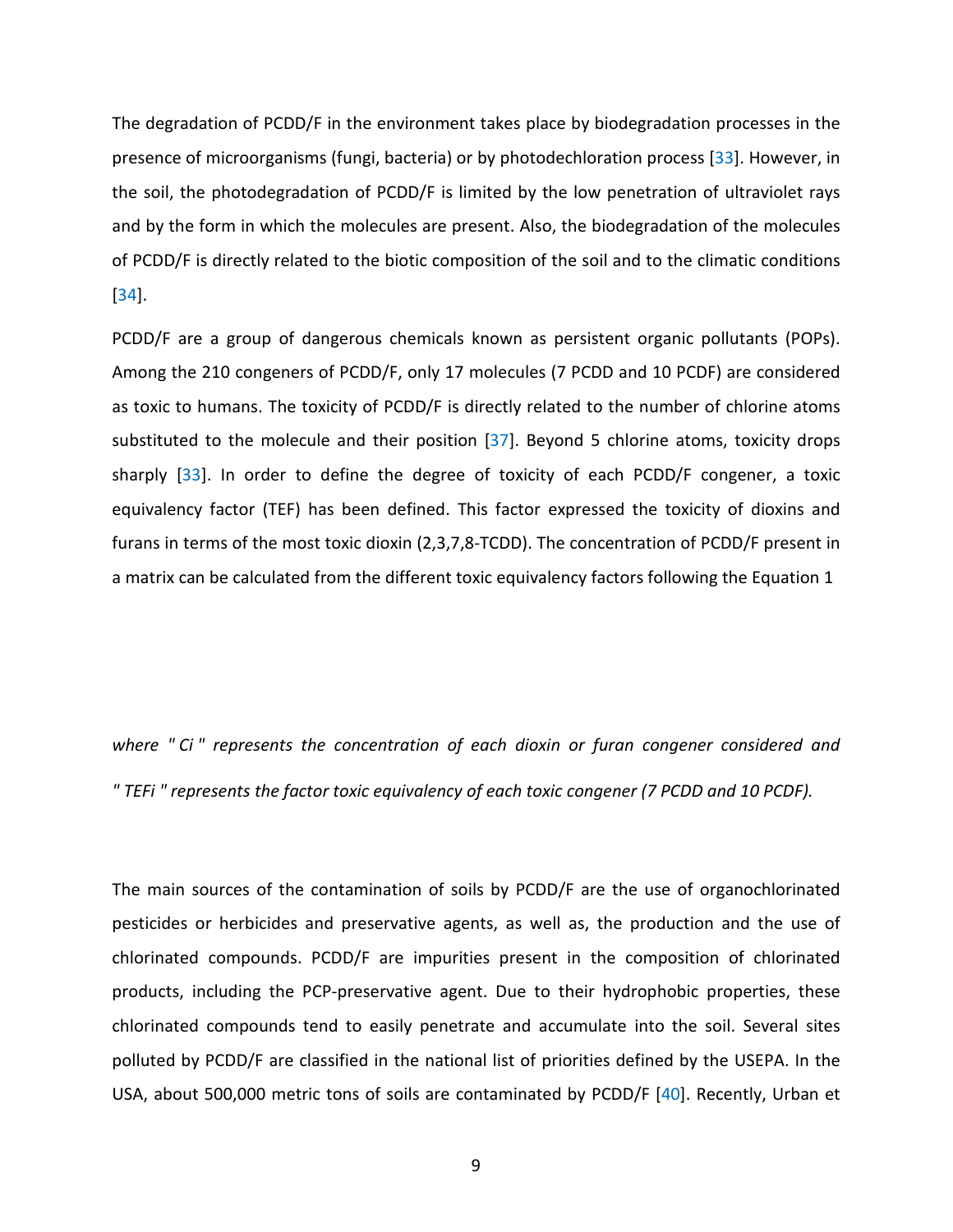The degradation of PCDD/F in the environment takes place by biodegradation processes in the presence of microorganisms (fungi, bacteria) or by photodechloration process [33]. However, in the soil, the photodegradation of PCDD/F is limited by the low penetration of ultraviolet rays and by the form in which the molecules are present. Also, the biodegradation of the molecules of PCDD/F is directly related to the biotic composition of the soil and to the climatic conditions [34].

PCDD/F are a group of dangerous chemicals known as persistent organic pollutants (POPs). Among the 210 congeners of PCDD/F, only 17 molecules (7 PCDD and 10 PCDF) are considered as toxic to humans. The toxicity of PCDD/F is directly related to the number of chlorine atoms substituted to the molecule and their position [37]. Beyond 5 chlorine atoms, toxicity drops sharply [33]. In order to define the degree of toxicity of each PCDD/F congener, a toxic equivalency factor (TEF) has been defined. This factor expressed the toxicity of dioxins and furans in terms of the most toxic dioxin (2,3,7,8-TCDD). The concentration of PCDD/F present in a matrix can be calculated from the different toxic equivalency factors following the Equation 1

*where " Ci " represents the concentration of each dioxin or furan congener considered and " TEFi " represents the factor toxic equivalency of each toxic congener (7 PCDD and 10 PCDF).*

The main sources of the contamination of soils by PCDD/F are the use of organochlorinated pesticides or herbicides and preservative agents, as well as, the production and the use of chlorinated compounds. PCDD/F are impurities present in the composition of chlorinated products, including the PCP-preservative agent. Due to their hydrophobic properties, these chlorinated compounds tend to easily penetrate and accumulate into the soil. Several sites polluted by PCDD/F are classified in the national list of priorities defined by the USEPA. In the USA, about 500,000 metric tons of soils are contaminated by PCDD/F [40]. Recently, Urban et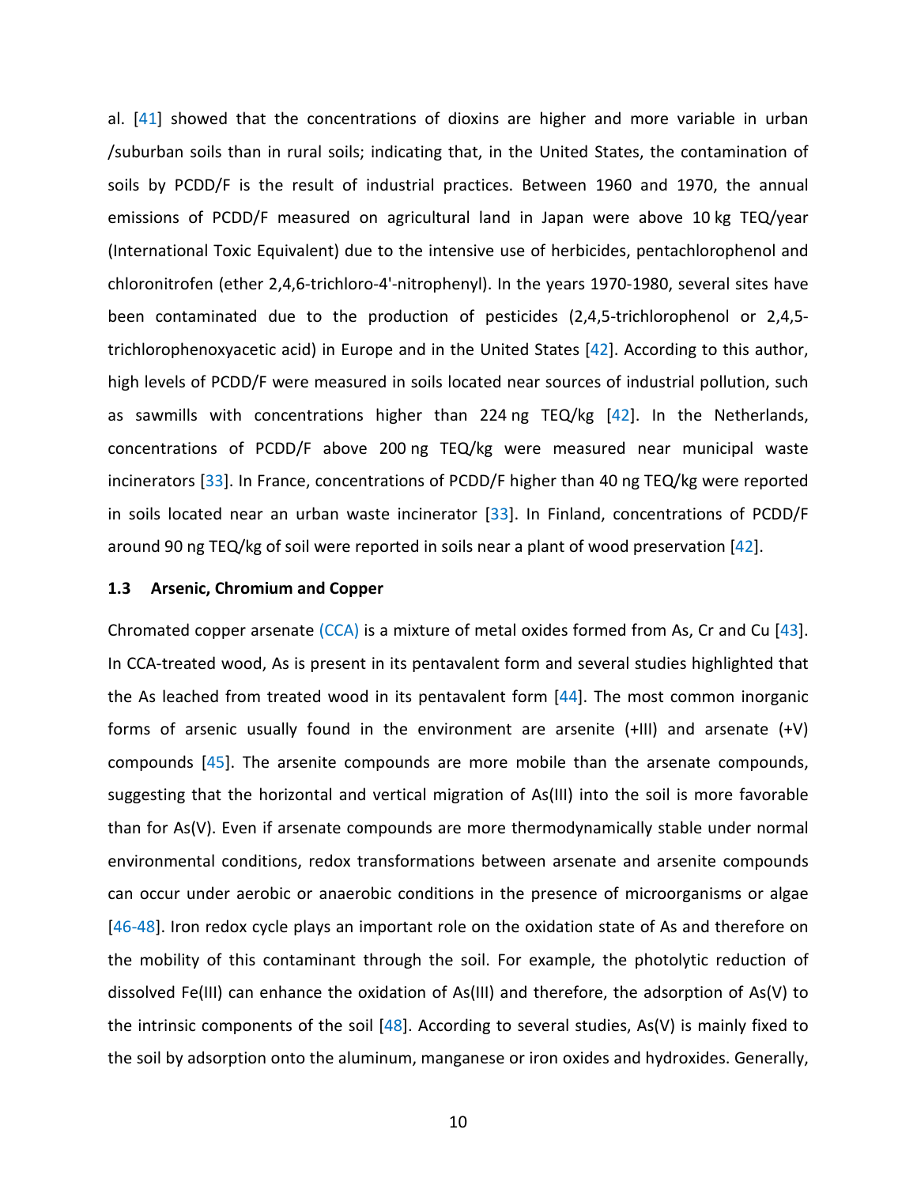al. [41] showed that the concentrations of dioxins are higher and more variable in urban /suburban soils than in rural soils; indicating that, in the United States, the contamination of soils by PCDD/F is the result of industrial practices. Between 1960 and 1970, the annual emissions of PCDD/F measured on agricultural land in Japan were above 10 kg TEQ/year (International Toxic Equivalent) due to the intensive use of herbicides, pentachlorophenol and chloronitrofen (ether 2,4,6-trichloro-4'-nitrophenyl). In the years 1970-1980, several sites have been contaminated due to the production of pesticides (2,4,5-trichlorophenol or 2,4,5-trichlorophenoxyacetic acid) in Europe and in the United States [42]. According to this author, high levels of PCDD/F were measured in soils located near sources of industrial pollution, such as sawmills with concentrations higher than 224 ng TEQ/kg [42]. In the Netherlands, concentrations of PCDD/F above 200 ng TEQ/kg were measured near municipal waste incinerators [33]. In France, concentrations of PCDD/F higher than 40 ng TEQ/kg were reported in soils located near an urban waste incinerator [33]. In Finland, concentrations of PCDD/F around 90 ng TEQ/kg of soil were reported in soils near a plant of wood preservation [42].

### 1.3 Arsenic, Chromium and Copper

Chromated copper arsenate (CCA) is a mixture of metal oxides formed from As, Cr and Cu [43]. In CCA-treated wood, As is present in its pentavalent form and several studies highlighted that the As leached from treated wood in its pentavalent form [44]. The most common inorganic forms of arsenic usually found in the environment are arsenite (+III) and arsenate (+V) compounds [45]. The arsenite compounds are more mobile than the arsenate compounds, suggesting that the horizontal and vertical migration of As(III) into the soil is more favorable than for As(V). Even if arsenate compounds are more thermodynamically stable under normal environmental conditions, redox transformations between arsenate and arsenite compounds can occur under aerobic or anaerobic conditions in the presence of microorganisms or algae [46-48]. Iron redox cycle plays an important role on the oxidation state of As and therefore on the mobility of this contaminant through the soil. For example, the photolytic reduction of dissolved Fe(III) can enhance the oxidation of As(III) and therefore, the adsorption of As(V) to the intrinsic components of the soil [48]. According to several studies, As(V) is mainly fixed to the soil by adsorption onto the aluminum, manganese or iron oxides and hydroxides. Generally,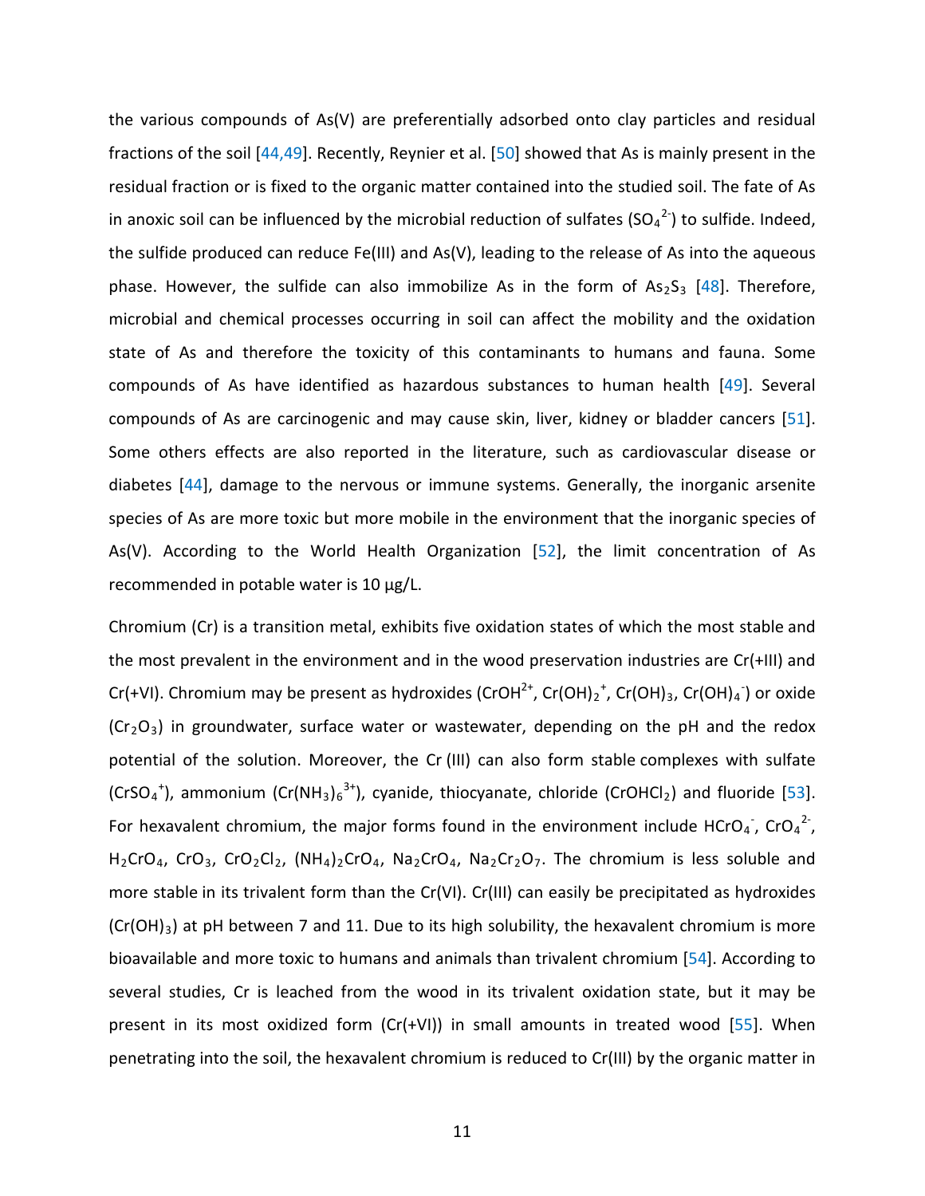the various compounds of As(V) are preferentially adsorbed onto clay particles and residual fractions of the soil [44,49]. Recently, Reynier et al. [50] showed that As is mainly present in the residual fraction or is fixed to the organic matter contained into the studied soil. The fate of As in anoxic soil can be influenced by the microbial reduction of sulfates ($SO_4^{2-}$) to sulfide. Indeed, the sulfide produced can reduce Fe(III) and As(V), leading to the release of As into the aqueous phase. However, the sulfide can also immobilize As in the form of $As_2S_3$ [48]. Therefore, microbial and chemical processes occurring in soil can affect the mobility and the oxidation state of As and therefore the toxicity of this contaminants to humans and fauna. Some compounds of As have identified as hazardous substances to human health [49]. Several compounds of As are carcinogenic and may cause skin, liver, kidney or bladder cancers [51]. Some others effects are also reported in the literature, such as cardiovascular disease or diabetes [44], damage to the nervous or immune systems. Generally, the inorganic arsenite species of As are more toxic but more mobile in the environment that the inorganic species of As(V). According to the World Health Organization [52], the limit concentration of As recommended in potable water is 10 µg/L.

Chromium (Cr) is a transition metal, exhibits five oxidation states of which the most stable and the most prevalent in the environment and in the wood preservation industries are Cr(+III) and Cr(+VI). Chromium may be present as hydroxides ($CrOH^{2+}$, $Cr(OH)_2^{+}$, $Cr(OH)_3$, $Cr(OH)_4^{-}$) or oxide ($Cr_2O_3$) in groundwater, surface water or wastewater, depending on the pH and the redox potential of the solution. Moreover, the Cr (III) can also form stable complexes with sulfate ($CrSO_4^{+}$), ammonium ($Cr(NH_3)_6^{3+}$), cyanide, thiocyanate, chloride ($CrOHCl_2$) and fluoride [53]. For hexavalent chromium, the major forms found in the environment include $HCrO_4^{-}$, $CrO_4^{2-}$, $H_2CrO_4$, $CrO_3$, $CrO_2Cl_2$, $(NH_4)_2CrO_4$, $Na_2CrO_4$, $Na_2Cr_2O_7$. The chromium is less soluble and more stable in its trivalent form than the Cr(VI). Cr(III) can easily be precipitated as hydroxides ($Cr(OH)_3$) at pH between 7 and 11. Due to its high solubility, the hexavalent chromium is more bioavailable and more toxic to humans and animals than trivalent chromium [54]. According to several studies, Cr is leached from the wood in its trivalent oxidation state, but it may be present in its most oxidized form (Cr(+VI)) in small amounts in treated wood [55]. When penetrating into the soil, the hexavalent chromium is reduced to Cr(III) by the organic matter in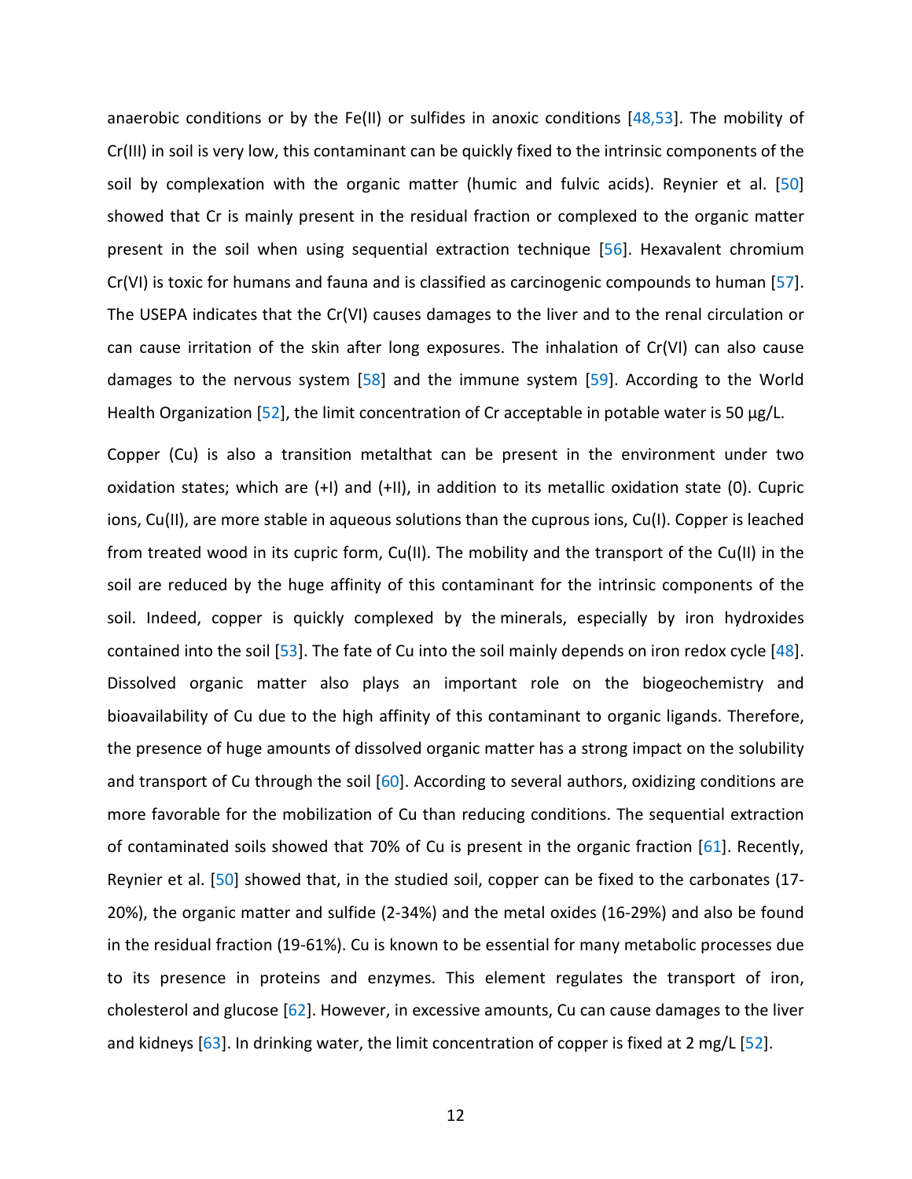anaerobic conditions or by the Fe(II) or sulfides in anoxic conditions [48,53]. The mobility of Cr(III) in soil is very low, this contaminant can be quickly fixed to the intrinsic components of the soil by complexation with the organic matter (humic and fulvic acids). Reynier et al. [50] showed that Cr is mainly present in the residual fraction or complexed to the organic matter present in the soil when using sequential extraction technique [56]. Hexavalent chromium Cr(VI) is toxic for humans and fauna and is classified as carcinogenic compounds to human [57]. The USEPA indicates that the Cr(VI) causes damages to the liver and to the renal circulation or can cause irritation of the skin after long exposures. The inhalation of Cr(VI) can also cause damages to the nervous system [58] and the immune system [59]. According to the World Health Organization [52], the limit concentration of Cr acceptable in potable water is 50 µg/L.

Copper (Cu) is also a transition metalthat can be present in the environment under two oxidation states; which are (+I) and (+II), in addition to its metallic oxidation state (0). Cupric ions, Cu(II), are more stable in aqueous solutions than the cuprous ions, Cu(I). Copper is leached from treated wood in its cupric form, Cu(II). The mobility and the transport of the Cu(II) in the soil are reduced by the huge affinity of this contaminant for the intrinsic components of the soil. Indeed, copper is quickly complexed by the minerals, especially by iron hydroxides contained into the soil [53]. The fate of Cu into the soil mainly depends on iron redox cycle [48]. Dissolved organic matter also plays an important role on the biogeochemistry and bioavailability of Cu due to the high affinity of this contaminant to organic ligands. Therefore, the presence of huge amounts of dissolved organic matter has a strong impact on the solubility and transport of Cu through the soil [60]. According to several authors, oxidizing conditions are more favorable for the mobilization of Cu than reducing conditions. The sequential extraction of contaminated soils showed that 70% of Cu is present in the organic fraction [61]. Recently, Reynier et al. [50] showed that, in the studied soil, copper can be fixed to the carbonates (17-20%), the organic matter and sulfide (2-34%) and the metal oxides (16-29%) and also be found in the residual fraction (19-61%). Cu is known to be essential for many metabolic processes due to its presence in proteins and enzymes. This element regulates the transport of iron, cholesterol and glucose [62]. However, in excessive amounts, Cu can cause damages to the liver and kidneys [63]. In drinking water, the limit concentration of copper is fixed at 2 mg/L [52].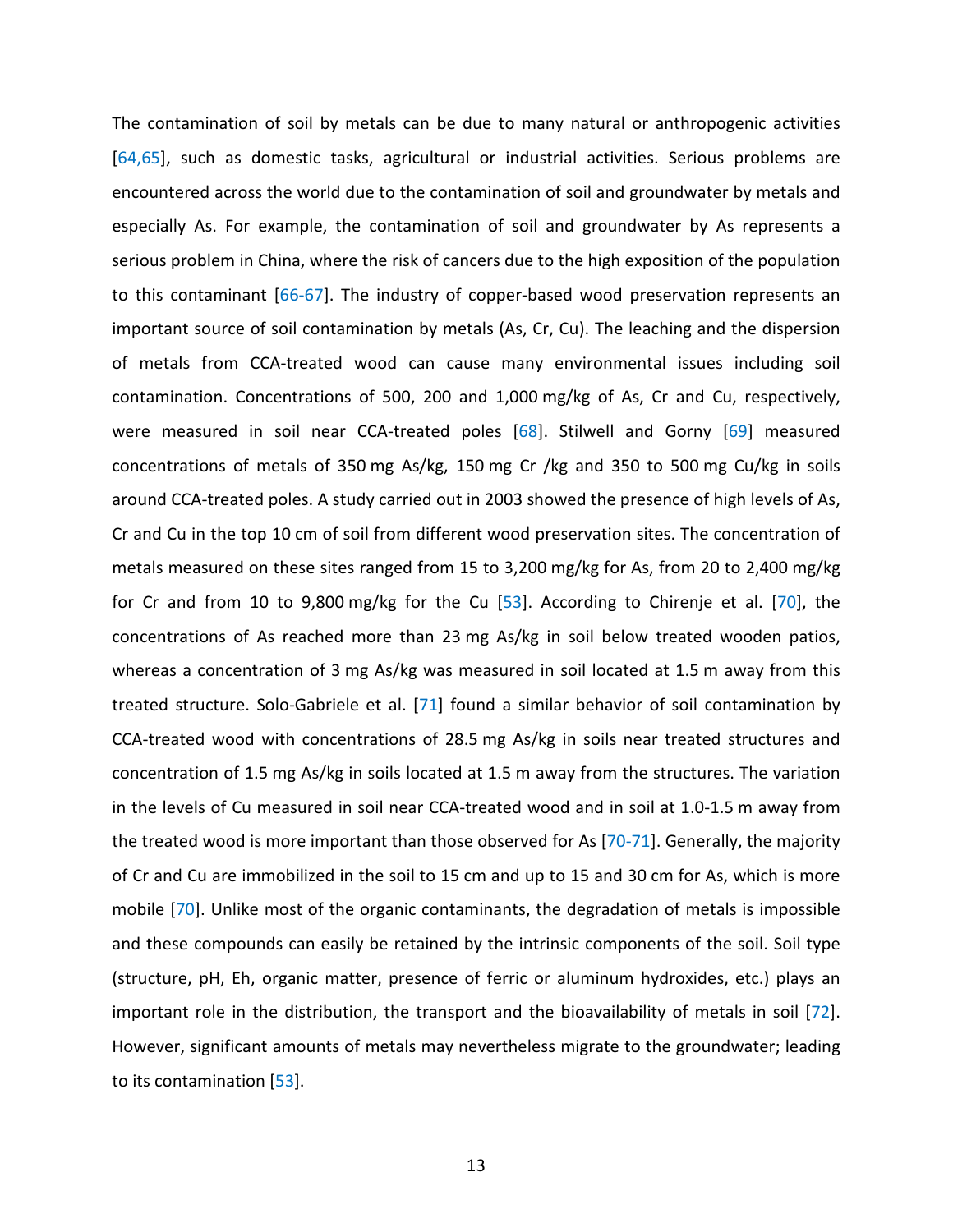The contamination of soil by metals can be due to many natural or anthropogenic activities [64,65], such as domestic tasks, agricultural or industrial activities. Serious problems are encountered across the world due to the contamination of soil and groundwater by metals and especially As. For example, the contamination of soil and groundwater by As represents a serious problem in China, where the risk of cancers due to the high exposition of the population to this contaminant [66-67]. The industry of copper-based wood preservation represents an important source of soil contamination by metals (As, Cr, Cu). The leaching and the dispersion of metals from CCA-treated wood can cause many environmental issues including soil contamination. Concentrations of 500, 200 and 1,000 mg/kg of As, Cr and Cu, respectively, were measured in soil near CCA-treated poles [68]. Stilwell and Gorny [69] measured concentrations of metals of 350 mg As/kg, 150 mg Cr /kg and 350 to 500 mg Cu/kg in soils around CCA-treated poles. A study carried out in 2003 showed the presence of high levels of As, Cr and Cu in the top 10 cm of soil from different wood preservation sites. The concentration of metals measured on these sites ranged from 15 to 3,200 mg/kg for As, from 20 to 2,400 mg/kg for Cr and from 10 to 9,800 mg/kg for the Cu [53]. According to Chirenje et al. [70], the concentrations of As reached more than 23 mg As/kg in soil below treated wooden patios, whereas a concentration of 3 mg As/kg was measured in soil located at 1.5 m away from this treated structure. Solo-Gabriele et al. [71] found a similar behavior of soil contamination by CCA-treated wood with concentrations of 28.5 mg As/kg in soils near treated structures and concentration of 1.5 mg As/kg in soils located at 1.5 m away from the structures. The variation in the levels of Cu measured in soil near CCA-treated wood and in soil at 1.0-1.5 m away from the treated wood is more important than those observed for As [70-71]. Generally, the majority of Cr and Cu are immobilized in the soil to 15 cm and up to 15 and 30 cm for As, which is more mobile [70]. Unlike most of the organic contaminants, the degradation of metals is impossible and these compounds can easily be retained by the intrinsic components of the soil. Soil type (structure, pH, Eh, organic matter, presence of ferric or aluminum hydroxides, etc.) plays an important role in the distribution, the transport and the bioavailability of metals in soil [72]. However, significant amounts of metals may nevertheless migrate to the groundwater; leading to its contamination [53].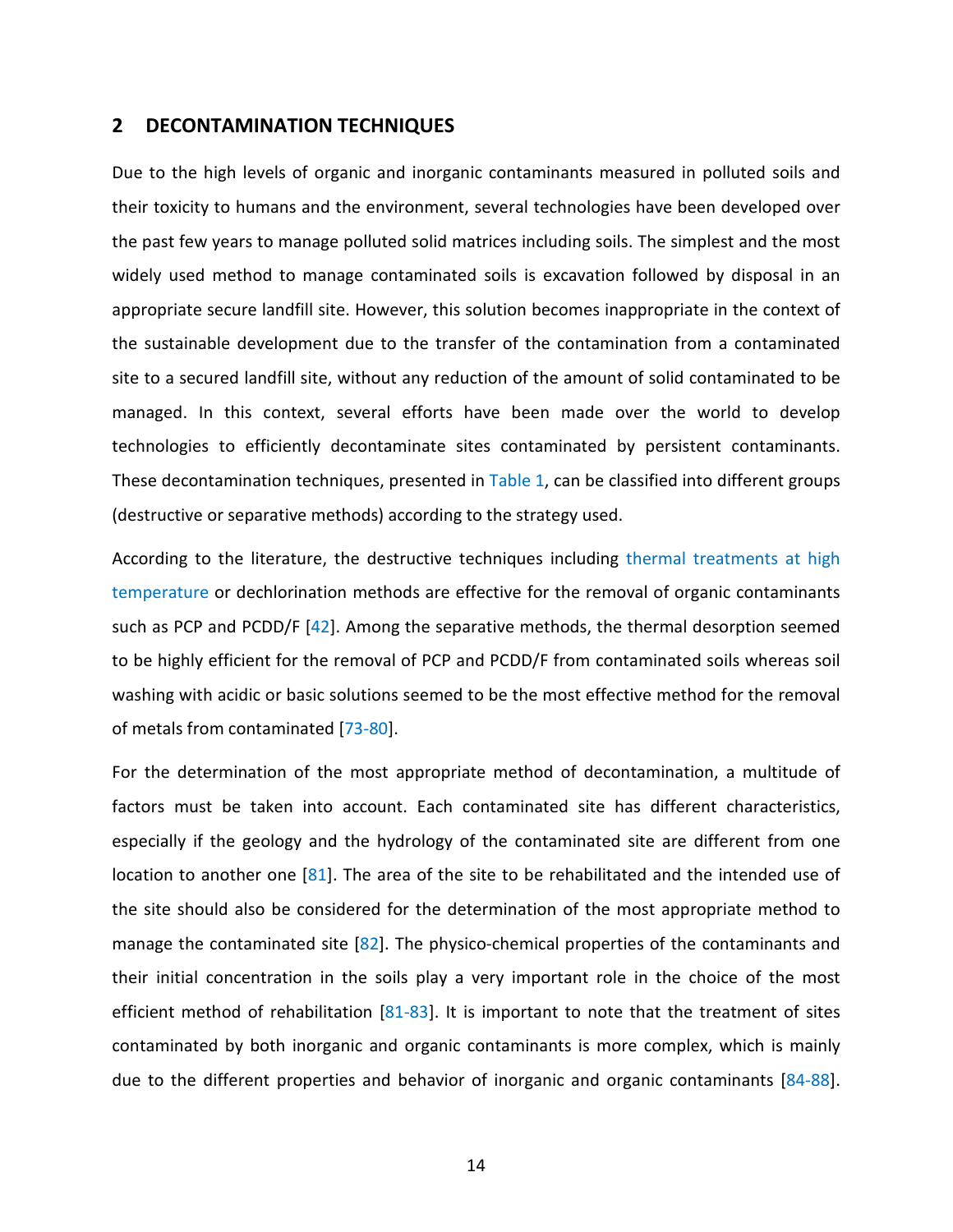## 2 DECONTAMINATION TECHNIQUES

Due to the high levels of organic and inorganic contaminants measured in polluted soils and their toxicity to humans and the environment, several technologies have been developed over the past few years to manage polluted solid matrices including soils. The simplest and the most widely used method to manage contaminated soils is excavation followed by disposal in an appropriate secure landfill site. However, this solution becomes inappropriate in the context of the sustainable development due to the transfer of the contamination from a contaminated site to a secured landfill site, without any reduction of the amount of solid contaminated to be managed. In this context, several efforts have been made over the world to develop technologies to efficiently decontaminate sites contaminated by persistent contaminants. These decontamination techniques, presented in Table 1, can be classified into different groups (destructive or separative methods) according to the strategy used.

According to the literature, the destructive techniques including thermal treatments at high temperature or dechlorination methods are effective for the removal of organic contaminants such as PCP and PCDD/F [42]. Among the separative methods, the thermal desorption seemed to be highly efficient for the removal of PCP and PCDD/F from contaminated soils whereas soil washing with acidic or basic solutions seemed to be the most effective method for the removal of metals from contaminated [73-80].

For the determination of the most appropriate method of decontamination, a multitude of factors must be taken into account. Each contaminated site has different characteristics, especially if the geology and the hydrology of the contaminated site are different from one location to another one [81]. The area of the site to be rehabilitated and the intended use of the site should also be considered for the determination of the most appropriate method to manage the contaminated site [82]. The physico-chemical properties of the contaminants and their initial concentration in the soils play a very important role in the choice of the most efficient method of rehabilitation [81-83]. It is important to note that the treatment of sites contaminated by both inorganic and organic contaminants is more complex, which is mainly due to the different properties and behavior of inorganic and organic contaminants [84-88].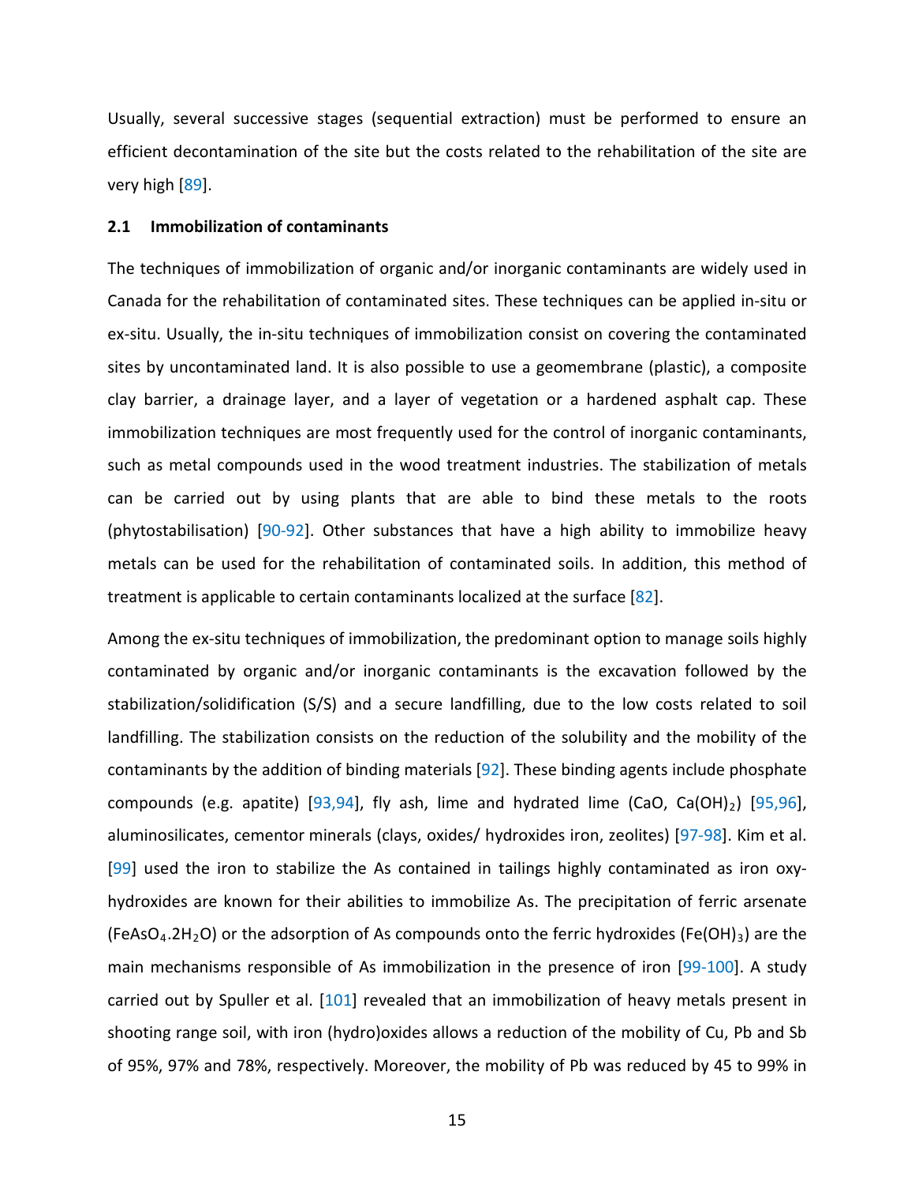Usually, several successive stages (sequential extraction) must be performed to ensure an efficient decontamination of the site but the costs related to the rehabilitation of the site are very high [89].

### 2.1 Immobilization of contaminants

The techniques of immobilization of organic and/or inorganic contaminants are widely used in Canada for the rehabilitation of contaminated sites. These techniques can be applied in-situ or ex-situ. Usually, the in-situ techniques of immobilization consist on covering the contaminated sites by uncontaminated land. It is also possible to use a geomembrane (plastic), a composite clay barrier, a drainage layer, and a layer of vegetation or a hardened asphalt cap. These immobilization techniques are most frequently used for the control of inorganic contaminants, such as metal compounds used in the wood treatment industries. The stabilization of metals can be carried out by using plants that are able to bind these metals to the roots (phytostabilisation) [90-92]. Other substances that have a high ability to immobilize heavy metals can be used for the rehabilitation of contaminated soils. In addition, this method of treatment is applicable to certain contaminants localized at the surface [82].

Among the ex-situ techniques of immobilization, the predominant option to manage soils highly contaminated by organic and/or inorganic contaminants is the excavation followed by the stabilization/solidification (S/S) and a secure landfilling, due to the low costs related to soil landfilling. The stabilization consists on the reduction of the solubility and the mobility of the contaminants by the addition of binding materials [92]. These binding agents include phosphate compounds (e.g. apatite) [93,94], fly ash, lime and hydrated lime ($CaO$, $Ca(OH)_2$) [95,96], aluminosilicates, cementor minerals (clays, oxides/ hydroxides iron, zeolites) [97-98]. Kim et al. [99] used the iron to stabilize the As contained in tailings highly contaminated as iron oxy-hydroxides are known for their abilities to immobilize As. The precipitation of ferric arsenate ($FeAsO_4.2H_2O$) or the adsorption of As compounds onto the ferric hydroxides ($Fe(OH)_3$) are the main mechanisms responsible of As immobilization in the presence of iron [99-100]. A study carried out by Spuller et al. [101] revealed that an immobilization of heavy metals present in shooting range soil, with iron (hydro)oxides allows a reduction of the mobility of Cu, Pb and Sb of 95%, 97% and 78%, respectively. Moreover, the mobility of Pb was reduced by 45 to 99% in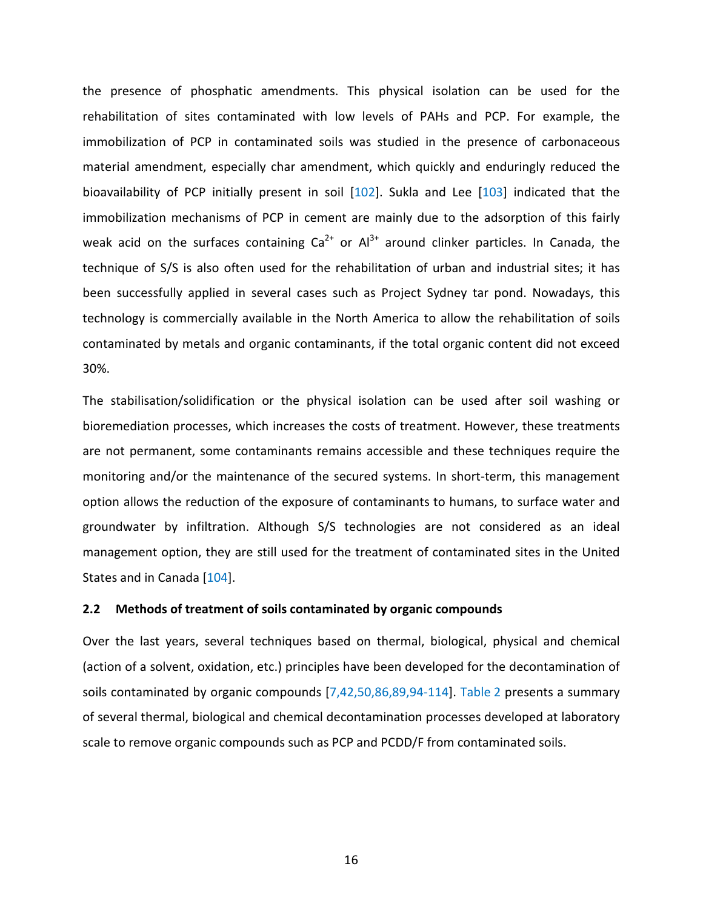the presence of phosphatic amendments. This physical isolation can be used for the rehabilitation of sites contaminated with low levels of PAHs and PCP. For example, the immobilization of PCP in contaminated soils was studied in the presence of carbonaceous material amendment, especially char amendment, which quickly and enduringly reduced the bioavailability of PCP initially present in soil [102]. Sukla and Lee [103] indicated that the immobilization mechanisms of PCP in cement are mainly due to the adsorption of this fairly weak acid on the surfaces containing $Ca^{2+}$ or $Al^{3+}$ around clinker particles. In Canada, the technique of S/S is also often used for the rehabilitation of urban and industrial sites; it has been successfully applied in several cases such as Project Sydney tar pond. Nowadays, this technology is commercially available in the North America to allow the rehabilitation of soils contaminated by metals and organic contaminants, if the total organic content did not exceed 30%.

The stabilisation/solidification or the physical isolation can be used after soil washing or bioremediation processes, which increases the costs of treatment. However, these treatments are not permanent, some contaminants remains accessible and these techniques require the monitoring and/or the maintenance of the secured systems. In short-term, this management option allows the reduction of the exposure of contaminants to humans, to surface water and groundwater by infiltration. Although S/S technologies are not considered as an ideal management option, they are still used for the treatment of contaminated sites in the United States and in Canada [104].

### 2.2 Methods of treatment of soils contaminated by organic compounds

Over the last years, several techniques based on thermal, biological, physical and chemical (action of a solvent, oxidation, etc.) principles have been developed for the decontamination of soils contaminated by organic compounds [7,42,50,86,89,94-114]. Table 2 presents a summary of several thermal, biological and chemical decontamination processes developed at laboratory scale to remove organic compounds such as PCP and PCDD/F from contaminated soils.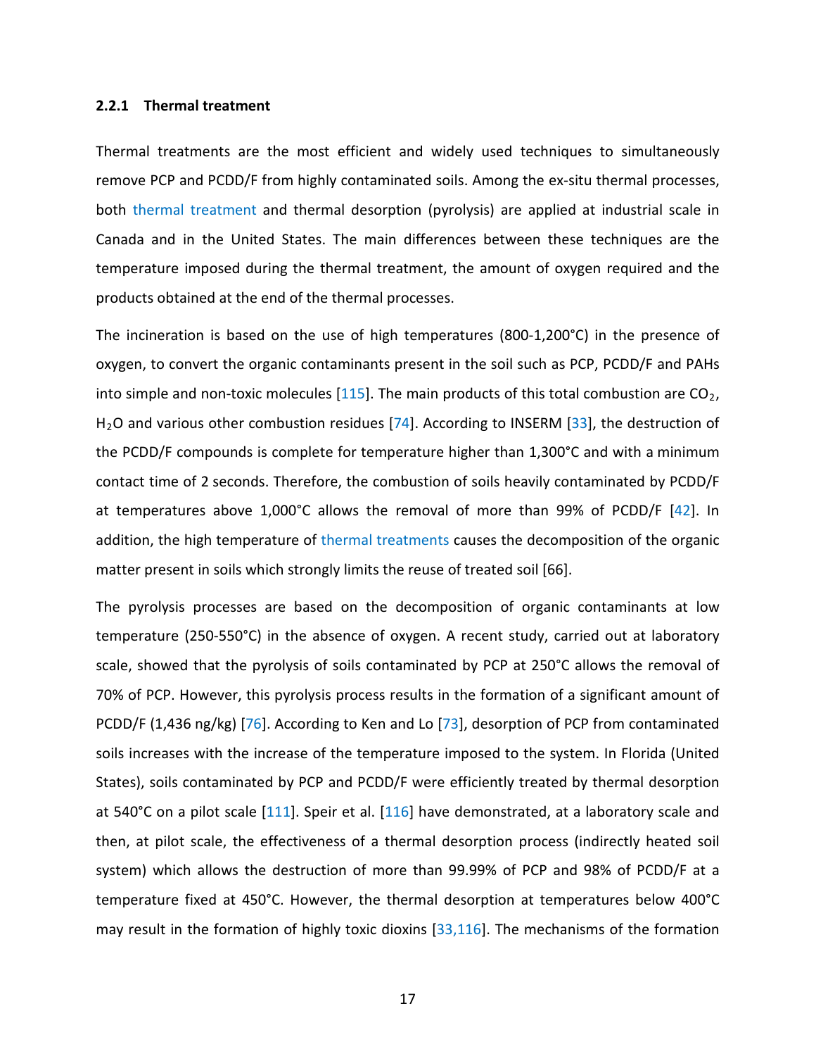### 2.2.1 Thermal treatment

Thermal treatments are the most efficient and widely used techniques to simultaneously remove PCP and PCDD/F from highly contaminated soils. Among the ex-situ thermal processes, both thermal treatment and thermal desorption (pyrolysis) are applied at industrial scale in Canada and in the United States. The main differences between these techniques are the temperature imposed during the thermal treatment, the amount of oxygen required and the products obtained at the end of the thermal processes.

The incineration is based on the use of high temperatures (800-1,200°C) in the presence of oxygen, to convert the organic contaminants present in the soil such as PCP, PCDD/F and PAHs into simple and non-toxic molecules [115]. The main products of this total combustion are $CO_2$, $H_2O$ and various other combustion residues [74]. According to INSERM [33], the destruction of the PCDD/F compounds is complete for temperature higher than 1,300°C and with a minimum contact time of 2 seconds. Therefore, the combustion of soils heavily contaminated by PCDD/F at temperatures above 1,000°C allows the removal of more than 99% of PCDD/F [42]. In addition, the high temperature of thermal treatments causes the decomposition of the organic matter present in soils which strongly limits the reuse of treated soil [66].

The pyrolysis processes are based on the decomposition of organic contaminants at low temperature (250-550°C) in the absence of oxygen. A recent study, carried out at laboratory scale, showed that the pyrolysis of soils contaminated by PCP at 250°C allows the removal of 70% of PCP. However, this pyrolysis process results in the formation of a significant amount of PCDD/F (1,436 ng/kg) [76]. According to Ken and Lo [73], desorption of PCP from contaminated soils increases with the increase of the temperature imposed to the system. In Florida (United States), soils contaminated by PCP and PCDD/F were efficiently treated by thermal desorption at 540°C on a pilot scale [111]. Speir et al. [116] have demonstrated, at a laboratory scale and then, at pilot scale, the effectiveness of a thermal desorption process (indirectly heated soil system) which allows the destruction of more than 99.99% of PCP and 98% of PCDD/F at a temperature fixed at 450°C. However, the thermal desorption at temperatures below 400°C may result in the formation of highly toxic dioxins [33,116]. The mechanisms of the formation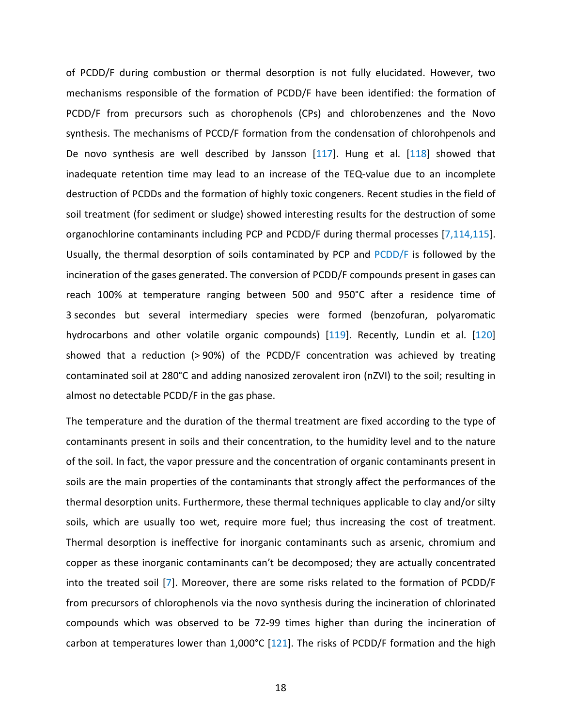of PCDD/F during combustion or thermal desorption is not fully elucidated. However, two mechanisms responsible of the formation of PCDD/F have been identified: the formation of PCDD/F from precursors such as chorophenols (CPs) and chlorobenzenes and the Novo synthesis. The mechanisms of PCCD/F formation from the condensation of chlorohpenols and De novo synthesis are well described by Jansson [117]. Hung et al. [118] showed that inadequate retention time may lead to an increase of the TEQ-value due to an incomplete destruction of PCDDs and the formation of highly toxic congeners. Recent studies in the field of soil treatment (for sediment or sludge) showed interesting results for the destruction of some organochlorine contaminants including PCP and PCDD/F during thermal processes [7,114,115]. Usually, the thermal desorption of soils contaminated by PCP and PCDD/F is followed by the incineration of the gases generated. The conversion of PCDD/F compounds present in gases can reach 100% at temperature ranging between 500 and 950°C after a residence time of 3 secondes but several intermediary species were formed (benzofuran, polyaromatic hydrocarbons and other volatile organic compounds) [119]. Recently, Lundin et al. [120] showed that a reduction (> 90%) of the PCDD/F concentration was achieved by treating contaminated soil at 280°C and adding nanosized zerovalent iron (nZVI) to the soil; resulting in almost no detectable PCDD/F in the gas phase.

The temperature and the duration of the thermal treatment are fixed according to the type of contaminants present in soils and their concentration, to the humidity level and to the nature of the soil. In fact, the vapor pressure and the concentration of organic contaminants present in soils are the main properties of the contaminants that strongly affect the performances of the thermal desorption units. Furthermore, these thermal techniques applicable to clay and/or silty soils, which are usually too wet, require more fuel; thus increasing the cost of treatment. Thermal desorption is ineffective for inorganic contaminants such as arsenic, chromium and copper as these inorganic contaminants can't be decomposed; they are actually concentrated into the treated soil [7]. Moreover, there are some risks related to the formation of PCDD/F from precursors of chlorophenols via the novo synthesis during the incineration of chlorinated compounds which was observed to be 72-99 times higher than during the incineration of carbon at temperatures lower than 1,000°C [121]. The risks of PCDD/F formation and the high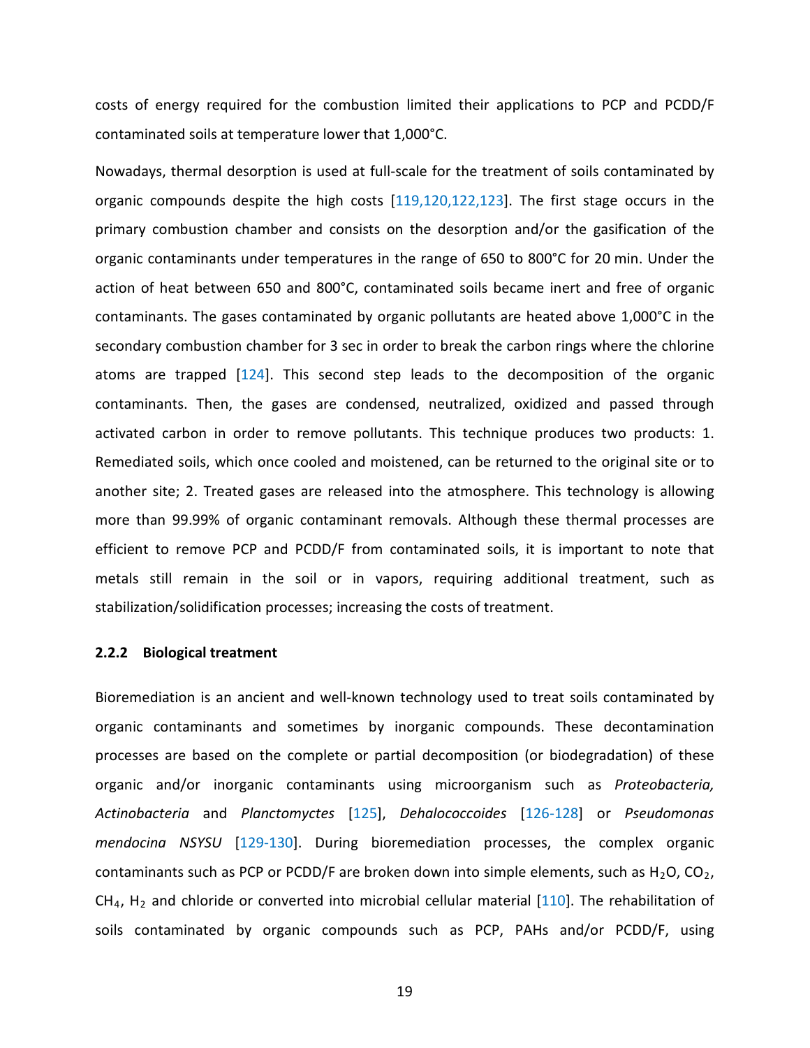costs of energy required for the combustion limited their applications to PCP and PCDD/F contaminated soils at temperature lower that 1,000°C.

Nowadays, thermal desorption is used at full-scale for the treatment of soils contaminated by organic compounds despite the high costs [119,120,122,123]. The first stage occurs in the primary combustion chamber and consists on the desorption and/or the gasification of the organic contaminants under temperatures in the range of 650 to 800°C for 20 min. Under the action of heat between 650 and 800°C, contaminated soils became inert and free of organic contaminants. The gases contaminated by organic pollutants are heated above 1,000°C in the secondary combustion chamber for 3 sec in order to break the carbon rings where the chlorine atoms are trapped [124]. This second step leads to the decomposition of the organic contaminants. Then, the gases are condensed, neutralized, oxidized and passed through activated carbon in order to remove pollutants. This technique produces two products: 1. Remediated soils, which once cooled and moistened, can be returned to the original site or to another site; 2. Treated gases are released into the atmosphere. This technology is allowing more than 99.99% of organic contaminant removals. Although these thermal processes are efficient to remove PCP and PCDD/F from contaminated soils, it is important to note that metals still remain in the soil or in vapors, requiring additional treatment, such as stabilization/solidification processes; increasing the costs of treatment.

### 2.2.2 Biological treatment

Bioremediation is an ancient and well-known technology used to treat soils contaminated by organic contaminants and sometimes by inorganic compounds. These decontamination processes are based on the complete or partial decomposition (or biodegradation) of these organic and/or inorganic contaminants using microorganism such as *Proteobacteria, Actinobacteria* and *Planctomyctes* [125], *Dehalococcoides* [126-128] or *Pseudomonas mendocina NSYSU* [129-130]. During bioremediation processes, the complex organic contaminants such as PCP or PCDD/F are broken down into simple elements, such as $H_2O$, $CO_2$, $CH_4$, $H_2$ and chloride or converted into microbial cellular material [110]. The rehabilitation of soils contaminated by organic compounds such as PCP, PAHs and/or PCDD/F, using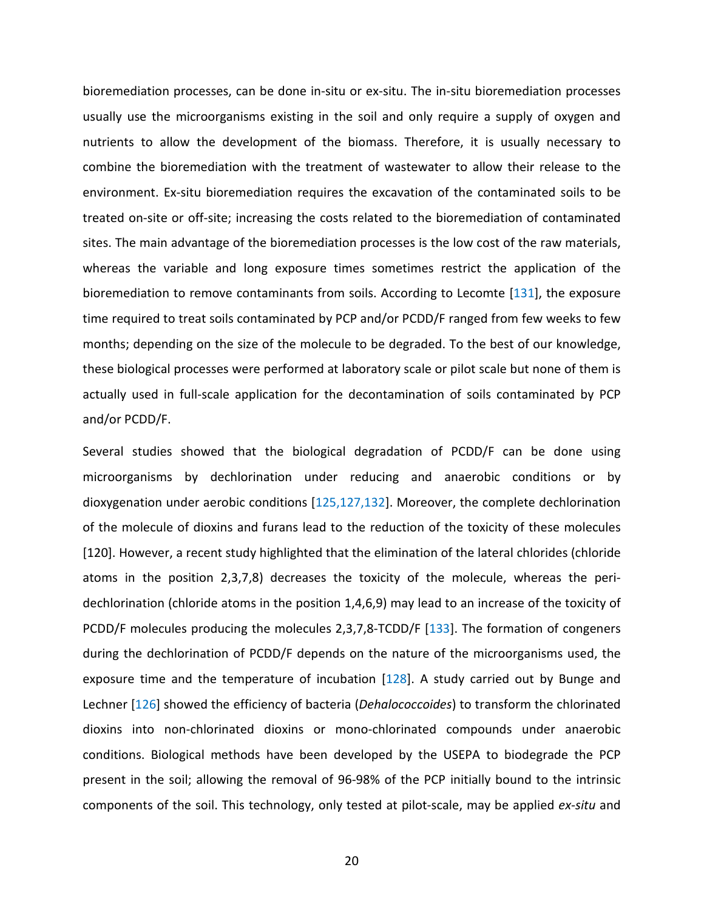bioremediation processes, can be done in-situ or ex-situ. The in-situ bioremediation processes usually use the microorganisms existing in the soil and only require a supply of oxygen and nutrients to allow the development of the biomass. Therefore, it is usually necessary to combine the bioremediation with the treatment of wastewater to allow their release to the environment. Ex-situ bioremediation requires the excavation of the contaminated soils to be treated on-site or off-site; increasing the costs related to the bioremediation of contaminated sites. The main advantage of the bioremediation processes is the low cost of the raw materials, whereas the variable and long exposure times sometimes restrict the application of the bioremediation to remove contaminants from soils. According to Lecomte [131], the exposure time required to treat soils contaminated by PCP and/or PCDD/F ranged from few weeks to few months; depending on the size of the molecule to be degraded. To the best of our knowledge, these biological processes were performed at laboratory scale or pilot scale but none of them is actually used in full-scale application for the decontamination of soils contaminated by PCP and/or PCDD/F.

Several studies showed that the biological degradation of PCDD/F can be done using microorganisms by dechlorination under reducing and anaerobic conditions or by dioxygenation under aerobic conditions [125,127,132]. Moreover, the complete dechlorination of the molecule of dioxins and furans lead to the reduction of the toxicity of these molecules [120]. However, a recent study highlighted that the elimination of the lateral chlorides (chloride atoms in the position 2,3,7,8) decreases the toxicity of the molecule, whereas the peri-dechlorination (chloride atoms in the position 1,4,6,9) may lead to an increase of the toxicity of PCDD/F molecules producing the molecules 2,3,7,8-TCDD/F [133]. The formation of congeners during the dechlorination of PCDD/F depends on the nature of the microorganisms used, the exposure time and the temperature of incubation [128]. A study carried out by Bunge and Lechner [126] showed the efficiency of bacteria (*Dehalococcoides*) to transform the chlorinated dioxins into non-chlorinated dioxins or mono-chlorinated compounds under anaerobic conditions. Biological methods have been developed by the USEPA to biodegrade the PCP present in the soil; allowing the removal of 96-98% of the PCP initially bound to the intrinsic components of the soil. This technology, only tested at pilot-scale, may be applied *ex-situ* and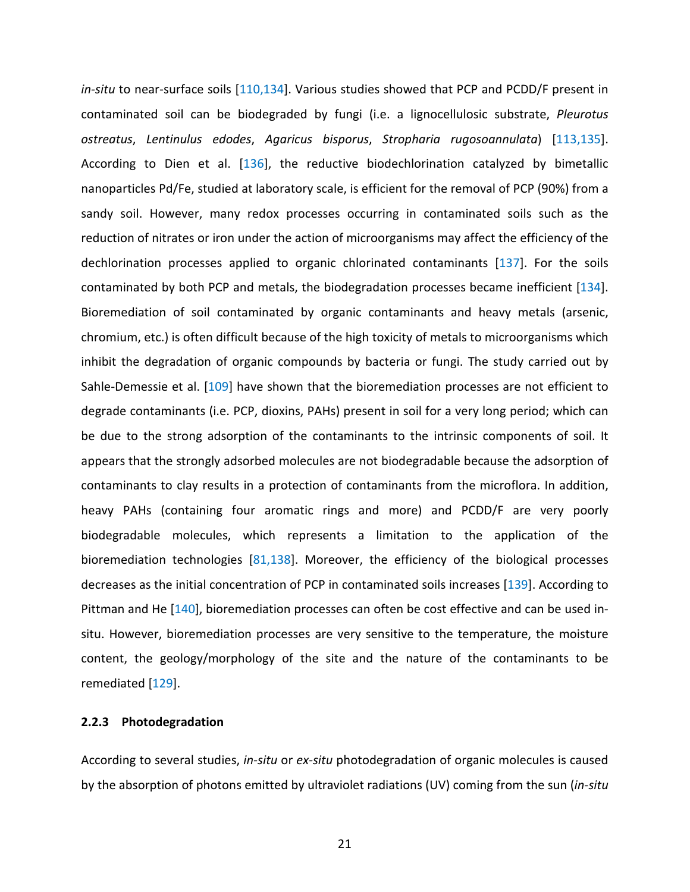*in-situ* to near-surface soils [110,134]. Various studies showed that PCP and PCDD/F present in contaminated soil can be biodegraded by fungi (i.e. a lignocellulosic substrate, *Pleurotus ostreatus*, *Lentinulus edodes*, *Agaricus bisporus*, *Stropharia rugosoannulata*) [113,135]. According to Dien et al. [136], the reductive biodechlorination catalyzed by bimetallic nanoparticles Pd/Fe, studied at laboratory scale, is efficient for the removal of PCP (90%) from a sandy soil. However, many redox processes occurring in contaminated soils such as the reduction of nitrates or iron under the action of microorganisms may affect the efficiency of the dechlorination processes applied to organic chlorinated contaminants [137]. For the soils contaminated by both PCP and metals, the biodegradation processes became inefficient [134]. Bioremediation of soil contaminated by organic contaminants and heavy metals (arsenic, chromium, etc.) is often difficult because of the high toxicity of metals to microorganisms which inhibit the degradation of organic compounds by bacteria or fungi. The study carried out by Sahle-Demessie et al. [109] have shown that the bioremediation processes are not efficient to degrade contaminants (i.e. PCP, dioxins, PAHs) present in soil for a very long period; which can be due to the strong adsorption of the contaminants to the intrinsic components of soil. It appears that the strongly adsorbed molecules are not biodegradable because the adsorption of contaminants to clay results in a protection of contaminants from the microflora. In addition, heavy PAHs (containing four aromatic rings and more) and PCDD/F are very poorly biodegradable molecules, which represents a limitation to the application of the bioremediation technologies [81,138]. Moreover, the efficiency of the biological processes decreases as the initial concentration of PCP in contaminated soils increases [139]. According to Pittman and He [140], bioremediation processes can often be cost effective and can be used in-situ. However, bioremediation processes are very sensitive to the temperature, the moisture content, the geology/morphology of the site and the nature of the contaminants to be remediated [129].

### 2.2.3 Photodegradation

According to several studies, *in-situ* or *ex-situ* photodegradation of organic molecules is caused by the absorption of photons emitted by ultraviolet radiations (UV) coming from the sun (*in-situ*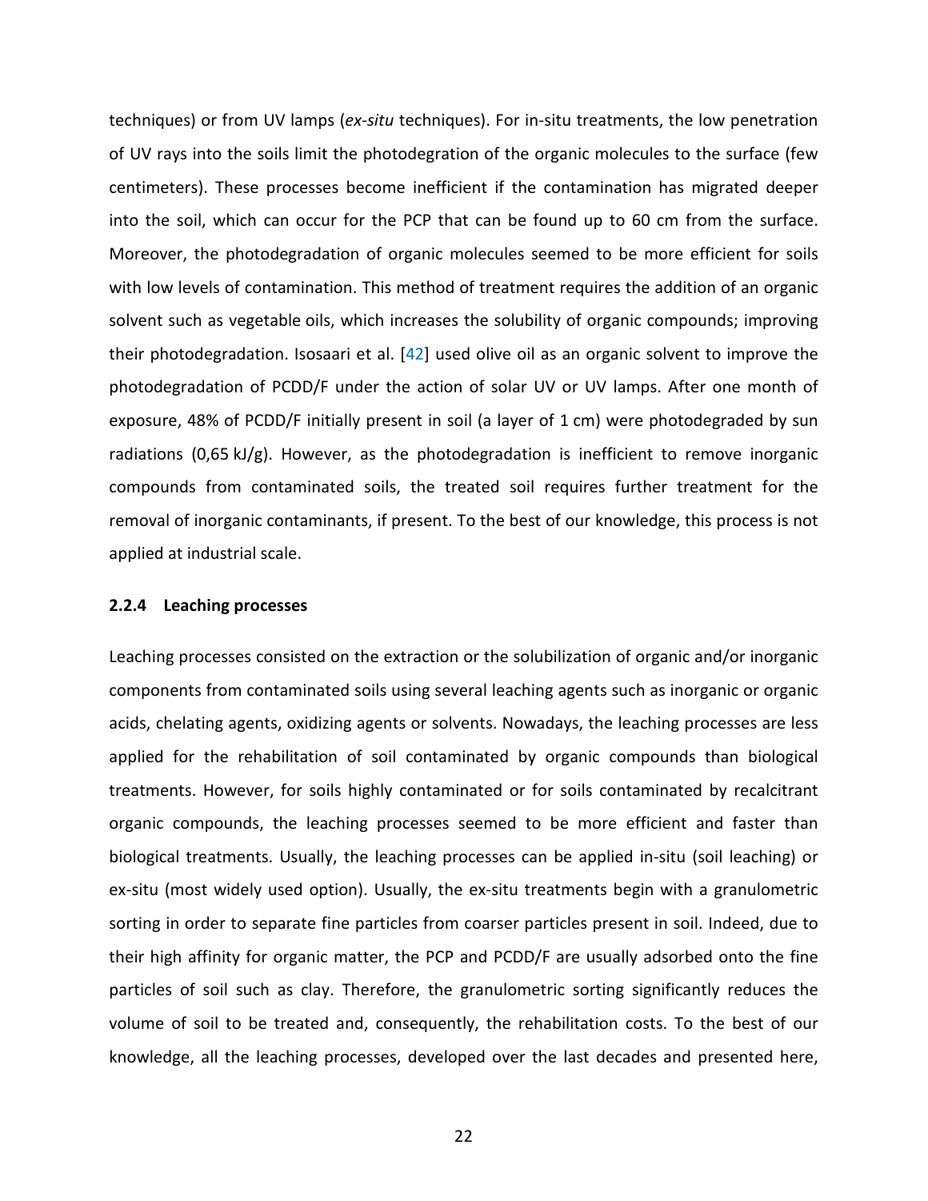techniques) or from UV lamps (*ex-situ* techniques). For in-situ treatments, the low penetration of UV rays into the soils limit the photodegration of the organic molecules to the surface (few centimeters). These processes become inefficient if the contamination has migrated deeper into the soil, which can occur for the PCP that can be found up to 60 cm from the surface. Moreover, the photodegradation of organic molecules seemed to be more efficient for soils with low levels of contamination. This method of treatment requires the addition of an organic solvent such as vegetable oils, which increases the solubility of organic compounds; improving their photodegradation. Isosaari et al. [42] used olive oil as an organic solvent to improve the photodegradation of PCDD/F under the action of solar UV or UV lamps. After one month of exposure, 48% of PCDD/F initially present in soil (a layer of 1 cm) were photodegraded by sun radiations (0,65 kJ/g). However, as the photodegradation is inefficient to remove inorganic compounds from contaminated soils, the treated soil requires further treatment for the removal of inorganic contaminants, if present. To the best of our knowledge, this process is not applied at industrial scale.

### 2.2.4 Leaching processes

Leaching processes consisted on the extraction or the solubilization of organic and/or inorganic components from contaminated soils using several leaching agents such as inorganic or organic acids, chelating agents, oxidizing agents or solvents. Nowadays, the leaching processes are less applied for the rehabilitation of soil contaminated by organic compounds than biological treatments. However, for soils highly contaminated or for soils contaminated by recalcitrant organic compounds, the leaching processes seemed to be more efficient and faster than biological treatments. Usually, the leaching processes can be applied in-situ (soil leaching) or ex-situ (most widely used option). Usually, the ex-situ treatments begin with a granulometric sorting in order to separate fine particles from coarser particles present in soil. Indeed, due to their high affinity for organic matter, the PCP and PCDD/F are usually adsorbed onto the fine particles of soil such as clay. Therefore, the granulometric sorting significantly reduces the volume of soil to be treated and, consequently, the rehabilitation costs. To the best of our knowledge, all the leaching processes, developed over the last decades and presented here,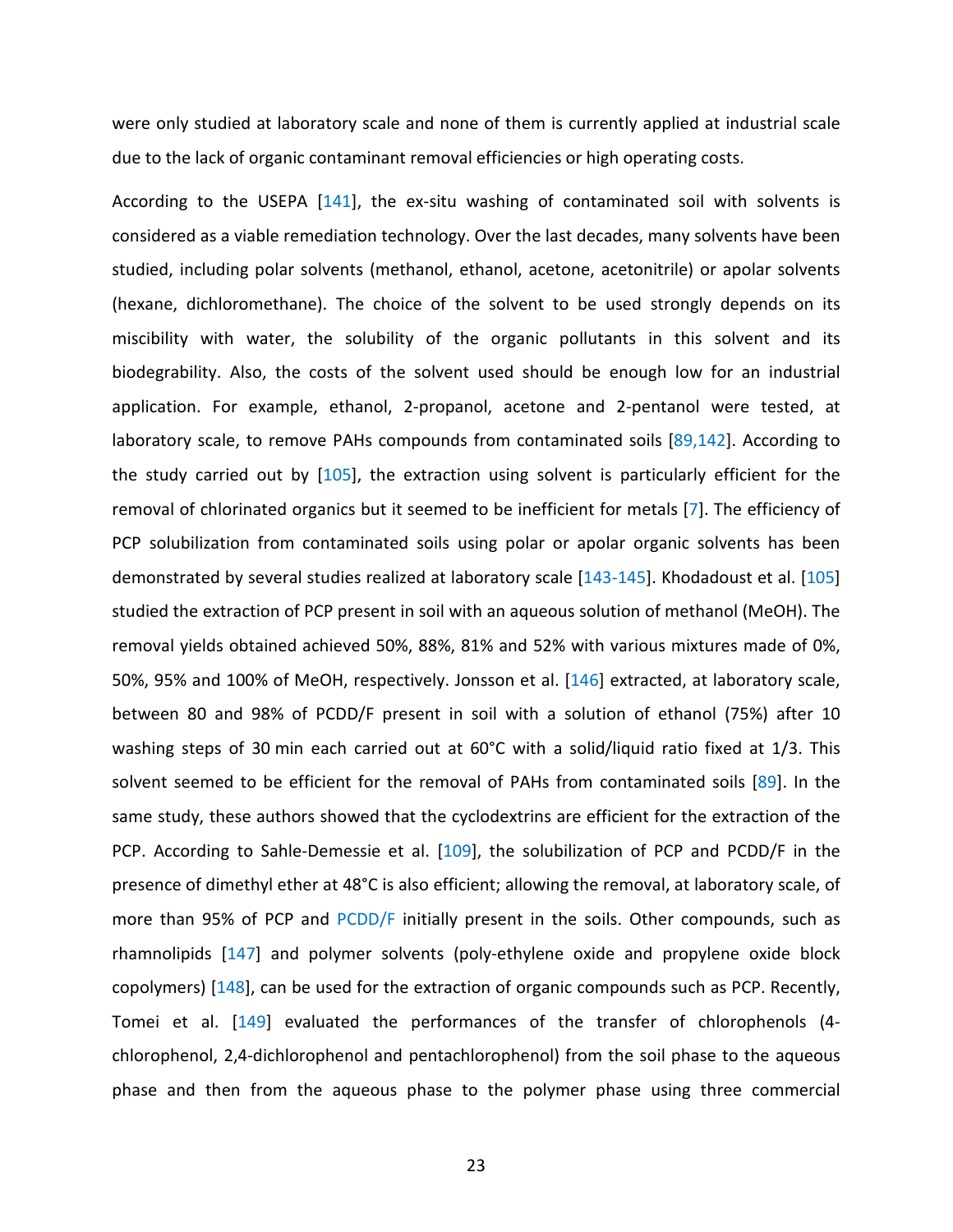were only studied at laboratory scale and none of them is currently applied at industrial scale due to the lack of organic contaminant removal efficiencies or high operating costs.

According to the USEPA [141], the ex-situ washing of contaminated soil with solvents is considered as a viable remediation technology. Over the last decades, many solvents have been studied, including polar solvents (methanol, ethanol, acetone, acetonitrile) or apolar solvents (hexane, dichloromethane). The choice of the solvent to be used strongly depends on its miscibility with water, the solubility of the organic pollutants in this solvent and its biodegrability. Also, the costs of the solvent used should be enough low for an industrial application. For example, ethanol, 2-propanol, acetone and 2-pentanol were tested, at laboratory scale, to remove PAHs compounds from contaminated soils [89,142]. According to the study carried out by [105], the extraction using solvent is particularly efficient for the removal of chlorinated organics but it seemed to be inefficient for metals [7]. The efficiency of PCP solubilization from contaminated soils using polar or apolar organic solvents has been demonstrated by several studies realized at laboratory scale [143-145]. Khodadoust et al. [105] studied the extraction of PCP present in soil with an aqueous solution of methanol (MeOH). The removal yields obtained achieved 50%, 88%, 81% and 52% with various mixtures made of 0%, 50%, 95% and 100% of MeOH, respectively. Jonsson et al. [146] extracted, at laboratory scale, between 80 and 98% of PCDD/F present in soil with a solution of ethanol (75%) after 10 washing steps of 30 min each carried out at 60°C with a solid/liquid ratio fixed at 1/3. This solvent seemed to be efficient for the removal of PAHs from contaminated soils [89]. In the same study, these authors showed that the cyclodextrins are efficient for the extraction of the PCP. According to Sahle-Demessie et al. [109], the solubilization of PCP and PCDD/F in the presence of dimethyl ether at 48°C is also efficient; allowing the removal, at laboratory scale, of more than 95% of PCP and PCDD/F initially present in the soils. Other compounds, such as rhamnolipids [147] and polymer solvents (poly-ethylene oxide and propylene oxide block copolymers) [148], can be used for the extraction of organic compounds such as PCP. Recently, Tomei et al. [149] evaluated the performances of the transfer of chlorophenols (4-chlorophenol, 2,4-dichlorophenol and pentachlorophenol) from the soil phase to the aqueous phase and then from the aqueous phase to the polymer phase using three commercial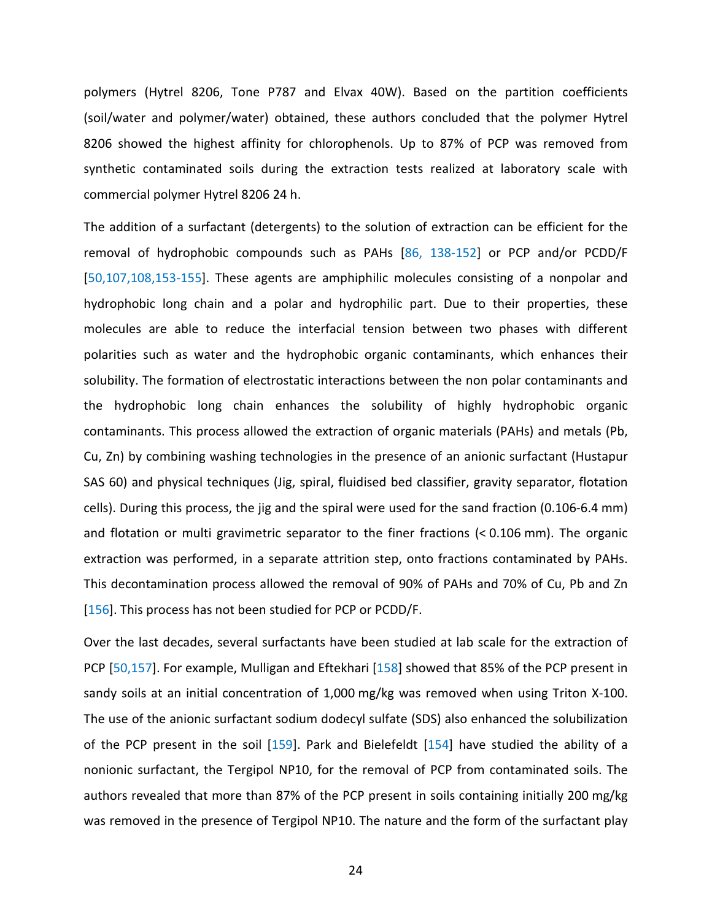polymers (Hytrel 8206, Tone P787 and Elvax 40W). Based on the partition coefficients (soil/water and polymer/water) obtained, these authors concluded that the polymer Hytrel 8206 showed the highest affinity for chlorophenols. Up to 87% of PCP was removed from synthetic contaminated soils during the extraction tests realized at laboratory scale with commercial polymer Hytrel 8206 24 h.

The addition of a surfactant (detergents) to the solution of extraction can be efficient for the removal of hydrophobic compounds such as PAHs [86, 138-152] or PCP and/or PCDD/F [50,107,108,153-155]. These agents are amphiphilic molecules consisting of a nonpolar and hydrophobic long chain and a polar and hydrophilic part. Due to their properties, these molecules are able to reduce the interfacial tension between two phases with different polarities such as water and the hydrophobic organic contaminants, which enhances their solubility. The formation of electrostatic interactions between the non polar contaminants and the hydrophobic long chain enhances the solubility of highly hydrophobic organic contaminants. This process allowed the extraction of organic materials (PAHs) and metals (Pb, Cu, Zn) by combining washing technologies in the presence of an anionic surfactant (Hustapur SAS 60) and physical techniques (Jig, spiral, fluidised bed classifier, gravity separator, flotation cells). During this process, the jig and the spiral were used for the sand fraction (0.106-6.4 mm) and flotation or multi gravimetric separator to the finer fractions (< 0.106 mm). The organic extraction was performed, in a separate attrition step, onto fractions contaminated by PAHs. This decontamination process allowed the removal of 90% of PAHs and 70% of Cu, Pb and Zn [156]. This process has not been studied for PCP or PCDD/F.

Over the last decades, several surfactants have been studied at lab scale for the extraction of PCP [50,157]. For example, Mulligan and Eftekhari [158] showed that 85% of the PCP present in sandy soils at an initial concentration of 1,000 mg/kg was removed when using Triton X-100. The use of the anionic surfactant sodium dodecyl sulfate (SDS) also enhanced the solubilization of the PCP present in the soil [159]. Park and Bielefeldt [154] have studied the ability of a nonionic surfactant, the Tergipol NP10, for the removal of PCP from contaminated soils. The authors revealed that more than 87% of the PCP present in soils containing initially 200 mg/kg was removed in the presence of Tergipol NP10. The nature and the form of the surfactant play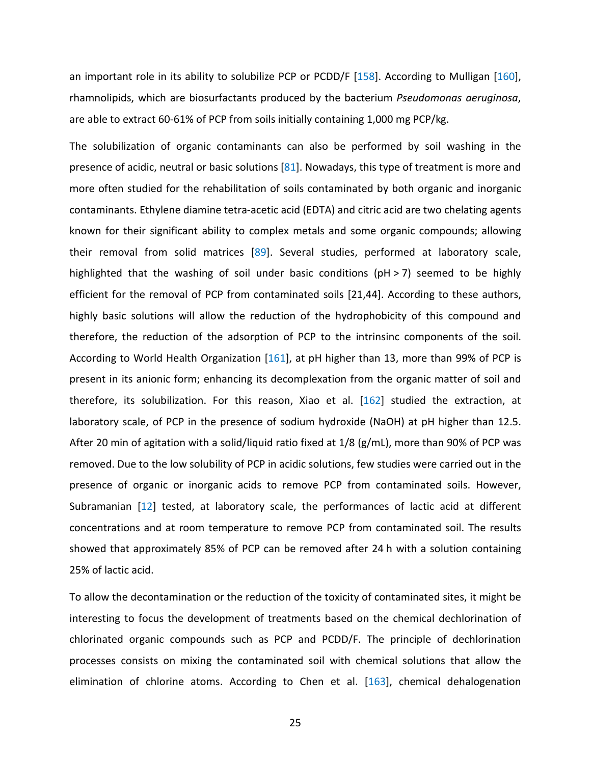an important role in its ability to solubilize PCP or PCDD/F [158]. According to Mulligan [160], rhamnolipids, which are biosurfactants produced by the bacterium *Pseudomonas aeruginosa*, are able to extract 60-61% of PCP from soils initially containing 1,000 mg PCP/kg.

The solubilization of organic contaminants can also be performed by soil washing in the presence of acidic, neutral or basic solutions [81]. Nowadays, this type of treatment is more and more often studied for the rehabilitation of soils contaminated by both organic and inorganic contaminants. Ethylene diamine tetra-acetic acid (EDTA) and citric acid are two chelating agents known for their significant ability to complex metals and some organic compounds; allowing their removal from solid matrices [89]. Several studies, performed at laboratory scale, highlighted that the washing of soil under basic conditions (pH > 7) seemed to be highly efficient for the removal of PCP from contaminated soils [21,44]. According to these authors, highly basic solutions will allow the reduction of the hydrophobicity of this compound and therefore, the reduction of the adsorption of PCP to the intrinsinc components of the soil. According to World Health Organization [161], at pH higher than 13, more than 99% of PCP is present in its anionic form; enhancing its decomplexation from the organic matter of soil and therefore, its solubilization. For this reason, Xiao et al. [162] studied the extraction, at laboratory scale, of PCP in the presence of sodium hydroxide (NaOH) at pH higher than 12.5. After 20 min of agitation with a solid/liquid ratio fixed at 1/8 (g/mL), more than 90% of PCP was removed. Due to the low solubility of PCP in acidic solutions, few studies were carried out in the presence of organic or inorganic acids to remove PCP from contaminated soils. However, Subramanian [12] tested, at laboratory scale, the performances of lactic acid at different concentrations and at room temperature to remove PCP from contaminated soil. The results showed that approximately 85% of PCP can be removed after 24 h with a solution containing 25% of lactic acid.

To allow the decontamination or the reduction of the toxicity of contaminated sites, it might be interesting to focus the development of treatments based on the chemical dechlorination of chlorinated organic compounds such as PCP and PCDD/F. The principle of dechlorination processes consists on mixing the contaminated soil with chemical solutions that allow the elimination of chlorine atoms. According to Chen et al. [163], chemical dehalogenation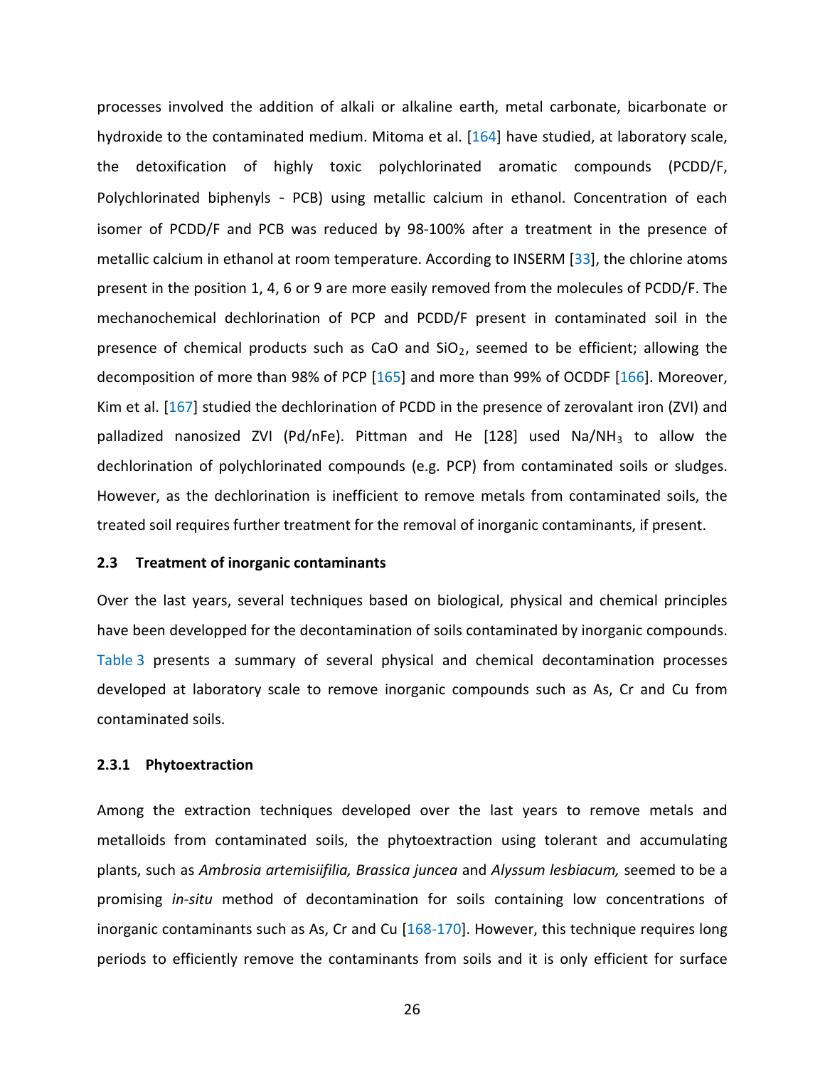processes involved the addition of alkali or alkaline earth, metal carbonate, bicarbonate or hydroxide to the contaminated medium. Mitoma et al. [164] have studied, at laboratory scale, the detoxification of highly toxic polychlorinated aromatic compounds (PCDD/F, Polychlorinated biphenyls - PCB) using metallic calcium in ethanol. Concentration of each isomer of PCDD/F and PCB was reduced by 98-100% after a treatment in the presence of metallic calcium in ethanol at room temperature. According to INSERM [33], the chlorine atoms present in the position 1, 4, 6 or 9 are more easily removed from the molecules of PCDD/F. The mechanochemical dechlorination of PCP and PCDD/F present in contaminated soil in the presence of chemical products such as CaO and $SiO_2$, seemed to be efficient; allowing the decomposition of more than 98% of PCP [165] and more than 99% of OCDDF [166]. Moreover, Kim et al. [167] studied the dechlorination of PCDD in the presence of zerovalant iron (ZVI) and palladized nanosized ZVI (Pd/nFe). Pittman and He [128] used $Na/NH_3$ to allow the dechlorination of polychlorinated compounds (e.g. PCP) from contaminated soils or sludges. However, as the dechlorination is inefficient to remove metals from contaminated soils, the treated soil requires further treatment for the removal of inorganic contaminants, if present.

## 2.3 Treatment of inorganic contaminants

Over the last years, several techniques based on biological, physical and chemical principles have been developped for the decontamination of soils contaminated by inorganic compounds. Table 3 presents a summary of several physical and chemical decontamination processes developed at laboratory scale to remove inorganic compounds such as As, Cr and Cu from contaminated soils.

### 2.3.1 Phytoextraction

Among the extraction techniques developed over the last years to remove metals and metalloids from contaminated soils, the phytoextraction using tolerant and accumulating plants, such as *Ambrosia artemisiifilia, Brassica juncea* and *Alyssum lesbiacum,* seemed to be a promising *in-situ* method of decontamination for soils containing low concentrations of inorganic contaminants such as As, Cr and Cu [168-170]. However, this technique requires long periods to efficiently remove the contaminants from soils and it is only efficient for surface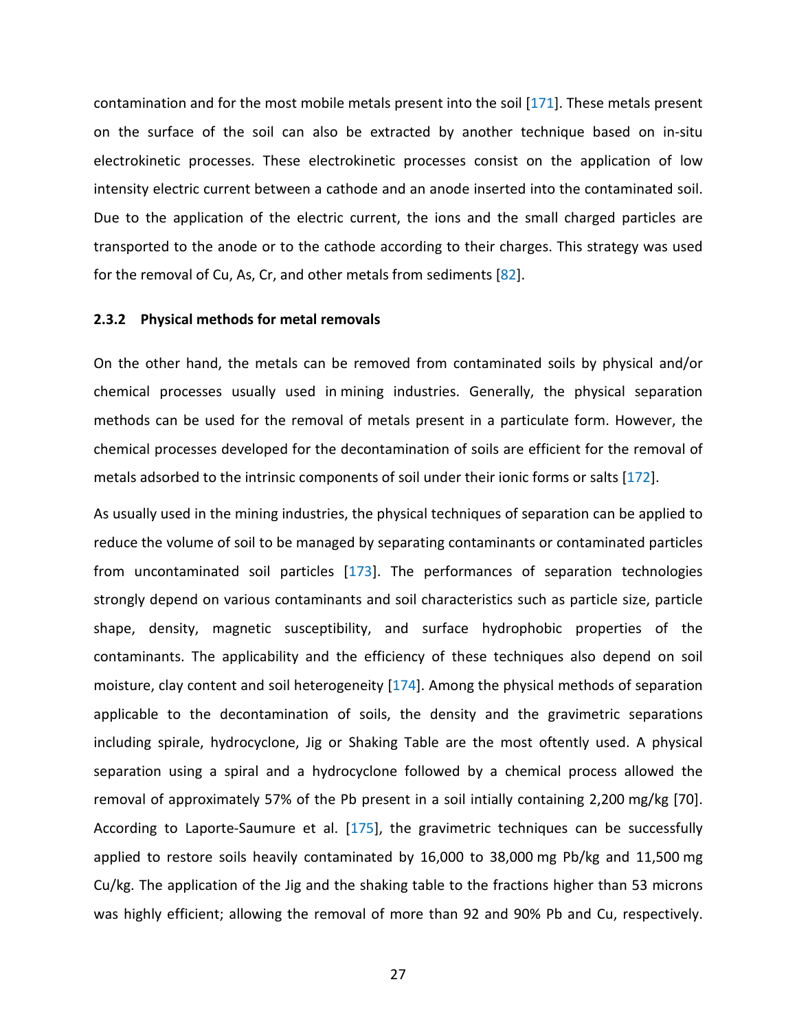contamination and for the most mobile metals present into the soil [171]. These metals present on the surface of the soil can also be extracted by another technique based on in-situ electrokinetic processes. These electrokinetic processes consist on the application of low intensity electric current between a cathode and an anode inserted into the contaminated soil. Due to the application of the electric current, the ions and the small charged particles are transported to the anode or to the cathode according to their charges. This strategy was used for the removal of Cu, As, Cr, and other metals from sediments [82].

### 2.3.2 Physical methods for metal removals

On the other hand, the metals can be removed from contaminated soils by physical and/or chemical processes usually used in mining industries. Generally, the physical separation methods can be used for the removal of metals present in a particulate form. However, the chemical processes developed for the decontamination of soils are efficient for the removal of metals adsorbed to the intrinsic components of soil under their ionic forms or salts [172].

As usually used in the mining industries, the physical techniques of separation can be applied to reduce the volume of soil to be managed by separating contaminants or contaminated particles from uncontaminated soil particles [173]. The performances of separation technologies strongly depend on various contaminants and soil characteristics such as particle size, particle shape, density, magnetic susceptibility, and surface hydrophobic properties of the contaminants. The applicability and the efficiency of these techniques also depend on soil moisture, clay content and soil heterogeneity [174]. Among the physical methods of separation applicable to the decontamination of soils, the density and the gravimetric separations including spirale, hydrocyclone, Jig or Shaking Table are the most oftently used. A physical separation using a spiral and a hydrocyclone followed by a chemical process allowed the removal of approximately 57% of the Pb present in a soil intially containing 2,200 mg/kg [70]. According to Laporte-Saumure et al. [175], the gravimetric techniques can be successfully applied to restore soils heavily contaminated by 16,000 to 38,000 mg Pb/kg and 11,500 mg Cu/kg. The application of the Jig and the shaking table to the fractions higher than 53 microns was highly efficient; allowing the removal of more than 92 and 90% Pb and Cu, respectively.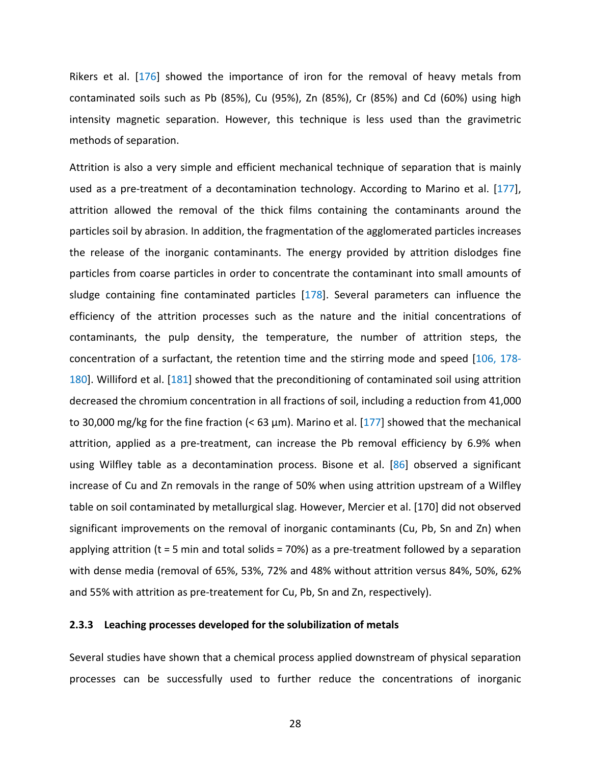Rikers et al. [176] showed the importance of iron for the removal of heavy metals from contaminated soils such as Pb (85%), Cu (95%), Zn (85%), Cr (85%) and Cd (60%) using high intensity magnetic separation. However, this technique is less used than the gravimetric methods of separation.

Attrition is also a very simple and efficient mechanical technique of separation that is mainly used as a pre-treatment of a decontamination technology. According to Marino et al. [177], attrition allowed the removal of the thick films containing the contaminants around the particles soil by abrasion. In addition, the fragmentation of the agglomerated particles increases the release of the inorganic contaminants. The energy provided by attrition dislodges fine particles from coarse particles in order to concentrate the contaminant into small amounts of sludge containing fine contaminated particles [178]. Several parameters can influence the efficiency of the attrition processes such as the nature and the initial concentrations of contaminants, the pulp density, the temperature, the number of attrition steps, the concentration of a surfactant, the retention time and the stirring mode and speed [106, 178-180]. Williford et al. [181] showed that the preconditioning of contaminated soil using attrition decreased the chromium concentration in all fractions of soil, including a reduction from 41,000 to 30,000 mg/kg for the fine fraction (< 63 µm). Marino et al. [177] showed that the mechanical attrition, applied as a pre-treatment, can increase the Pb removal efficiency by 6.9% when using Wilfley table as a decontamination process. Bisone et al. [86] observed a significant increase of Cu and Zn removals in the range of 50% when using attrition upstream of a Wilfley table on soil contaminated by metallurgical slag. However, Mercier et al. [170] did not observed significant improvements on the removal of inorganic contaminants (Cu, Pb, Sn and Zn) when applying attrition (t = 5 min and total solids = 70%) as a pre-treatment followed by a separation with dense media (removal of 65%, 53%, 72% and 48% without attrition versus 84%, 50%, 62% and 55% with attrition as pre-treatement for Cu, Pb, Sn and Zn, respectively).

### 2.3.3 Leaching processes developed for the solubilization of metals

Several studies have shown that a chemical process applied downstream of physical separation processes can be successfully used to further reduce the concentrations of inorganic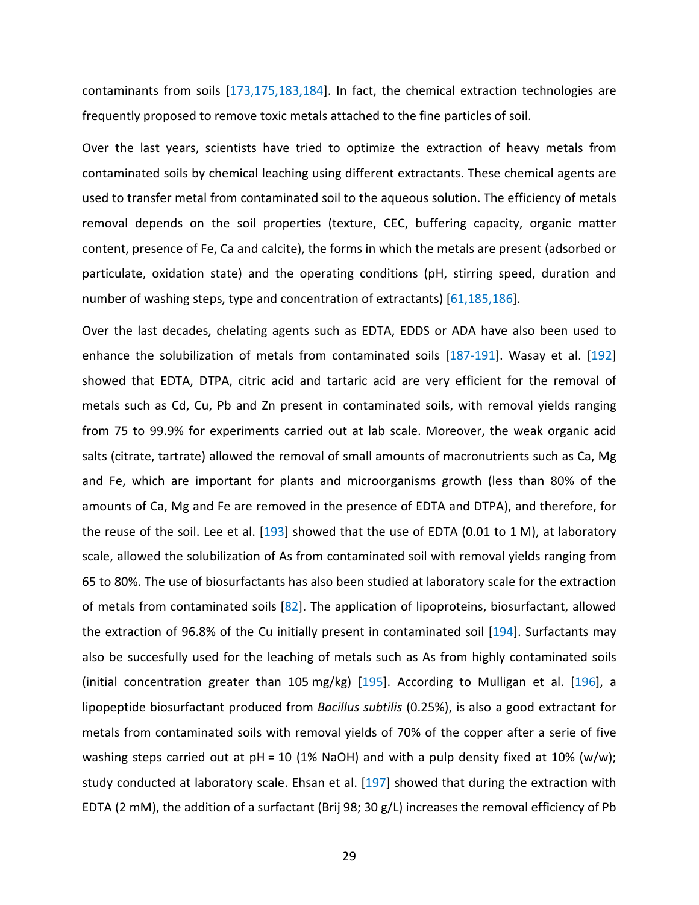contaminants from soils [173,175,183,184]. In fact, the chemical extraction technologies are frequently proposed to remove toxic metals attached to the fine particles of soil.

Over the last years, scientists have tried to optimize the extraction of heavy metals from contaminated soils by chemical leaching using different extractants. These chemical agents are used to transfer metal from contaminated soil to the aqueous solution. The efficiency of metals removal depends on the soil properties (texture, CEC, buffering capacity, organic matter content, presence of Fe, Ca and calcite), the forms in which the metals are present (adsorbed or particulate, oxidation state) and the operating conditions (pH, stirring speed, duration and number of washing steps, type and concentration of extractants) [61,185,186].

Over the last decades, chelating agents such as EDTA, EDDS or ADA have also been used to enhance the solubilization of metals from contaminated soils [187-191]. Wasay et al. [192] showed that EDTA, DTPA, citric acid and tartaric acid are very efficient for the removal of metals such as Cd, Cu, Pb and Zn present in contaminated soils, with removal yields ranging from 75 to 99.9% for experiments carried out at lab scale. Moreover, the weak organic acid salts (citrate, tartrate) allowed the removal of small amounts of macronutrients such as Ca, Mg and Fe, which are important for plants and microorganisms growth (less than 80% of the amounts of Ca, Mg and Fe are removed in the presence of EDTA and DTPA), and therefore, for the reuse of the soil. Lee et al. [193] showed that the use of EDTA (0.01 to 1 M), at laboratory scale, allowed the solubilization of As from contaminated soil with removal yields ranging from 65 to 80%. The use of biosurfactants has also been studied at laboratory scale for the extraction of metals from contaminated soils [82]. The application of lipoproteins, biosurfactant, allowed the extraction of 96.8% of the Cu initially present in contaminated soil [194]. Surfactants may also be succesfully used for the leaching of metals such as As from highly contaminated soils (initial concentration greater than 105 mg/kg) [195]. According to Mulligan et al. [196], a lipopeptide biosurfactant produced from *Bacillus subtilis* (0.25%), is also a good extractant for metals from contaminated soils with removal yields of 70% of the copper after a serie of five washing steps carried out at pH = 10 (1% NaOH) and with a pulp density fixed at 10% (w/w); study conducted at laboratory scale. Ehsan et al. [197] showed that during the extraction with EDTA (2 mM), the addition of a surfactant (Brij 98; 30 g/L) increases the removal efficiency of Pb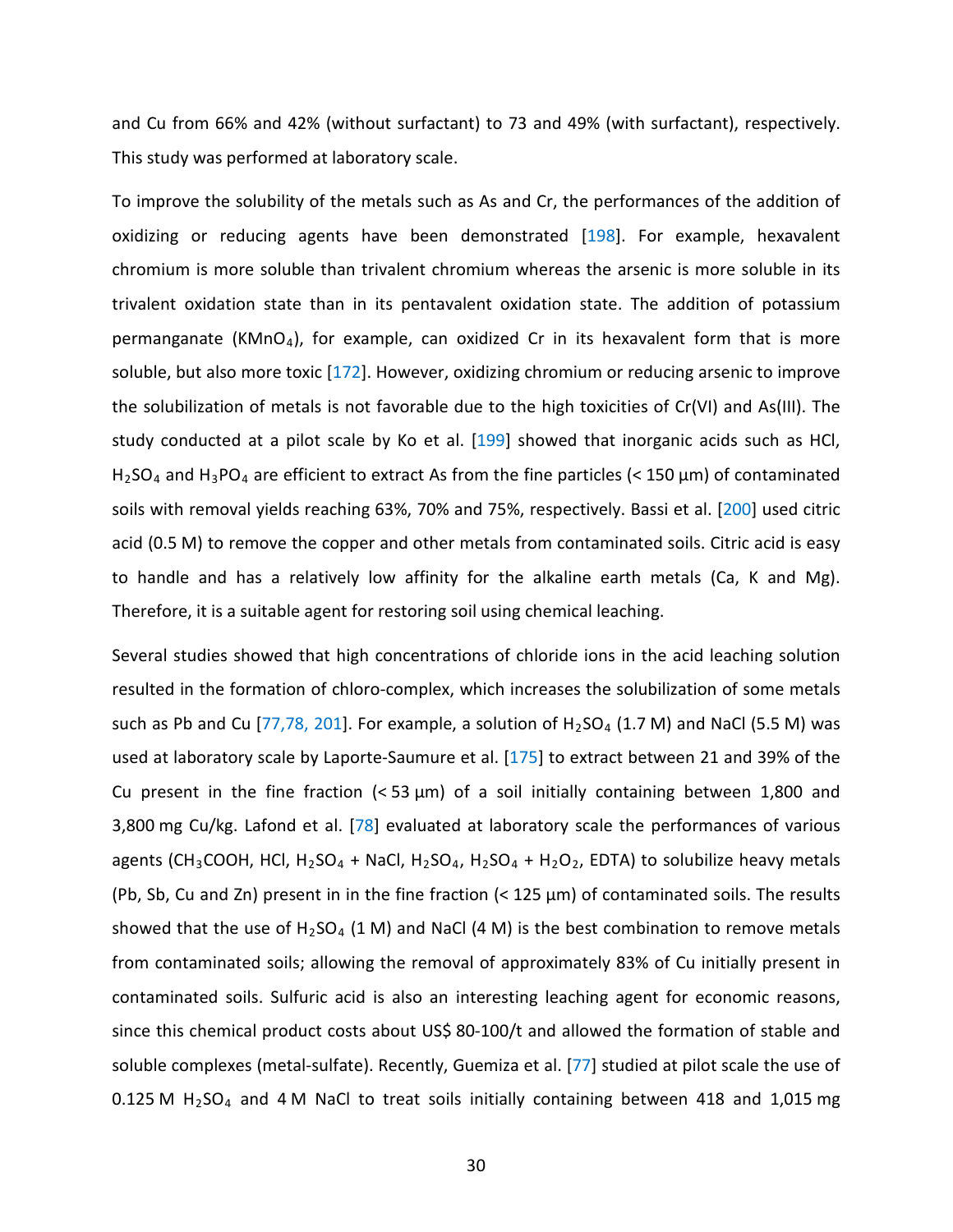and Cu from 66% and 42% (without surfactant) to 73 and 49% (with surfactant), respectively. This study was performed at laboratory scale.

To improve the solubility of the metals such as As and Cr, the performances of the addition of oxidizing or reducing agents have been demonstrated [198]. For example, hexavalent chromium is more soluble than trivalent chromium whereas the arsenic is more soluble in its trivalent oxidation state than in its pentavalent oxidation state. The addition of potassium permanganate ($KMnO_4$), for example, can oxidized Cr in its hexavalent form that is more soluble, but also more toxic [172]. However, oxidizing chromium or reducing arsenic to improve the solubilization of metals is not favorable due to the high toxicities of Cr(VI) and As(III). The study conducted at a pilot scale by Ko et al. [199] showed that inorganic acids such as HCl, $H_2SO_4$ and $H_3PO_4$ are efficient to extract As from the fine particles (< 150 µm) of contaminated soils with removal yields reaching 63%, 70% and 75%, respectively. Bassi et al. [200] used citric acid (0.5 M) to remove the copper and other metals from contaminated soils. Citric acid is easy to handle and has a relatively low affinity for the alkaline earth metals (Ca, K and Mg). Therefore, it is a suitable agent for restoring soil using chemical leaching.

Several studies showed that high concentrations of chloride ions in the acid leaching solution resulted in the formation of chloro-complex, which increases the solubilization of some metals such as Pb and Cu [77,78, 201]. For example, a solution of $H_2SO_4$ (1.7 M) and NaCl (5.5 M) was used at laboratory scale by Laporte-Saumure et al. [175] to extract between 21 and 39% of the Cu present in the fine fraction (< 53 µm) of a soil initially containing between 1,800 and 3,800 mg Cu/kg. Lafond et al. [78] evaluated at laboratory scale the performances of various agents ($CH_3COOH$, HCl, $H_2SO_4$ + NaCl, $H_2SO_4$, $H_2SO_4$ + $H_2O_2$, EDTA) to solubilize heavy metals (Pb, Sb, Cu and Zn) present in in the fine fraction (< 125 µm) of contaminated soils. The results showed that the use of $H_2SO_4$ (1 M) and NaCl (4 M) is the best combination to remove metals from contaminated soils; allowing the removal of approximately 83% of Cu initially present in contaminated soils. Sulfuric acid is also an interesting leaching agent for economic reasons, since this chemical product costs about US$ 80-100/t and allowed the formation of stable and soluble complexes (metal-sulfate). Recently, Guemiza et al. [77] studied at pilot scale the use of 0.125 M $H_2SO_4$ and 4 M NaCl to treat soils initially containing between 418 and 1,015 mg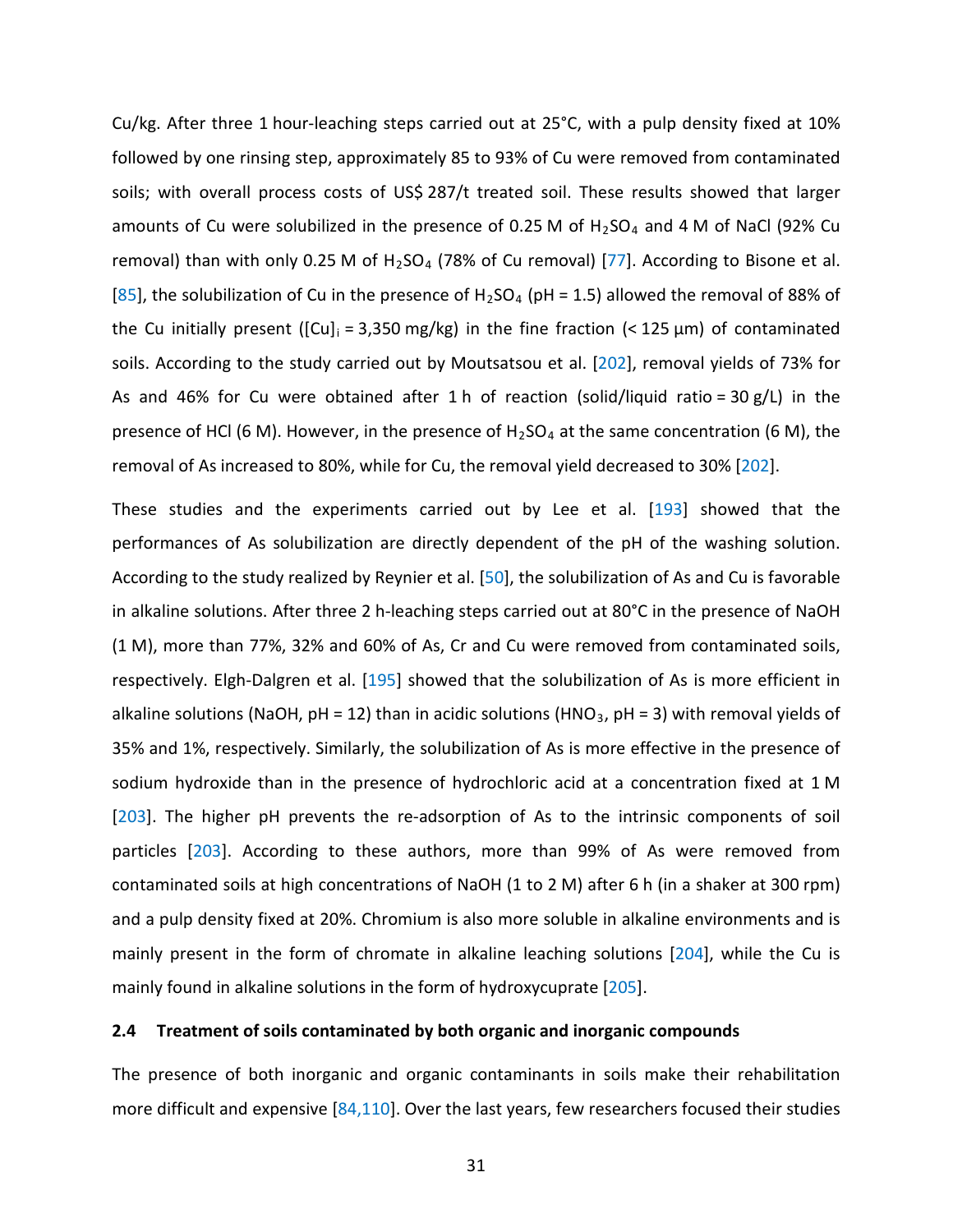Cu/kg. After three 1 hour-leaching steps carried out at 25°C, with a pulp density fixed at 10% followed by one rinsing step, approximately 85 to 93% of Cu were removed from contaminated soils; with overall process costs of US$ 287/t treated soil. These results showed that larger amounts of Cu were solubilized in the presence of 0.25 M of $H_2SO_4$ and 4 M of NaCl (92% Cu removal) than with only 0.25 M of $H_2SO_4$ (78% of Cu removal) [77]. According to Bisone et al. [85], the solubilization of Cu in the presence of $H_2SO_4$ (pH = 1.5) allowed the removal of 88% of the Cu initially present ($[Cu]_i$ = 3,350 mg/kg) in the fine fraction (< 125 µm) of contaminated soils. According to the study carried out by Moutsatsou et al. [202], removal yields of 73% for As and 46% for Cu were obtained after 1 h of reaction (solid/liquid ratio = 30 g/L) in the presence of HCl (6 M). However, in the presence of $H_2SO_4$ at the same concentration (6 M), the removal of As increased to 80%, while for Cu, the removal yield decreased to 30% [202].

These studies and the experiments carried out by Lee et al. [193] showed that the performances of As solubilization are directly dependent of the pH of the washing solution. According to the study realized by Reynier et al. [50], the solubilization of As and Cu is favorable in alkaline solutions. After three 2 h-leaching steps carried out at 80°C in the presence of NaOH (1 M), more than 77%, 32% and 60% of As, Cr and Cu were removed from contaminated soils, respectively. Elgh-Dalgren et al. [195] showed that the solubilization of As is more efficient in alkaline solutions (NaOH, pH = 12) than in acidic solutions ($HNO_3$, pH = 3) with removal yields of 35% and 1%, respectively. Similarly, the solubilization of As is more effective in the presence of sodium hydroxide than in the presence of hydrochloric acid at a concentration fixed at 1 M [203]. The higher pH prevents the re-adsorption of As to the intrinsic components of soil particles [203]. According to these authors, more than 99% of As were removed from contaminated soils at high concentrations of NaOH (1 to 2 M) after 6 h (in a shaker at 300 rpm) and a pulp density fixed at 20%. Chromium is also more soluble in alkaline environments and is mainly present in the form of chromate in alkaline leaching solutions [204], while the Cu is mainly found in alkaline solutions in the form of hydroxycuprate [205].

### 2.4 Treatment of soils contaminated by both organic and inorganic compounds

The presence of both inorganic and organic contaminants in soils make their rehabilitation more difficult and expensive [84,110]. Over the last years, few researchers focused their studies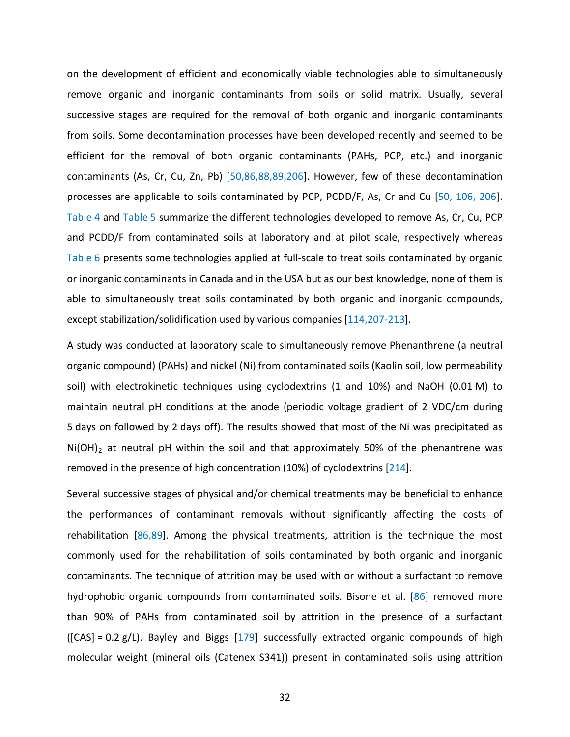on the development of efficient and economically viable technologies able to simultaneously remove organic and inorganic contaminants from soils or solid matrix. Usually, several successive stages are required for the removal of both organic and inorganic contaminants from soils. Some decontamination processes have been developed recently and seemed to be efficient for the removal of both organic contaminants (PAHs, PCP, etc.) and inorganic contaminants (As, Cr, Cu, Zn, Pb) [50,86,88,89,206]. However, few of these decontamination processes are applicable to soils contaminated by PCP, PCDD/F, As, Cr and Cu [50, 106, 206]. Table 4 and Table 5 summarize the different technologies developed to remove As, Cr, Cu, PCP and PCDD/F from contaminated soils at laboratory and at pilot scale, respectively whereas Table 6 presents some technologies applied at full-scale to treat soils contaminated by organic or inorganic contaminants in Canada and in the USA but as our best knowledge, none of them is able to simultaneously treat soils contaminated by both organic and inorganic compounds, except stabilization/solidification used by various companies [114,207-213].

A study was conducted at laboratory scale to simultaneously remove Phenanthrene (a neutral organic compound) (PAHs) and nickel (Ni) from contaminated soils (Kaolin soil, low permeability soil) with electrokinetic techniques using cyclodextrins (1 and 10%) and NaOH (0.01 M) to maintain neutral pH conditions at the anode (periodic voltage gradient of 2 VDC/cm during 5 days on followed by 2 days off). The results showed that most of the Ni was precipitated as $Ni(OH)_2$ at neutral pH within the soil and that approximately 50% of the phenantrene was removed in the presence of high concentration (10%) of cyclodextrins [214].

Several successive stages of physical and/or chemical treatments may be beneficial to enhance the performances of contaminant removals without significantly affecting the costs of rehabilitation [86,89]. Among the physical treatments, attrition is the technique the most commonly used for the rehabilitation of soils contaminated by both organic and inorganic contaminants. The technique of attrition may be used with or without a surfactant to remove hydrophobic organic compounds from contaminated soils. Bisone et al. [86] removed more than 90% of PAHs from contaminated soil by attrition in the presence of a surfactant ([CAS] = 0.2 g/L). Bayley and Biggs [179] successfully extracted organic compounds of high molecular weight (mineral oils (Catenex S341)) present in contaminated soils using attrition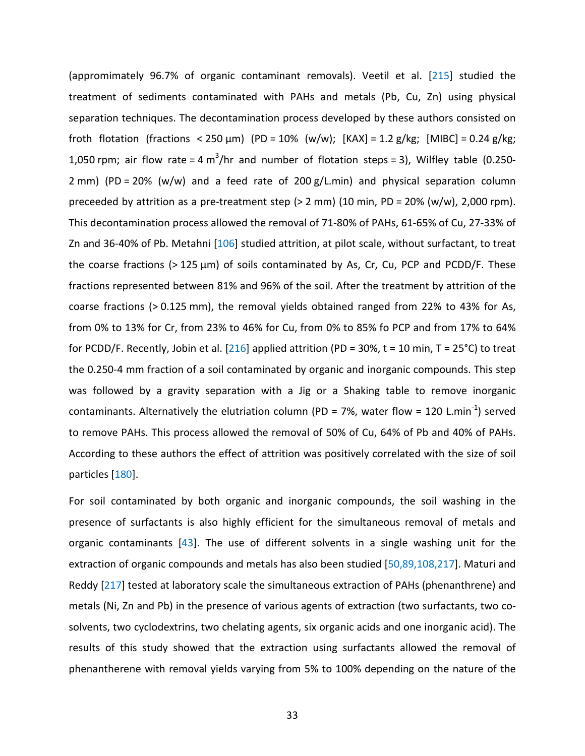(appromimately 96.7% of organic contaminant removals). Veetil et al. [215] studied the treatment of sediments contaminated with PAHs and metals (Pb, Cu, Zn) using physical separation techniques. The decontamination process developed by these authors consisted on froth flotation (fractions < 250 µm) (PD = 10% (w/w); [KAX] = 1.2 g/kg; [MIBC] = 0.24 g/kg; 1,050 rpm; air flow rate = 4 $m^3$/hr and number of flotation steps = 3), Wilfley table (0.250-2 mm) (PD = 20% (w/w) and a feed rate of 200 g/L.min) and physical separation column preceeded by attrition as a pre-treatment step (> 2 mm) (10 min, PD = 20% (w/w), 2,000 rpm). This decontamination process allowed the removal of 71-80% of PAHs, 61-65% of Cu, 27-33% of Zn and 36-40% of Pb. Metahni [106] studied attrition, at pilot scale, without surfactant, to treat the coarse fractions (> 125 µm) of soils contaminated by As, Cr, Cu, PCP and PCDD/F. These fractions represented between 81% and 96% of the soil. After the treatment by attrition of the coarse fractions (> 0.125 mm), the removal yields obtained ranged from 22% to 43% for As, from 0% to 13% for Cr, from 23% to 46% for Cu, from 0% to 85% fo PCP and from 17% to 64% for PCDD/F. Recently, Jobin et al. [216] applied attrition (PD = 30%, t = 10 min, T = 25°C) to treat the 0.250-4 mm fraction of a soil contaminated by organic and inorganic compounds. This step was followed by a gravity separation with a Jig or a Shaking table to remove inorganic contaminants. Alternatively the elutriation column (PD = 7%, water flow = 120 $L.min^{-1}$) served to remove PAHs. This process allowed the removal of 50% of Cu, 64% of Pb and 40% of PAHs. According to these authors the effect of attrition was positively correlated with the size of soil particles [180].

For soil contaminated by both organic and inorganic compounds, the soil washing in the presence of surfactants is also highly efficient for the simultaneous removal of metals and organic contaminants [43]. The use of different solvents in a single washing unit for the extraction of organic compounds and metals has also been studied [50,89,108,217]. Maturi and Reddy [217] tested at laboratory scale the simultaneous extraction of PAHs (phenanthrene) and metals (Ni, Zn and Pb) in the presence of various agents of extraction (two surfactants, two co-solvents, two cyclodextrins, two chelating agents, six organic acids and one inorganic acid). The results of this study showed that the extraction using surfactants allowed the removal of phenantherene with removal yields varying from 5% to 100% depending on the nature of the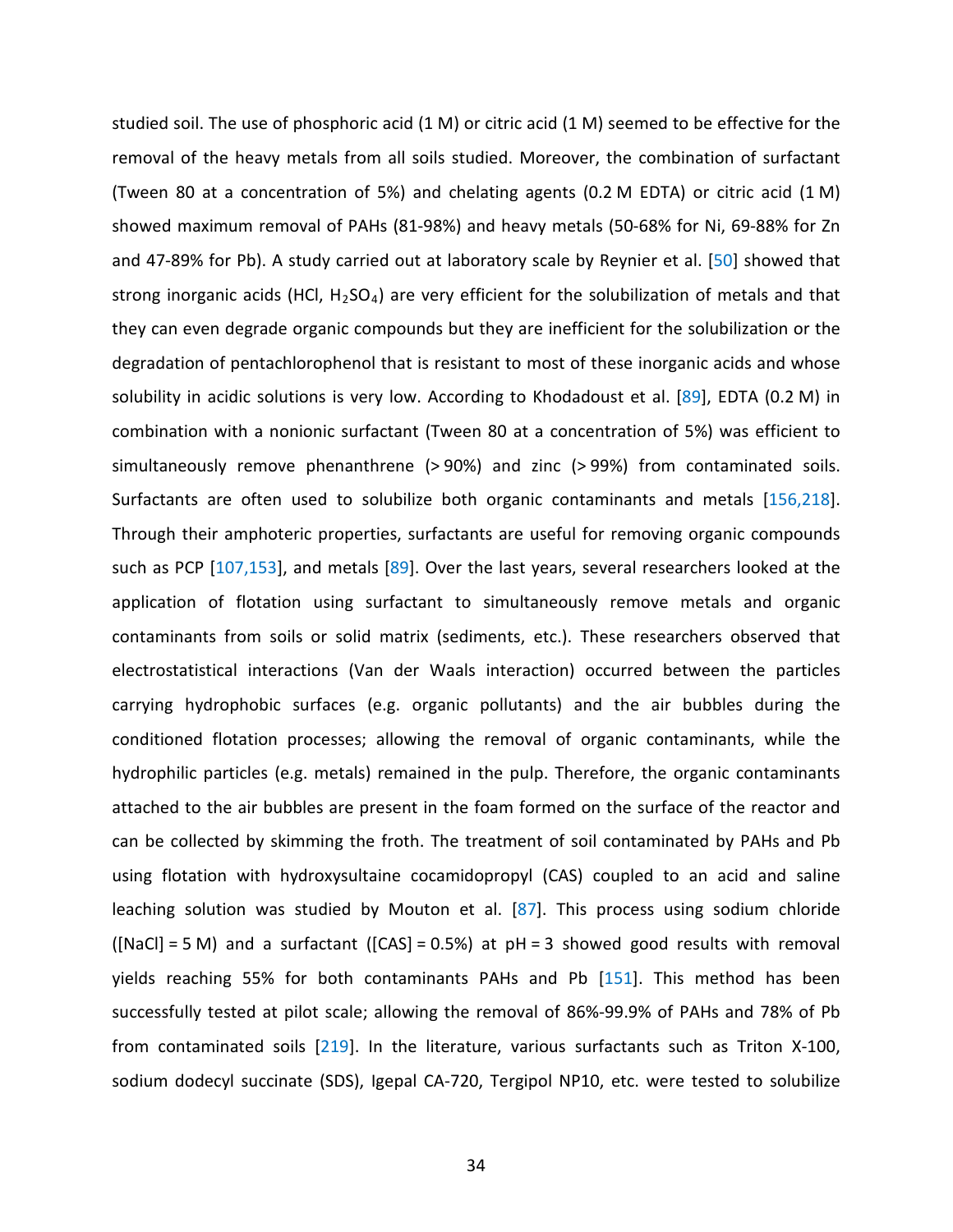studied soil. The use of phosphoric acid (1 M) or citric acid (1 M) seemed to be effective for the removal of the heavy metals from all soils studied. Moreover, the combination of surfactant (Tween 80 at a concentration of 5%) and chelating agents (0.2 M EDTA) or citric acid (1 M) showed maximum removal of PAHs (81-98%) and heavy metals (50-68% for Ni, 69-88% for Zn and 47-89% for Pb). A study carried out at laboratory scale by Reynier et al. [50] showed that strong inorganic acids (HCl, $H_2SO_4$) are very efficient for the solubilization of metals and that they can even degrade organic compounds but they are inefficient for the solubilization or the degradation of pentachlorophenol that is resistant to most of these inorganic acids and whose solubility in acidic solutions is very low. According to Khodadoust et al. [89], EDTA (0.2 M) in combination with a nonionic surfactant (Tween 80 at a concentration of 5%) was efficient to simultaneously remove phenanthrene (> 90%) and zinc (> 99%) from contaminated soils. Surfactants are often used to solubilize both organic contaminants and metals [156,218]. Through their amphoteric properties, surfactants are useful for removing organic compounds such as PCP [107,153], and metals [89]. Over the last years, several researchers looked at the application of flotation using surfactant to simultaneously remove metals and organic contaminants from soils or solid matrix (sediments, etc.). These researchers observed that electrostatistical interactions (Van der Waals interaction) occurred between the particles carrying hydrophobic surfaces (e.g. organic pollutants) and the air bubbles during the conditioned flotation processes; allowing the removal of organic contaminants, while the hydrophilic particles (e.g. metals) remained in the pulp. Therefore, the organic contaminants attached to the air bubbles are present in the foam formed on the surface of the reactor and can be collected by skimming the froth. The treatment of soil contaminated by PAHs and Pb using flotation with hydroxysultaine cocamidopropyl (CAS) coupled to an acid and saline leaching solution was studied by Mouton et al. [87]. This process using sodium chloride ([NaCl] = 5 M) and a surfactant ([CAS] = 0.5%) at pH = 3 showed good results with removal yields reaching 55% for both contaminants PAHs and Pb [151]. This method has been successfully tested at pilot scale; allowing the removal of 86%-99.9% of PAHs and 78% of Pb from contaminated soils [219]. In the literature, various surfactants such as Triton X-100, sodium dodecyl succinate (SDS), Igepal CA-720, Tergipol NP10, etc. were tested to solubilize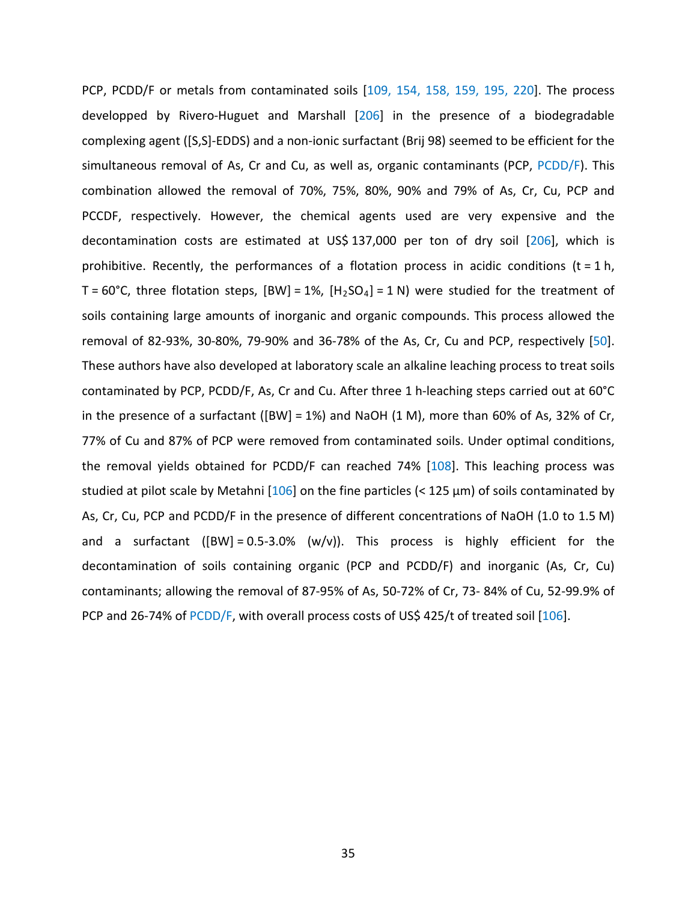PCP, PCDD/F or metals from contaminated soils [109, 154, 158, 159, 195, 220]. The process developped by Rivero-Huguet and Marshall [206] in the presence of a biodegradable complexing agent ([S,S]-EDDS) and a non-ionic surfactant (Brij 98) seemed to be efficient for the simultaneous removal of As, Cr and Cu, as well as, organic contaminants (PCP, PCDD/F). This combination allowed the removal of 70%, 75%, 80%, 90% and 79% of As, Cr, Cu, PCP and PCCDF, respectively. However, the chemical agents used are very expensive and the decontamination costs are estimated at US$ 137,000 per ton of dry soil [206], which is prohibitive. Recently, the performances of a flotation process in acidic conditions (t = 1 h, T = 60°C, three flotation steps, [BW] = 1%, [$H_2SO_4$] = 1 N) were studied for the treatment of soils containing large amounts of inorganic and organic compounds. This process allowed the removal of 82-93%, 30-80%, 79-90% and 36-78% of the As, Cr, Cu and PCP, respectively [50]. These authors have also developed at laboratory scale an alkaline leaching process to treat soils contaminated by PCP, PCDD/F, As, Cr and Cu. After three 1 h-leaching steps carried out at 60°C in the presence of a surfactant ([BW] = 1%) and NaOH (1 M), more than 60% of As, 32% of Cr, 77% of Cu and 87% of PCP were removed from contaminated soils. Under optimal conditions, the removal yields obtained for PCDD/F can reached 74% [108]. This leaching process was studied at pilot scale by Metahni [106] on the fine particles (< 125 µm) of soils contaminated by As, Cr, Cu, PCP and PCDD/F in the presence of different concentrations of NaOH (1.0 to 1.5 M) and a surfactant ([BW] = 0.5-3.0% (w/v)). This process is highly efficient for the decontamination of soils containing organic (PCP and PCDD/F) and inorganic (As, Cr, Cu) contaminants; allowing the removal of 87-95% of As, 50-72% of Cr, 73- 84% of Cu, 52-99.9% of PCP and 26-74% of PCDD/F, with overall process costs of US$ 425/t of treated soil [106].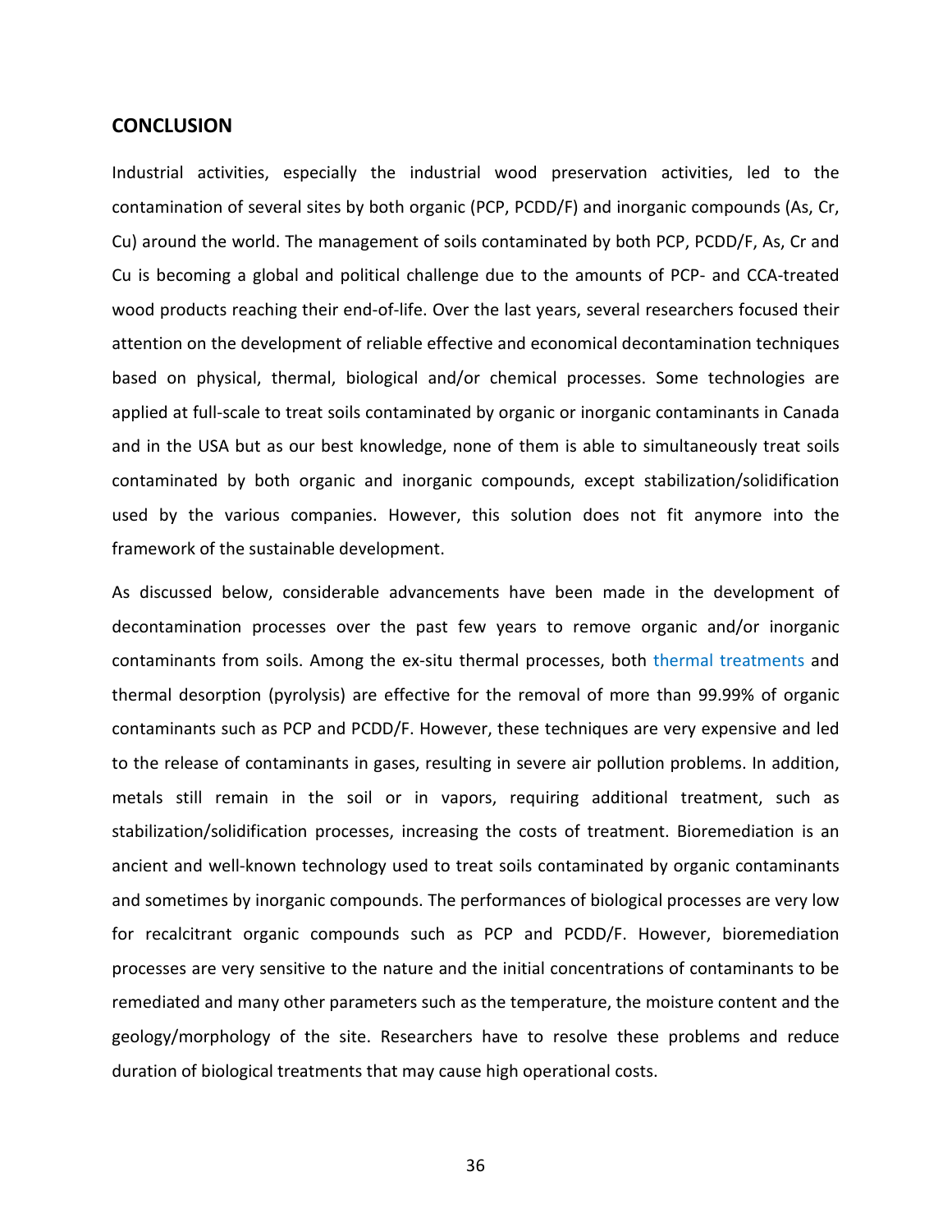## CONCLUSION

Industrial activities, especially the industrial wood preservation activities, led to the contamination of several sites by both organic (PCP, PCDD/F) and inorganic compounds (As, Cr, Cu) around the world. The management of soils contaminated by both PCP, PCDD/F, As, Cr and Cu is becoming a global and political challenge due to the amounts of PCP- and CCA-treated wood products reaching their end-of-life. Over the last years, several researchers focused their attention on the development of reliable effective and economical decontamination techniques based on physical, thermal, biological and/or chemical processes. Some technologies are applied at full-scale to treat soils contaminated by organic or inorganic contaminants in Canada and in the USA but as our best knowledge, none of them is able to simultaneously treat soils contaminated by both organic and inorganic compounds, except stabilization/solidification used by the various companies. However, this solution does not fit anymore into the framework of the sustainable development.

As discussed below, considerable advancements have been made in the development of decontamination processes over the past few years to remove organic and/or inorganic contaminants from soils. Among the ex-situ thermal processes, both thermal treatments and thermal desorption (pyrolysis) are effective for the removal of more than 99.99% of organic contaminants such as PCP and PCDD/F. However, these techniques are very expensive and led to the release of contaminants in gases, resulting in severe air pollution problems. In addition, metals still remain in the soil or in vapors, requiring additional treatment, such as stabilization/solidification processes, increasing the costs of treatment. Bioremediation is an ancient and well-known technology used to treat soils contaminated by organic contaminants and sometimes by inorganic compounds. The performances of biological processes are very low for recalcitrant organic compounds such as PCP and PCDD/F. However, bioremediation processes are very sensitive to the nature and the initial concentrations of contaminants to be remediated and many other parameters such as the temperature, the moisture content and the geology/morphology of the site. Researchers have to resolve these problems and reduce duration of biological treatments that may cause high operational costs.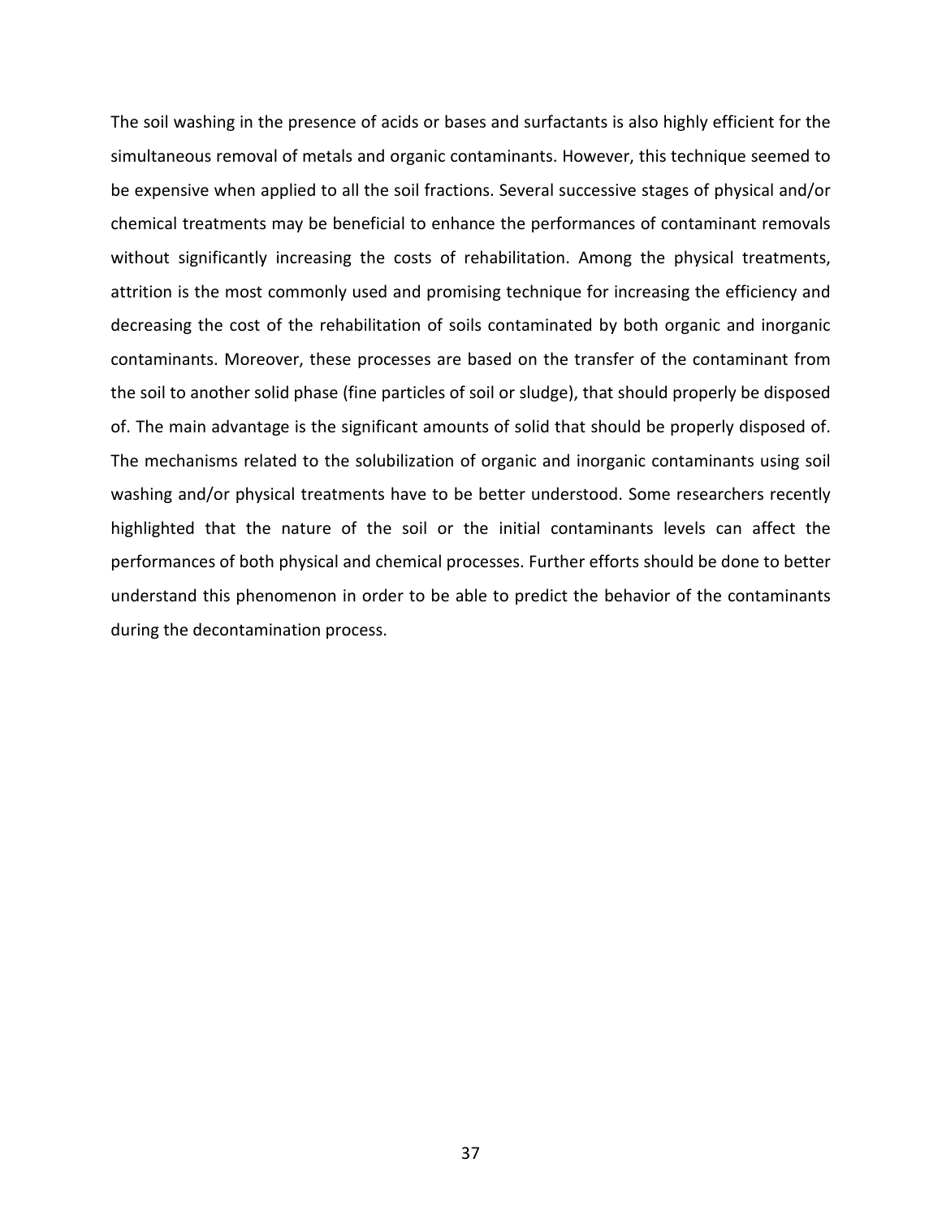The soil washing in the presence of acids or bases and surfactants is also highly efficient for the simultaneous removal of metals and organic contaminants. However, this technique seemed to be expensive when applied to all the soil fractions. Several successive stages of physical and/or chemical treatments may be beneficial to enhance the performances of contaminant removals without significantly increasing the costs of rehabilitation. Among the physical treatments, attrition is the most commonly used and promising technique for increasing the efficiency and decreasing the cost of the rehabilitation of soils contaminated by both organic and inorganic contaminants. Moreover, these processes are based on the transfer of the contaminant from the soil to another solid phase (fine particles of soil or sludge), that should properly be disposed of. The main advantage is the significant amounts of solid that should be properly disposed of. The mechanisms related to the solubilization of organic and inorganic contaminants using soil washing and/or physical treatments have to be better understood. Some researchers recently highlighted that the nature of the soil or the initial contaminants levels can affect the performances of both physical and chemical processes. Further efforts should be done to better understand this phenomenon in order to be able to predict the behavior of the contaminants during the decontamination process.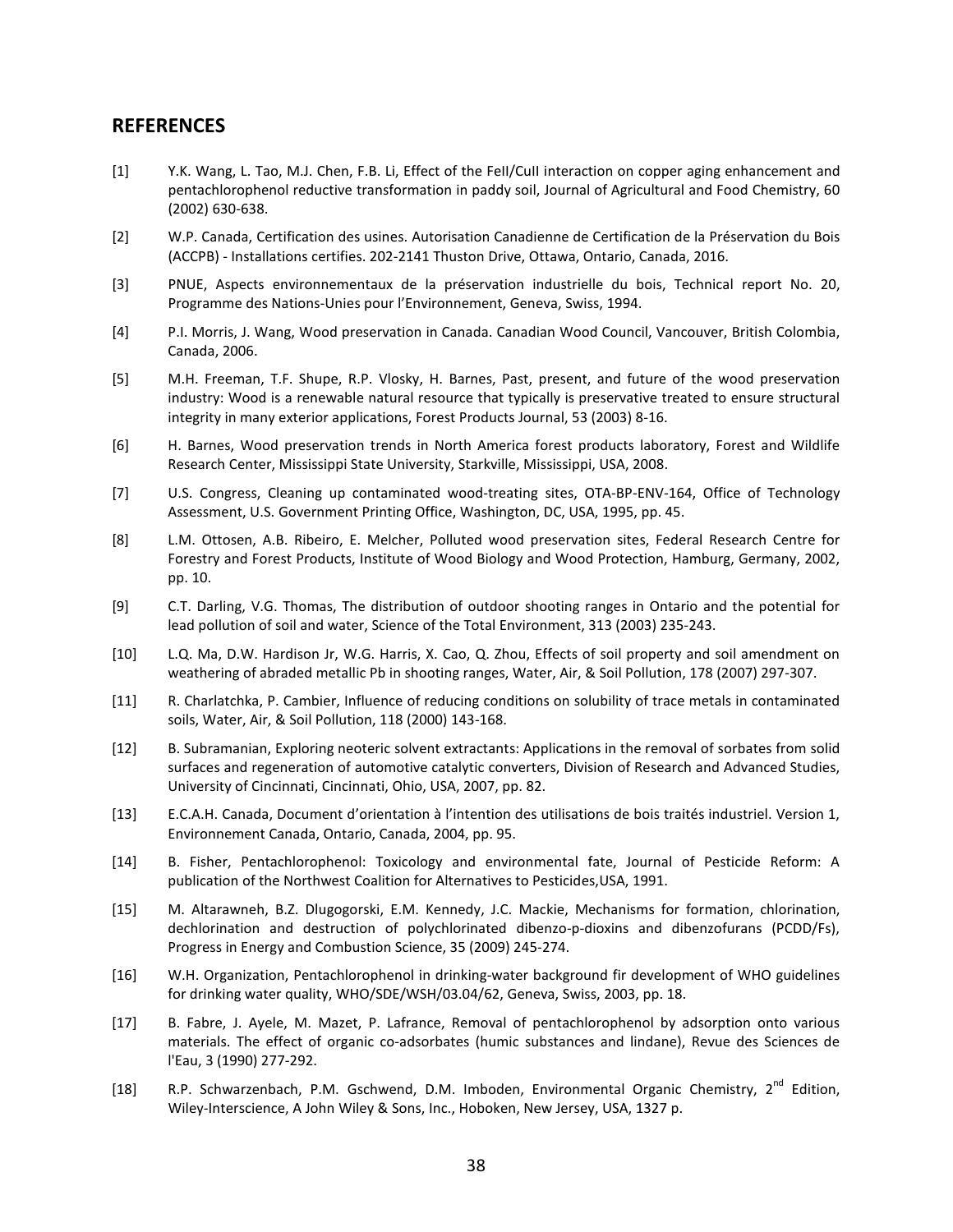## REFERENCES

[1] Y.K. Wang, L. Tao, M.J. Chen, F.B. Li, Effect of the FeII/CuII interaction on copper aging enhancement and pentachlorophenol reductive transformation in paddy soil, Journal of Agricultural and Food Chemistry, 60 (2002) 630-638.

[2] W.P. Canada, Certification des usines. Autorisation Canadienne de Certification de la Préservation du Bois (ACCPB) - Installations certifies. 202-2141 Thuston Drive, Ottawa, Ontario, Canada, 2016.

[3] PNUE, Aspects environnementaux de la préservation industrielle du bois, Technical report No. 20, Programme des Nations-Unies pour l'Environnement, Geneva, Swiss, 1994.

[4] P.I. Morris, J. Wang, Wood preservation in Canada. Canadian Wood Council, Vancouver, British Colombia, Canada, 2006.

[5] M.H. Freeman, T.F. Shupe, R.P. Vlosky, H. Barnes, Past, present, and future of the wood preservation industry: Wood is a renewable natural resource that typically is preservative treated to ensure structural integrity in many exterior applications, Forest Products Journal, 53 (2003) 8-16.

[6] H. Barnes, Wood preservation trends in North America forest products laboratory, Forest and Wildlife Research Center, Mississippi State University, Starkville, Mississippi, USA, 2008.

[7] U.S. Congress, Cleaning up contaminated wood-treating sites, OTA-BP-ENV-164, Office of Technology Assessment, U.S. Government Printing Office, Washington, DC, USA, 1995, pp. 45.

[8] L.M. Ottosen, A.B. Ribeiro, E. Melcher, Polluted wood preservation sites, Federal Research Centre for Forestry and Forest Products, Institute of Wood Biology and Wood Protection, Hamburg, Germany, 2002, pp. 10.

[9] C.T. Darling, V.G. Thomas, The distribution of outdoor shooting ranges in Ontario and the potential for lead pollution of soil and water, Science of the Total Environment, 313 (2003) 235-243.

[10] L.Q. Ma, D.W. Hardison Jr, W.G. Harris, X. Cao, Q. Zhou, Effects of soil property and soil amendment on weathering of abraded metallic Pb in shooting ranges, Water, Air, & Soil Pollution, 178 (2007) 297-307.

[11] R. Charlatchka, P. Cambier, Influence of reducing conditions on solubility of trace metals in contaminated soils, Water, Air, & Soil Pollution, 118 (2000) 143-168.

[12] B. Subramanian, Exploring neoteric solvent extractants: Applications in the removal of sorbates from solid surfaces and regeneration of automotive catalytic converters, Division of Research and Advanced Studies, University of Cincinnati, Cincinnati, Ohio, USA, 2007, pp. 82.

[13] E.C.A.H. Canada, Document d'orientation à l'intention des utilisations de bois traités industriel. Version 1, Environnement Canada, Ontario, Canada, 2004, pp. 95.

[14] B. Fisher, Pentachlorophenol: Toxicology and environmental fate, Journal of Pesticide Reform: A publication of the Northwest Coalition for Alternatives to Pesticides,USA, 1991.

[15] M. Altarawneh, B.Z. Dlugogorski, E.M. Kennedy, J.C. Mackie, Mechanisms for formation, chlorination, dechlorination and destruction of polychlorinated dibenzo-p-dioxins and dibenzofurans (PCDD/Fs), Progress in Energy and Combustion Science, 35 (2009) 245-274.

[16] W.H. Organization, Pentachlorophenol in drinking-water background fir development of WHO guidelines for drinking water quality, WHO/SDE/WSH/03.04/62, Geneva, Swiss, 2003, pp. 18.

[17] B. Fabre, J. Ayele, M. Mazet, P. Lafrance, Removal of pentachlorophenol by adsorption onto various materials. The effect of organic co-adsorbates (humic substances and lindane), Revue des Sciences de l'Eau, 3 (1990) 277-292.

[18] R.P. Schwarzenbach, P.M. Gschwend, D.M. Imboden, Environmental Organic Chemistry, 2nd Edition, Wiley-Interscience, A John Wiley & Sons, Inc., Hoboken, New Jersey, USA, 1327 p.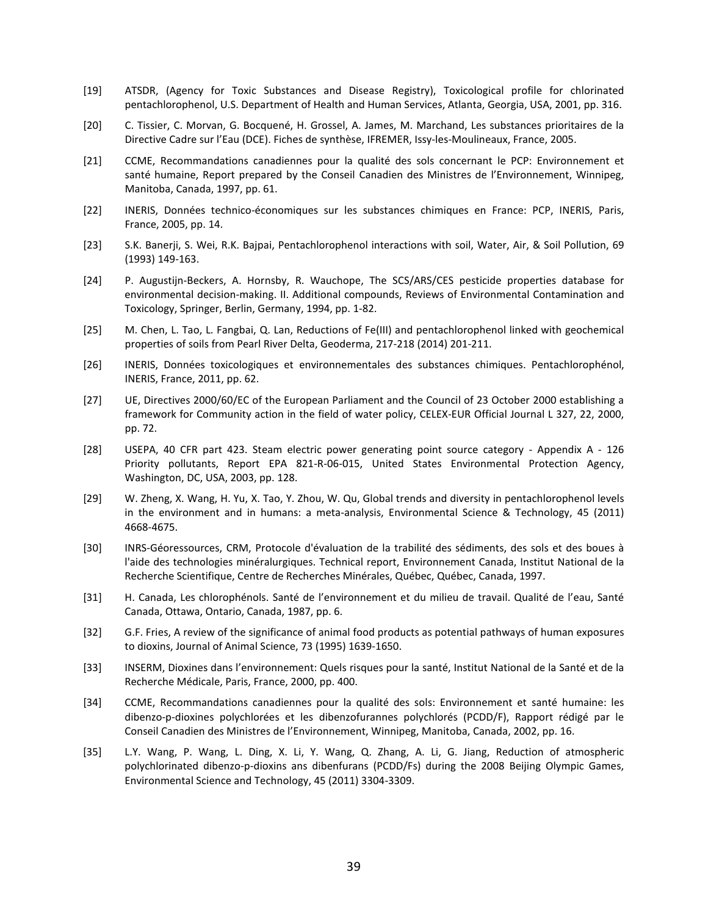[19] ATSDR, (Agency for Toxic Substances and Disease Registry), Toxicological profile for chlorinated pentachlorophenol, U.S. Department of Health and Human Services, Atlanta, Georgia, USA, 2001, pp. 316.

[20] C. Tissier, C. Morvan, G. Bocquené, H. Grossel, A. James, M. Marchand, Les substances prioritaires de la Directive Cadre sur l'Eau (DCE). Fiches de synthèse, IFREMER, Issy-les-Moulineaux, France, 2005.

[21] CCME, Recommandations canadiennes pour la qualité des sols concernant le PCP: Environnement et santé humaine, Report prepared by the Conseil Canadien des Ministres de l'Environnement, Winnipeg, Manitoba, Canada, 1997, pp. 61.

[22] INERIS, Données technico-économiques sur les substances chimiques en France: PCP, INERIS, Paris, France, 2005, pp. 14.

[23] S.K. Banerji, S. Wei, R.K. Bajpai, Pentachlorophenol interactions with soil, Water, Air, & Soil Pollution, 69 (1993) 149-163.

[24] P. Augustijn-Beckers, A. Hornsby, R. Wauchope, The SCS/ARS/CES pesticide properties database for environmental decision-making. II. Additional compounds, Reviews of Environmental Contamination and Toxicology, Springer, Berlin, Germany, 1994, pp. 1-82.

[25] M. Chen, L. Tao, L. Fangbai, Q. Lan, Reductions of Fe(III) and pentachlorophenol linked with geochemical properties of soils from Pearl River Delta, Geoderma, 217-218 (2014) 201-211.

[26] INERIS, Données toxicologiques et environnementales des substances chimiques. Pentachlorophénol, INERIS, France, 2011, pp. 62.

[27] UE, Directives 2000/60/EC of the European Parliament and the Council of 23 October 2000 establishing a framework for Community action in the field of water policy, CELEX-EUR Official Journal L 327, 22, 2000, pp. 72.

[28] USEPA, 40 CFR part 423. Steam electric power generating point source category - Appendix A - 126 Priority pollutants, Report EPA 821-R-06-015, United States Environmental Protection Agency, Washington, DC, USA, 2003, pp. 128.

[29] W. Zheng, X. Wang, H. Yu, X. Tao, Y. Zhou, W. Qu, Global trends and diversity in pentachlorophenol levels in the environment and in humans: a meta-analysis, Environmental Science & Technology, 45 (2011) 4668-4675.

[30] INRS-Géoressources, CRM, Protocole d'évaluation de la trabilité des sédiments, des sols et des boues à l'aide des technologies minéralurgiques. Technical report, Environnement Canada, Institut National de la Recherche Scientifique, Centre de Recherches Minérales, Québec, Québec, Canada, 1997.

[31] H. Canada, Les chlorophénols. Santé de l'environnement et du milieu de travail. Qualité de l'eau, Santé Canada, Ottawa, Ontario, Canada, 1987, pp. 6.

[32] G.F. Fries, A review of the significance of animal food products as potential pathways of human exposures to dioxins, Journal of Animal Science, 73 (1995) 1639-1650.

[33] INSERM, Dioxines dans l'environnement: Quels risques pour la santé, Institut National de la Santé et de la Recherche Médicale, Paris, France, 2000, pp. 400.

[34] CCME, Recommandations canadiennes pour la qualité des sols: Environnement et santé humaine: les dibenzo-p-dioxines polychlorées et les dibenzofurannes polychlorés (PCDD/F), Rapport rédigé par le Conseil Canadien des Ministres de l'Environnement, Winnipeg, Manitoba, Canada, 2002, pp. 16.

[35] L.Y. Wang, P. Wang, L. Ding, X. Li, Y. Wang, Q. Zhang, A. Li, G. Jiang, Reduction of atmospheric polychlorinated dibenzo-p-dioxins ans dibenfurans (PCDD/Fs) during the 2008 Beijing Olympic Games, Environmental Science and Technology, 45 (2011) 3304-3309.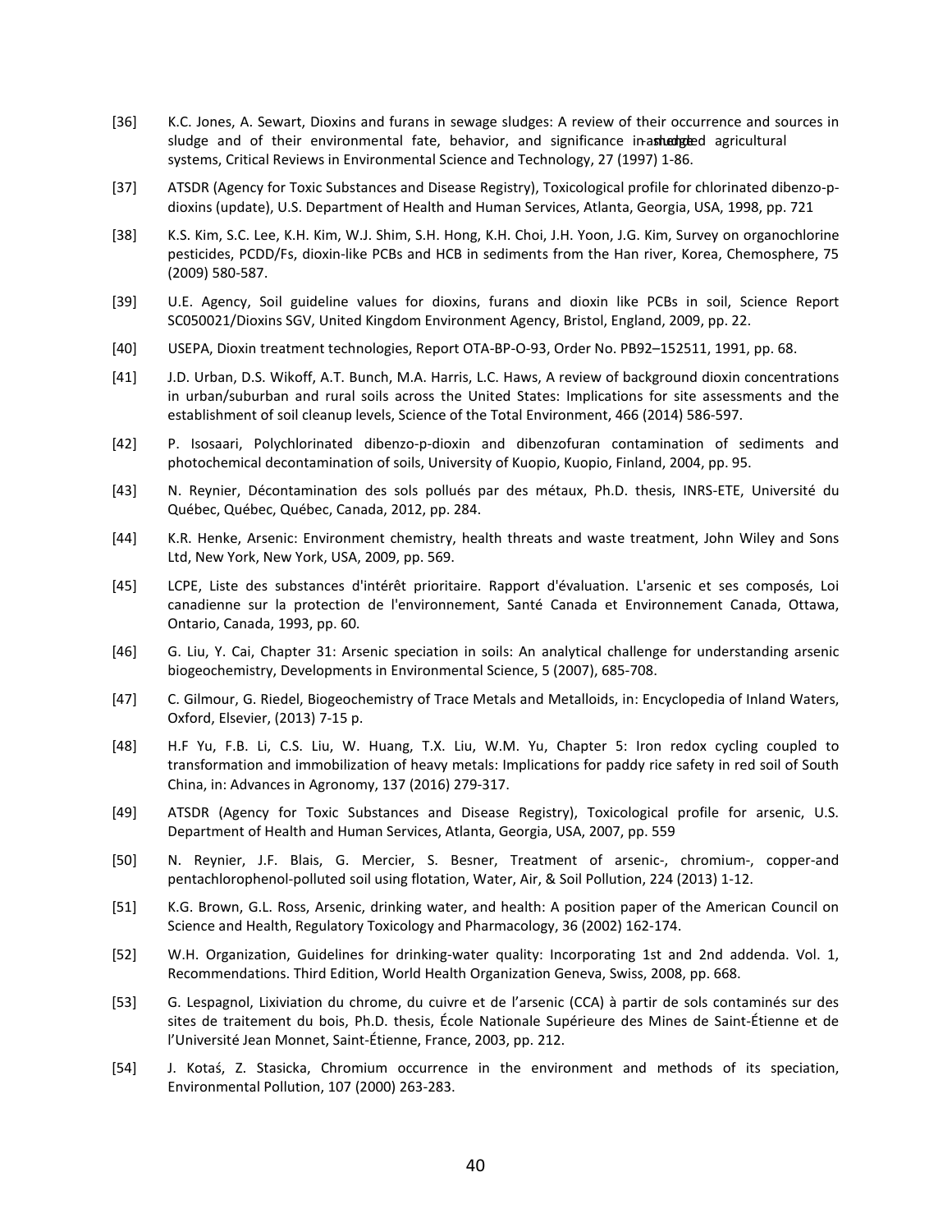[36] K.C. Jones, A. Sewart, Dioxins and furans in sewage sludges: A review of their occurrence and sources in sludge and of their environmental fate, behavior, and significance in sludge-amended agricultural systems, Critical Reviews in Environmental Science and Technology, 27 (1997) 1-86.

[37] ATSDR (Agency for Toxic Substances and Disease Registry), Toxicological profile for chlorinated dibenzo-p-dioxins (update), U.S. Department of Health and Human Services, Atlanta, Georgia, USA, 1998, pp. 721

[38] K.S. Kim, S.C. Lee, K.H. Kim, W.J. Shim, S.H. Hong, K.H. Choi, J.H. Yoon, J.G. Kim, Survey on organochlorine pesticides, PCDD/Fs, dioxin-like PCBs and HCB in sediments from the Han river, Korea, Chemosphere, 75 (2009) 580-587.

[39] U.E. Agency, Soil guideline values for dioxins, furans and dioxin like PCBs in soil, Science Report SC050021/Dioxins SGV, United Kingdom Environment Agency, Bristol, England, 2009, pp. 22.

[40] USEPA, Dioxin treatment technologies, Report OTA-BP-O-93, Order No. PB92–152511, 1991, pp. 68.

[41] J.D. Urban, D.S. Wikoff, A.T. Bunch, M.A. Harris, L.C. Haws, A review of background dioxin concentrations in urban/suburban and rural soils across the United States: Implications for site assessments and the establishment of soil cleanup levels, Science of the Total Environment, 466 (2014) 586-597.

[42] P. Isosaari, Polychlorinated dibenzo-p-dioxin and dibenzofuran contamination of sediments and photochemical decontamination of soils, University of Kuopio, Kuopio, Finland, 2004, pp. 95.

[43] N. Reynier, Décontamination des sols pollués par des métaux, Ph.D. thesis, INRS-ETE, Université du Québec, Québec, Québec, Canada, 2012, pp. 284.

[44] K.R. Henke, Arsenic: Environment chemistry, health threats and waste treatment, John Wiley and Sons Ltd, New York, New York, USA, 2009, pp. 569.

[45] LCPE, Liste des substances d'intérêt prioritaire. Rapport d'évaluation. L'arsenic et ses composés, Loi canadienne sur la protection de l'environnement, Santé Canada et Environnement Canada, Ottawa, Ontario, Canada, 1993, pp. 60.

[46] G. Liu, Y. Cai, Chapter 31: Arsenic speciation in soils: An analytical challenge for understanding arsenic biogeochemistry, Developments in Environmental Science, 5 (2007), 685-708.

[47] C. Gilmour, G. Riedel, Biogeochemistry of Trace Metals and Metalloids, in: Encyclopedia of Inland Waters, Oxford, Elsevier, (2013) 7-15 p.

[48] H.F Yu, F.B. Li, C.S. Liu, W. Huang, T.X. Liu, W.M. Yu, Chapter 5: Iron redox cycling coupled to transformation and immobilization of heavy metals: Implications for paddy rice safety in red soil of South China, in: Advances in Agronomy, 137 (2016) 279-317.

[49] ATSDR (Agency for Toxic Substances and Disease Registry), Toxicological profile for arsenic, U.S. Department of Health and Human Services, Atlanta, Georgia, USA, 2007, pp. 559

[50] N. Reynier, J.F. Blais, G. Mercier, S. Besner, Treatment of arsenic-, chromium-, copper-and pentachlorophenol-polluted soil using flotation, Water, Air, & Soil Pollution, 224 (2013) 1-12.

[51] K.G. Brown, G.L. Ross, Arsenic, drinking water, and health: A position paper of the American Council on Science and Health, Regulatory Toxicology and Pharmacology, 36 (2002) 162-174.

[52] W.H. Organization, Guidelines for drinking-water quality: Incorporating 1st and 2nd addenda. Vol. 1, Recommendations. Third Edition, World Health Organization Geneva, Swiss, 2008, pp. 668.

[53] G. Lespagnol, Lixiviation du chrome, du cuivre et de l'arsenic (CCA) à partir de sols contaminés sur des sites de traitement du bois, Ph.D. thesis, École Nationale Supérieure des Mines de Saint-Étienne et de l'Université Jean Monnet, Saint-Étienne, France, 2003, pp. 212.

[54] J. Kotaś, Z. Stasicka, Chromium occurrence in the environment and methods of its speciation, Environmental Pollution, 107 (2000) 263-283.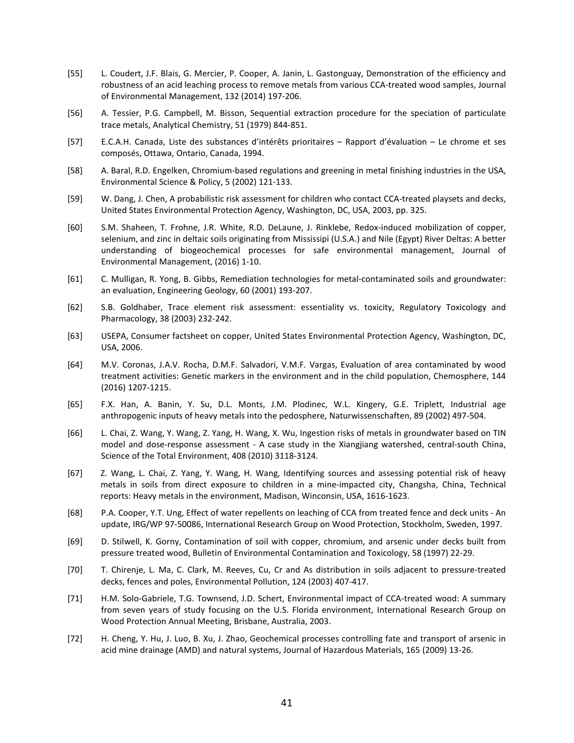[55] L. Coudert, J.F. Blais, G. Mercier, P. Cooper, A. Janin, L. Gastonguay, Demonstration of the efficiency and robustness of an acid leaching process to remove metals from various CCA-treated wood samples, Journal of Environmental Management, 132 (2014) 197-206.

[56] A. Tessier, P.G. Campbell, M. Bisson, Sequential extraction procedure for the speciation of particulate trace metals, Analytical Chemistry, 51 (1979) 844-851.

[57] E.C.A.H. Canada, Liste des substances d'intérêts prioritaires – Rapport d'évaluation – Le chrome et ses composés, Ottawa, Ontario, Canada, 1994.

[58] A. Baral, R.D. Engelken, Chromium-based regulations and greening in metal finishing industries in the USA, Environmental Science & Policy, 5 (2002) 121-133.

[59] W. Dang, J. Chen, A probabilistic risk assessment for children who contact CCA-treated playsets and decks, United States Environmental Protection Agency, Washington, DC, USA, 2003, pp. 325.

[60] S.M. Shaheen, T. Frohne, J.R. White, R.D. DeLaune, J. Rinklebe, Redox-induced mobilization of copper, selenium, and zinc in deltaic soils originating from Mississipi (U.S.A.) and Nile (Egypt) River Deltas: A better understanding of biogeochemical processes for safe environmental management, Journal of Environmental Management, (2016) 1-10.

[61] C. Mulligan, R. Yong, B. Gibbs, Remediation technologies for metal-contaminated soils and groundwater: an evaluation, Engineering Geology, 60 (2001) 193-207.

[62] S.B. Goldhaber, Trace element risk assessment: essentiality vs. toxicity, Regulatory Toxicology and Pharmacology, 38 (2003) 232-242.

[63] USEPA, Consumer factsheet on copper, United States Environmental Protection Agency, Washington, DC, USA, 2006.

[64] M.V. Coronas, J.A.V. Rocha, D.M.F. Salvadori, V.M.F. Vargas, Evaluation of area contaminated by wood treatment activities: Genetic markers in the environment and in the child population, Chemosphere, 144 (2016) 1207-1215.

[65] F.X. Han, A. Banin, Y. Su, D.L. Monts, J.M. Plodinec, W.L. Kingery, G.E. Triplett, Industrial age anthropogenic inputs of heavy metals into the pedosphere, Naturwissenschaften, 89 (2002) 497-504.

[66] L. Chai, Z. Wang, Y. Wang, Z. Yang, H. Wang, X. Wu, Ingestion risks of metals in groundwater based on TIN model and dose-response assessment - A case study in the Xiangjiang watershed, central-south China, Science of the Total Environment, 408 (2010) 3118-3124.

[67] Z. Wang, L. Chai, Z. Yang, Y. Wang, H. Wang, Identifying sources and assessing potential risk of heavy metals in soils from direct exposure to children in a mine-impacted city, Changsha, China, Technical reports: Heavy metals in the environment, Madison, Winconsin, USA, 1616-1623.

[68] P.A. Cooper, Y.T. Ung, Effect of water repellents on leaching of CCA from treated fence and deck units - An update, IRG/WP 97-50086, International Research Group on Wood Protection, Stockholm, Sweden, 1997.

[69] D. Stilwell, K. Gorny, Contamination of soil with copper, chromium, and arsenic under decks built from pressure treated wood, Bulletin of Environmental Contamination and Toxicology, 58 (1997) 22-29.

[70] T. Chirenje, L. Ma, C. Clark, M. Reeves, Cu, Cr and As distribution in soils adjacent to pressure-treated decks, fences and poles, Environmental Pollution, 124 (2003) 407-417.

[71] H.M. Solo-Gabriele, T.G. Townsend, J.D. Schert, Environmental impact of CCA-treated wood: A summary from seven years of study focusing on the U.S. Florida environment, International Research Group on Wood Protection Annual Meeting, Brisbane, Australia, 2003.

[72] H. Cheng, Y. Hu, J. Luo, B. Xu, J. Zhao, Geochemical processes controlling fate and transport of arsenic in acid mine drainage (AMD) and natural systems, Journal of Hazardous Materials, 165 (2009) 13-26.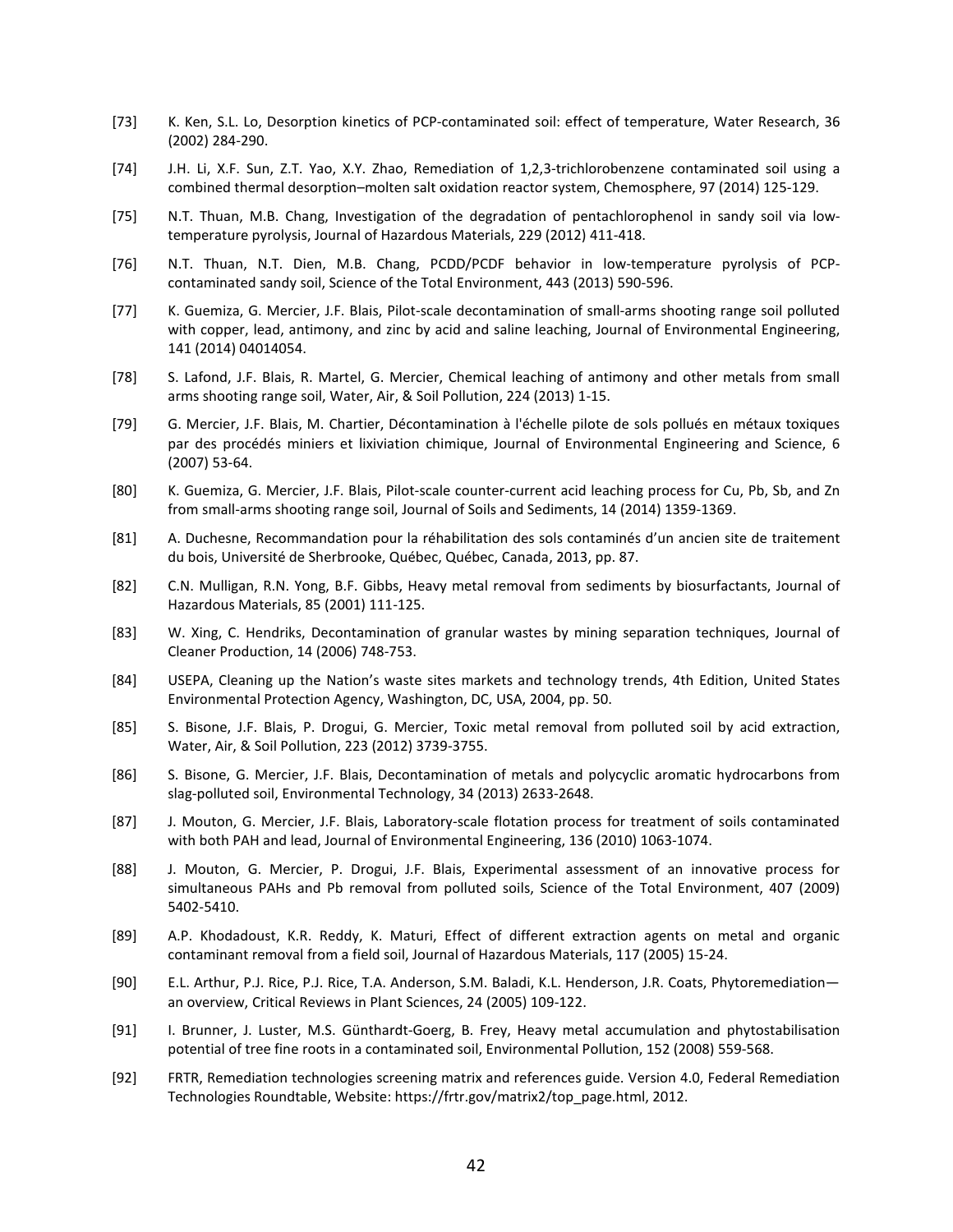[73] K. Ken, S.L. Lo, Desorption kinetics of PCP-contaminated soil: effect of temperature, Water Research, 36 (2002) 284-290.

[74] J.H. Li, X.F. Sun, Z.T. Yao, X.Y. Zhao, Remediation of 1,2,3-trichlorobenzene contaminated soil using a combined thermal desorption–molten salt oxidation reactor system, Chemosphere, 97 (2014) 125-129.

[75] N.T. Thuan, M.B. Chang, Investigation of the degradation of pentachlorophenol in sandy soil via low-temperature pyrolysis, Journal of Hazardous Materials, 229 (2012) 411-418.

[76] N.T. Thuan, N.T. Dien, M.B. Chang, PCDD/PCDF behavior in low-temperature pyrolysis of PCP-contaminated sandy soil, Science of the Total Environment, 443 (2013) 590-596.

[77] K. Guemiza, G. Mercier, J.F. Blais, Pilot-scale decontamination of small-arms shooting range soil polluted with copper, lead, antimony, and zinc by acid and saline leaching, Journal of Environmental Engineering, 141 (2014) 04014054.

[78] S. Lafond, J.F. Blais, R. Martel, G. Mercier, Chemical leaching of antimony and other metals from small arms shooting range soil, Water, Air, & Soil Pollution, 224 (2013) 1-15.

[79] G. Mercier, J.F. Blais, M. Chartier, Décontamination à l'échelle pilote de sols pollués en métaux toxiques par des procédés miniers et lixiviation chimique, Journal of Environmental Engineering and Science, 6 (2007) 53-64.

[80] K. Guemiza, G. Mercier, J.F. Blais, Pilot-scale counter-current acid leaching process for Cu, Pb, Sb, and Zn from small-arms shooting range soil, Journal of Soils and Sediments, 14 (2014) 1359-1369.

[81] A. Duchesne, Recommandation pour la réhabilitation des sols contaminés d'un ancien site de traitement du bois, Université de Sherbrooke, Québec, Québec, Canada, 2013, pp. 87.

[82] C.N. Mulligan, R.N. Yong, B.F. Gibbs, Heavy metal removal from sediments by biosurfactants, Journal of Hazardous Materials, 85 (2001) 111-125.

[83] W. Xing, C. Hendriks, Decontamination of granular wastes by mining separation techniques, Journal of Cleaner Production, 14 (2006) 748-753.

[84] USEPA, Cleaning up the Nation's waste sites markets and technology trends, 4th Edition, United States Environmental Protection Agency, Washington, DC, USA, 2004, pp. 50.

[85] S. Bisone, J.F. Blais, P. Drogui, G. Mercier, Toxic metal removal from polluted soil by acid extraction, Water, Air, & Soil Pollution, 223 (2012) 3739-3755.

[86] S. Bisone, G. Mercier, J.F. Blais, Decontamination of metals and polycyclic aromatic hydrocarbons from slag-polluted soil, Environmental Technology, 34 (2013) 2633-2648.

[87] J. Mouton, G. Mercier, J.F. Blais, Laboratory-scale flotation process for treatment of soils contaminated with both PAH and lead, Journal of Environmental Engineering, 136 (2010) 1063-1074.

[88] J. Mouton, G. Mercier, P. Drogui, J.F. Blais, Experimental assessment of an innovative process for simultaneous PAHs and Pb removal from polluted soils, Science of the Total Environment, 407 (2009) 5402-5410.

[89] A.P. Khodadoust, K.R. Reddy, K. Maturi, Effect of different extraction agents on metal and organic contaminant removal from a field soil, Journal of Hazardous Materials, 117 (2005) 15-24.

[90] E.L. Arthur, P.J. Rice, P.J. Rice, T.A. Anderson, S.M. Baladi, K.L. Henderson, J.R. Coats, Phytoremediation—an overview, Critical Reviews in Plant Sciences, 24 (2005) 109-122.

[91] I. Brunner, J. Luster, M.S. Günthardt-Goerg, B. Frey, Heavy metal accumulation and phytostabilisation potential of tree fine roots in a contaminated soil, Environmental Pollution, 152 (2008) 559-568.

[92] FRTR, Remediation technologies screening matrix and references guide. Version 4.0, Federal Remediation Technologies Roundtable, Website: https://frtr.gov/matrix2/top_page.html, 2012.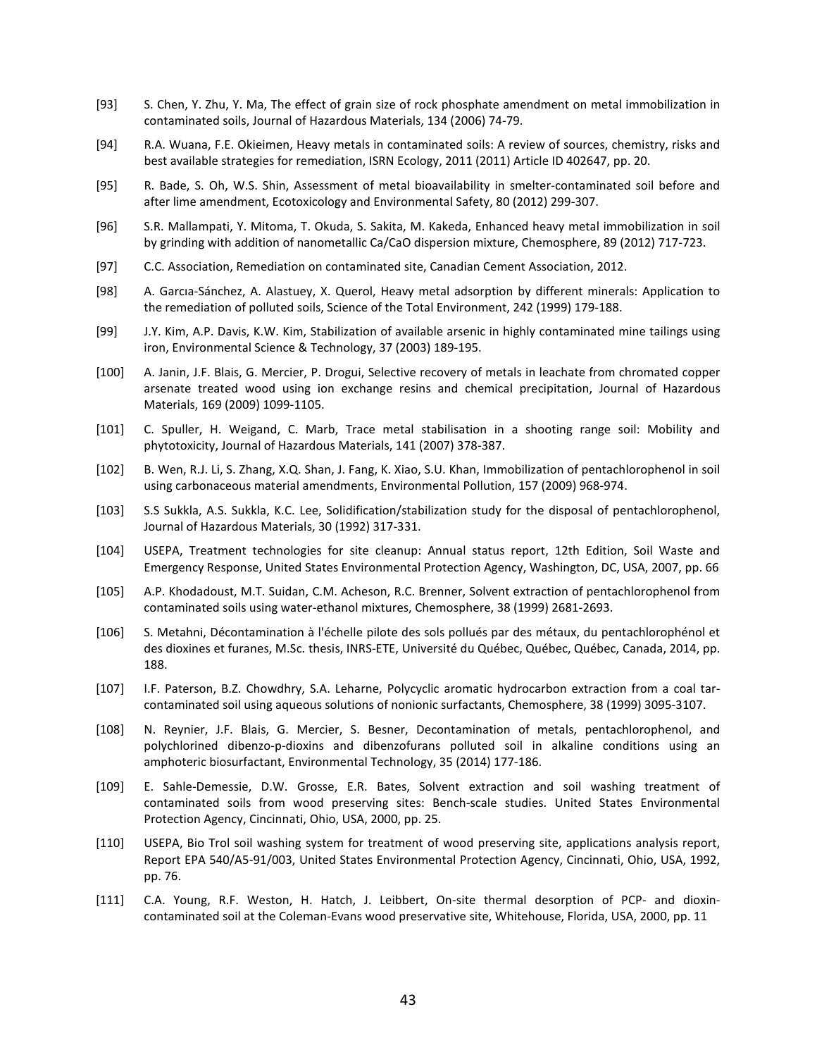[93] S. Chen, Y. Zhu, Y. Ma, The effect of grain size of rock phosphate amendment on metal immobilization in contaminated soils, Journal of Hazardous Materials, 134 (2006) 74-79.

[94] R.A. Wuana, F.E. Okieimen, Heavy metals in contaminated soils: A review of sources, chemistry, risks and best available strategies for remediation, ISRN Ecology, 2011 (2011) Article ID 402647, pp. 20.

[95] R. Bade, S. Oh, W.S. Shin, Assessment of metal bioavailability in smelter-contaminated soil before and after lime amendment, Ecotoxicology and Environmental Safety, 80 (2012) 299-307.

[96] S.R. Mallampati, Y. Mitoma, T. Okuda, S. Sakita, M. Kakeda, Enhanced heavy metal immobilization in soil by grinding with addition of nanometallic Ca/CaO dispersion mixture, Chemosphere, 89 (2012) 717-723.

[97] C.C. Association, Remediation on contaminated site, Canadian Cement Association, 2012.

[98] A. Garcıa-Sánchez, A. Alastuey, X. Querol, Heavy metal adsorption by different minerals: Application to the remediation of polluted soils, Science of the Total Environment, 242 (1999) 179-188.

[99] J.Y. Kim, A.P. Davis, K.W. Kim, Stabilization of available arsenic in highly contaminated mine tailings using iron, Environmental Science & Technology, 37 (2003) 189-195.

[100] A. Janin, J.F. Blais, G. Mercier, P. Drogui, Selective recovery of metals in leachate from chromated copper arsenate treated wood using ion exchange resins and chemical precipitation, Journal of Hazardous Materials, 169 (2009) 1099-1105.

[101] C. Spuller, H. Weigand, C. Marb, Trace metal stabilisation in a shooting range soil: Mobility and phytotoxicity, Journal of Hazardous Materials, 141 (2007) 378-387.

[102] B. Wen, R.J. Li, S. Zhang, X.Q. Shan, J. Fang, K. Xiao, S.U. Khan, Immobilization of pentachlorophenol in soil using carbonaceous material amendments, Environmental Pollution, 157 (2009) 968-974.

[103] S.S Sukkla, A.S. Sukkla, K.C. Lee, Solidification/stabilization study for the disposal of pentachlorophenol, Journal of Hazardous Materials, 30 (1992) 317-331.

[104] USEPA, Treatment technologies for site cleanup: Annual status report, 12th Edition, Soil Waste and Emergency Response, United States Environmental Protection Agency, Washington, DC, USA, 2007, pp. 66

[105] A.P. Khodadoust, M.T. Suidan, C.M. Acheson, R.C. Brenner, Solvent extraction of pentachlorophenol from contaminated soils using water-ethanol mixtures, Chemosphere, 38 (1999) 2681-2693.

[106] S. Metahni, Décontamination à l'échelle pilote des sols pollués par des métaux, du pentachlorophénol et des dioxines et furanes, M.Sc. thesis, INRS-ETE, Université du Québec, Québec, Québec, Canada, 2014, pp. 188.

[107] I.F. Paterson, B.Z. Chowdhry, S.A. Leharne, Polycyclic aromatic hydrocarbon extraction from a coal tar-contaminated soil using aqueous solutions of nonionic surfactants, Chemosphere, 38 (1999) 3095-3107.

[108] N. Reynier, J.F. Blais, G. Mercier, S. Besner, Decontamination of metals, pentachlorophenol, and polychlorined dibenzo-p-dioxins and dibenzofurans polluted soil in alkaline conditions using an amphoteric biosurfactant, Environmental Technology, 35 (2014) 177-186.

[109] E. Sahle-Demessie, D.W. Grosse, E.R. Bates, Solvent extraction and soil washing treatment of contaminated soils from wood preserving sites: Bench-scale studies. United States Environmental Protection Agency, Cincinnati, Ohio, USA, 2000, pp. 25.

[110] USEPA, Bio Trol soil washing system for treatment of wood preserving site, applications analysis report, Report EPA 540/A5-91/003, United States Environmental Protection Agency, Cincinnati, Ohio, USA, 1992, pp. 76.

[111] C.A. Young, R.F. Weston, H. Hatch, J. Leibbert, On-site thermal desorption of PCP- and dioxin-contaminated soil at the Coleman-Evans wood preservative site, Whitehouse, Florida, USA, 2000, pp. 11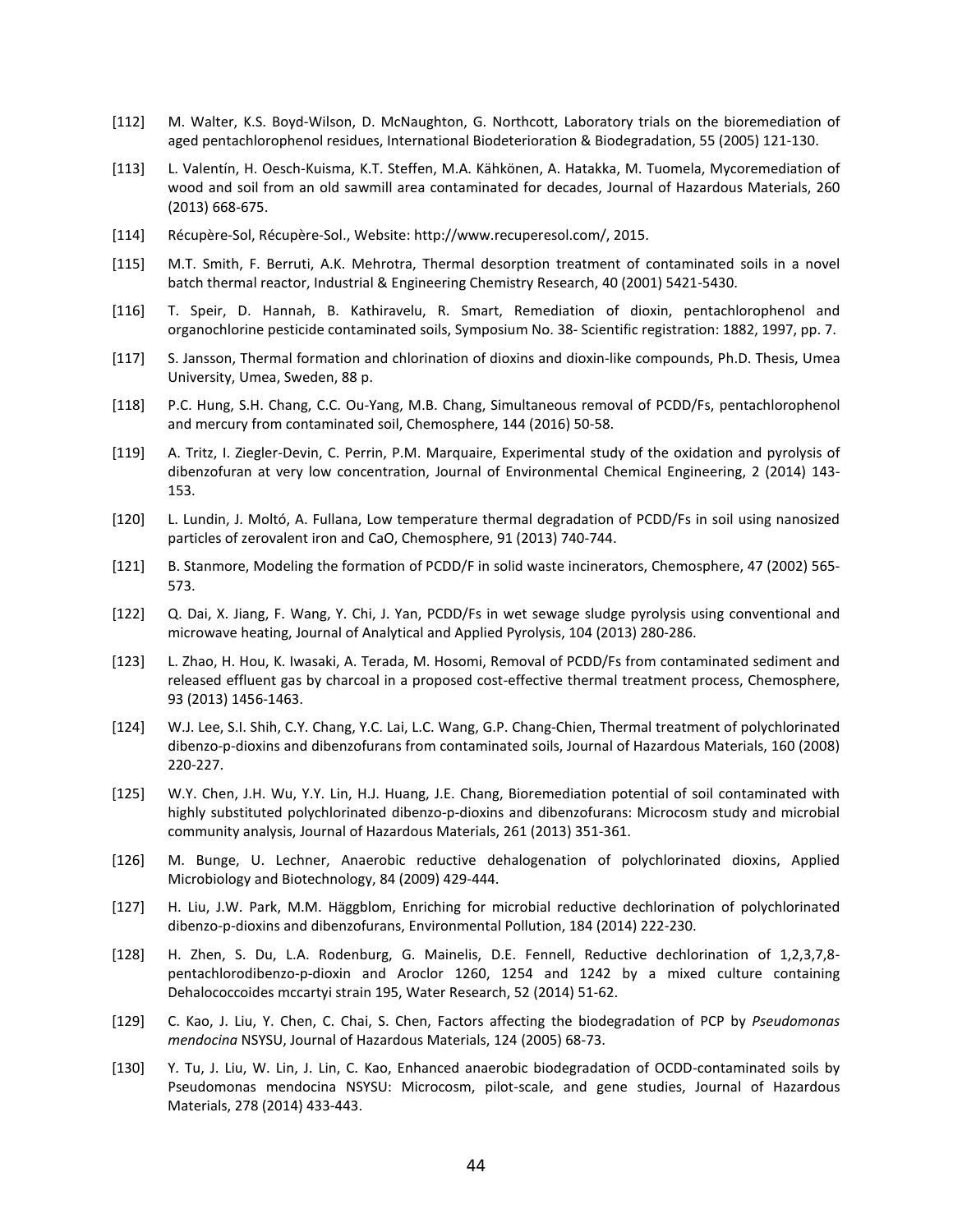[112] M. Walter, K.S. Boyd-Wilson, D. McNaughton, G. Northcott, Laboratory trials on the bioremediation of aged pentachlorophenol residues, International Biodeterioration & Biodegradation, 55 (2005) 121-130.

[113] L. Valentín, H. Oesch-Kuisma, K.T. Steffen, M.A. Kähkönen, A. Hatakka, M. Tuomela, Mycoremediation of wood and soil from an old sawmill area contaminated for decades, Journal of Hazardous Materials, 260 (2013) 668-675.

[114] Récupère-Sol, Récupère-Sol., Website: http://www.recuperesol.com/, 2015.

[115] M.T. Smith, F. Berruti, A.K. Mehrotra, Thermal desorption treatment of contaminated soils in a novel batch thermal reactor, Industrial & Engineering Chemistry Research, 40 (2001) 5421-5430.

[116] T. Speir, D. Hannah, B. Kathiravelu, R. Smart, Remediation of dioxin, pentachlorophenol and organochlorine pesticide contaminated soils, Symposium No. 38- Scientific registration: 1882, 1997, pp. 7.

[117] S. Jansson, Thermal formation and chlorination of dioxins and dioxin-like compounds, Ph.D. Thesis, Umea University, Umea, Sweden, 88 p.

[118] P.C. Hung, S.H. Chang, C.C. Ou-Yang, M.B. Chang, Simultaneous removal of PCDD/Fs, pentachlorophenol and mercury from contaminated soil, Chemosphere, 144 (2016) 50-58.

[119] A. Tritz, I. Ziegler-Devin, C. Perrin, P.M. Marquaire, Experimental study of the oxidation and pyrolysis of dibenzofuran at very low concentration, Journal of Environmental Chemical Engineering, 2 (2014) 143-153.

[120] L. Lundin, J. Moltó, A. Fullana, Low temperature thermal degradation of PCDD/Fs in soil using nanosized particles of zerovalent iron and CaO, Chemosphere, 91 (2013) 740-744.

[121] B. Stanmore, Modeling the formation of PCDD/F in solid waste incinerators, Chemosphere, 47 (2002) 565-573.

[122] Q. Dai, X. Jiang, F. Wang, Y. Chi, J. Yan, PCDD/Fs in wet sewage sludge pyrolysis using conventional and microwave heating, Journal of Analytical and Applied Pyrolysis, 104 (2013) 280-286.

[123] L. Zhao, H. Hou, K. Iwasaki, A. Terada, M. Hosomi, Removal of PCDD/Fs from contaminated sediment and released effluent gas by charcoal in a proposed cost-effective thermal treatment process, Chemosphere, 93 (2013) 1456-1463.

[124] W.J. Lee, S.I. Shih, C.Y. Chang, Y.C. Lai, L.C. Wang, G.P. Chang-Chien, Thermal treatment of polychlorinated dibenzo-p-dioxins and dibenzofurans from contaminated soils, Journal of Hazardous Materials, 160 (2008) 220-227.

[125] W.Y. Chen, J.H. Wu, Y.Y. Lin, H.J. Huang, J.E. Chang, Bioremediation potential of soil contaminated with highly substituted polychlorinated dibenzo-p-dioxins and dibenzofurans: Microcosm study and microbial community analysis, Journal of Hazardous Materials, 261 (2013) 351-361.

[126] M. Bunge, U. Lechner, Anaerobic reductive dehalogenation of polychlorinated dioxins, Applied Microbiology and Biotechnology, 84 (2009) 429-444.

[127] H. Liu, J.W. Park, M.M. Häggblom, Enriching for microbial reductive dechlorination of polychlorinated dibenzo-p-dioxins and dibenzofurans, Environmental Pollution, 184 (2014) 222-230.

[128] H. Zhen, S. Du, L.A. Rodenburg, G. Mainelis, D.E. Fennell, Reductive dechlorination of 1,2,3,7,8-pentachlorodibenzo-p-dioxin and Aroclor 1260, 1254 and 1242 by a mixed culture containing Dehalococcoides mccartyi strain 195, Water Research, 52 (2014) 51-62.

[129] C. Kao, J. Liu, Y. Chen, C. Chai, S. Chen, Factors affecting the biodegradation of PCP by *Pseudomonas mendocina* NSYSU, Journal of Hazardous Materials, 124 (2005) 68-73.

[130] Y. Tu, J. Liu, W. Lin, J. Lin, C. Kao, Enhanced anaerobic biodegradation of OCDD-contaminated soils by Pseudomonas mendocina NSYSU: Microcosm, pilot-scale, and gene studies, Journal of Hazardous Materials, 278 (2014) 433-443.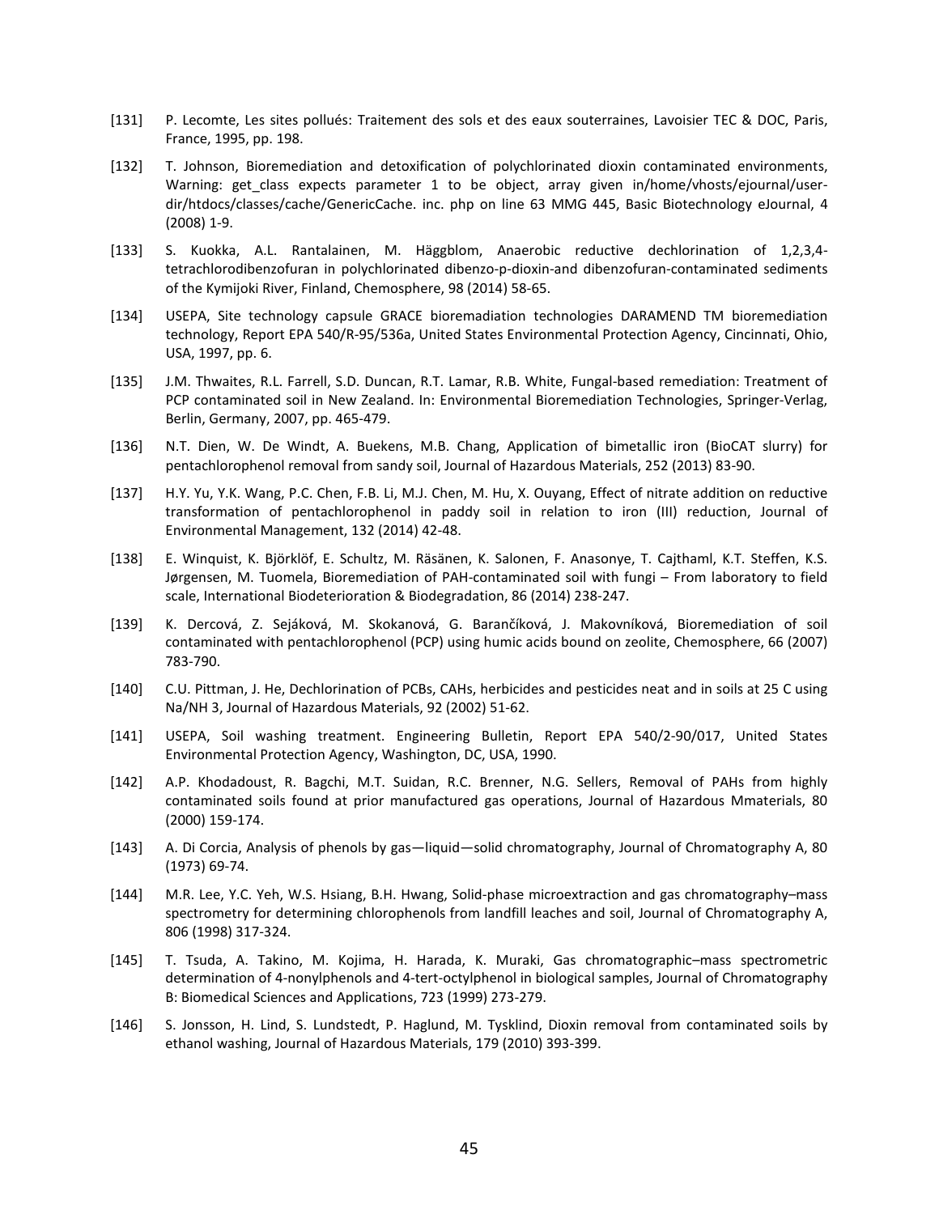[131] P. Lecomte, Les sites pollués: Traitement des sols et des eaux souterraines, Lavoisier TEC & DOC, Paris, France, 1995, pp. 198.

[132] T. Johnson, Bioremediation and detoxification of polychlorinated dioxin contaminated environments, Warning: get_class expects parameter 1 to be object, array given in/home/vhosts/ejournal/user-dir/htdocs/classes/cache/GenericCache. inc. php on line 63 MMG 445, Basic Biotechnology eJournal, 4 (2008) 1-9.

[133] S. Kuokka, A.L. Rantalainen, M. Häggblom, Anaerobic reductive dechlorination of 1,2,3,4-tetrachlorodibenzofuran in polychlorinated dibenzo-p-dioxin-and dibenzofuran-contaminated sediments of the Kymijoki River, Finland, Chemosphere, 98 (2014) 58-65.

[134] USEPA, Site technology capsule GRACE bioremadiation technologies DARAMEND TM bioremediation technology, Report EPA 540/R-95/536a, United States Environmental Protection Agency, Cincinnati, Ohio, USA, 1997, pp. 6.

[135] J.M. Thwaites, R.L. Farrell, S.D. Duncan, R.T. Lamar, R.B. White, Fungal-based remediation: Treatment of PCP contaminated soil in New Zealand. In: Environmental Bioremediation Technologies, Springer-Verlag, Berlin, Germany, 2007, pp. 465-479.

[136] N.T. Dien, W. De Windt, A. Buekens, M.B. Chang, Application of bimetallic iron (BioCAT slurry) for pentachlorophenol removal from sandy soil, Journal of Hazardous Materials, 252 (2013) 83-90.

[137] H.Y. Yu, Y.K. Wang, P.C. Chen, F.B. Li, M.J. Chen, M. Hu, X. Ouyang, Effect of nitrate addition on reductive transformation of pentachlorophenol in paddy soil in relation to iron (III) reduction, Journal of Environmental Management, 132 (2014) 42-48.

[138] E. Winquist, K. Björklöf, E. Schultz, M. Räsänen, K. Salonen, F. Anasonye, T. Cajthaml, K.T. Steffen, K.S. Jørgensen, M. Tuomela, Bioremediation of PAH-contaminated soil with fungi – From laboratory to field scale, International Biodeterioration & Biodegradation, 86 (2014) 238-247.

[139] K. Dercová, Z. Sejáková, M. Skokanová, G. Barančíková, J. Makovníková, Bioremediation of soil contaminated with pentachlorophenol (PCP) using humic acids bound on zeolite, Chemosphere, 66 (2007) 783-790.

[140] C.U. Pittman, J. He, Dechlorination of PCBs, CAHs, herbicides and pesticides neat and in soils at 25 C using Na/NH 3, Journal of Hazardous Materials, 92 (2002) 51-62.

[141] USEPA, Soil washing treatment. Engineering Bulletin, Report EPA 540/2-90/017, United States Environmental Protection Agency, Washington, DC, USA, 1990.

[142] A.P. Khodadoust, R. Bagchi, M.T. Suidan, R.C. Brenner, N.G. Sellers, Removal of PAHs from highly contaminated soils found at prior manufactured gas operations, Journal of Hazardous Mmaterials, 80 (2000) 159-174.

[143] A. Di Corcia, Analysis of phenols by gas—liquid—solid chromatography, Journal of Chromatography A, 80 (1973) 69-74.

[144] M.R. Lee, Y.C. Yeh, W.S. Hsiang, B.H. Hwang, Solid-phase microextraction and gas chromatography–mass spectrometry for determining chlorophenols from landfill leaches and soil, Journal of Chromatography A, 806 (1998) 317-324.

[145] T. Tsuda, A. Takino, M. Kojima, H. Harada, K. Muraki, Gas chromatographic–mass spectrometric determination of 4-nonylphenols and 4-tert-octylphenol in biological samples, Journal of Chromatography B: Biomedical Sciences and Applications, 723 (1999) 273-279.

[146] S. Jonsson, H. Lind, S. Lundstedt, P. Haglund, M. Tysklind, Dioxin removal from contaminated soils by ethanol washing, Journal of Hazardous Materials, 179 (2010) 393-399.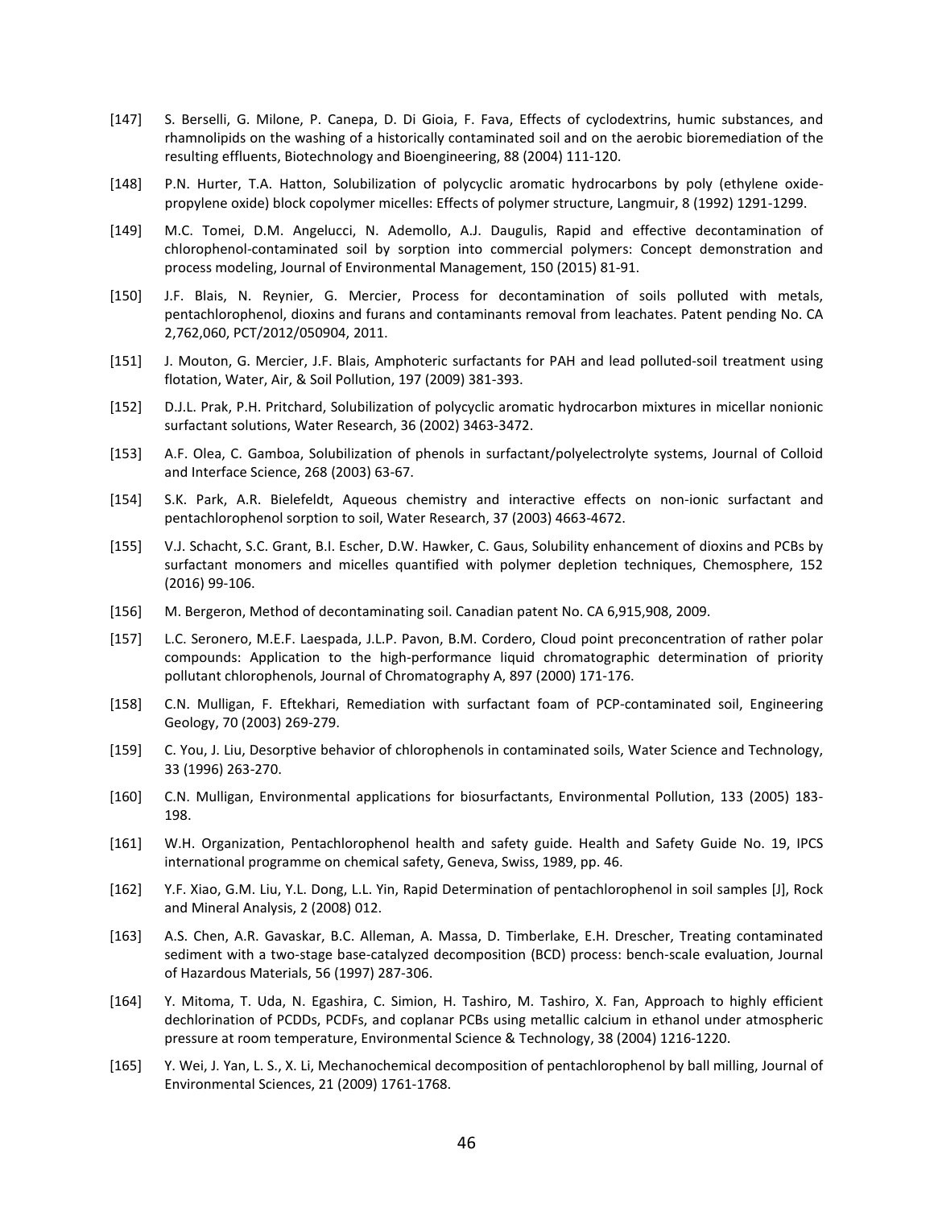[147] S. Berselli, G. Milone, P. Canepa, D. Di Gioia, F. Fava, Effects of cyclodextrins, humic substances, and rhamnolipids on the washing of a historically contaminated soil and on the aerobic bioremediation of the resulting effluents, Biotechnology and Bioengineering, 88 (2004) 111-120.

[148] P.N. Hurter, T.A. Hatton, Solubilization of polycyclic aromatic hydrocarbons by poly (ethylene oxide-propylene oxide) block copolymer micelles: Effects of polymer structure, Langmuir, 8 (1992) 1291-1299.

[149] M.C. Tomei, D.M. Angelucci, N. Ademollo, A.J. Daugulis, Rapid and effective decontamination of chlorophenol-contaminated soil by sorption into commercial polymers: Concept demonstration and process modeling, Journal of Environmental Management, 150 (2015) 81-91.

[150] J.F. Blais, N. Reynier, G. Mercier, Process for decontamination of soils polluted with metals, pentachlorophenol, dioxins and furans and contaminants removal from leachates. Patent pending No. CA 2,762,060, PCT/2012/050904, 2011.

[151] J. Mouton, G. Mercier, J.F. Blais, Amphoteric surfactants for PAH and lead polluted-soil treatment using flotation, Water, Air, & Soil Pollution, 197 (2009) 381-393.

[152] D.J.L. Prak, P.H. Pritchard, Solubilization of polycyclic aromatic hydrocarbon mixtures in micellar nonionic surfactant solutions, Water Research, 36 (2002) 3463-3472.

[153] A.F. Olea, C. Gamboa, Solubilization of phenols in surfactant/polyelectrolyte systems, Journal of Colloid and Interface Science, 268 (2003) 63-67.

[154] S.K. Park, A.R. Bielefeldt, Aqueous chemistry and interactive effects on non-ionic surfactant and pentachlorophenol sorption to soil, Water Research, 37 (2003) 4663-4672.

[155] V.J. Schacht, S.C. Grant, B.I. Escher, D.W. Hawker, C. Gaus, Solubility enhancement of dioxins and PCBs by surfactant monomers and micelles quantified with polymer depletion techniques, Chemosphere, 152 (2016) 99-106.

[156] M. Bergeron, Method of decontaminating soil. Canadian patent No. CA 6,915,908, 2009.

[157] L.C. Seronero, M.E.F. Laespada, J.L.P. Pavon, B.M. Cordero, Cloud point preconcentration of rather polar compounds: Application to the high-performance liquid chromatographic determination of priority pollutant chlorophenols, Journal of Chromatography A, 897 (2000) 171-176.

[158] C.N. Mulligan, F. Eftekhari, Remediation with surfactant foam of PCP-contaminated soil, Engineering Geology, 70 (2003) 269-279.

[159] C. You, J. Liu, Desorptive behavior of chlorophenols in contaminated soils, Water Science and Technology, 33 (1996) 263-270.

[160] C.N. Mulligan, Environmental applications for biosurfactants, Environmental Pollution, 133 (2005) 183-198.

[161] W.H. Organization, Pentachlorophenol health and safety guide. Health and Safety Guide No. 19, IPCS international programme on chemical safety, Geneva, Swiss, 1989, pp. 46.

[162] Y.F. Xiao, G.M. Liu, Y.L. Dong, L.L. Yin, Rapid Determination of pentachlorophenol in soil samples [J], Rock and Mineral Analysis, 2 (2008) 012.

[163] A.S. Chen, A.R. Gavaskar, B.C. Alleman, A. Massa, D. Timberlake, E.H. Drescher, Treating contaminated sediment with a two-stage base-catalyzed decomposition (BCD) process: bench-scale evaluation, Journal of Hazardous Materials, 56 (1997) 287-306.

[164] Y. Mitoma, T. Uda, N. Egashira, C. Simion, H. Tashiro, M. Tashiro, X. Fan, Approach to highly efficient dechlorination of PCDDs, PCDFs, and coplanar PCBs using metallic calcium in ethanol under atmospheric pressure at room temperature, Environmental Science & Technology, 38 (2004) 1216-1220.

[165] Y. Wei, J. Yan, L. S., X. Li, Mechanochemical decomposition of pentachlorophenol by ball milling, Journal of Environmental Sciences, 21 (2009) 1761-1768.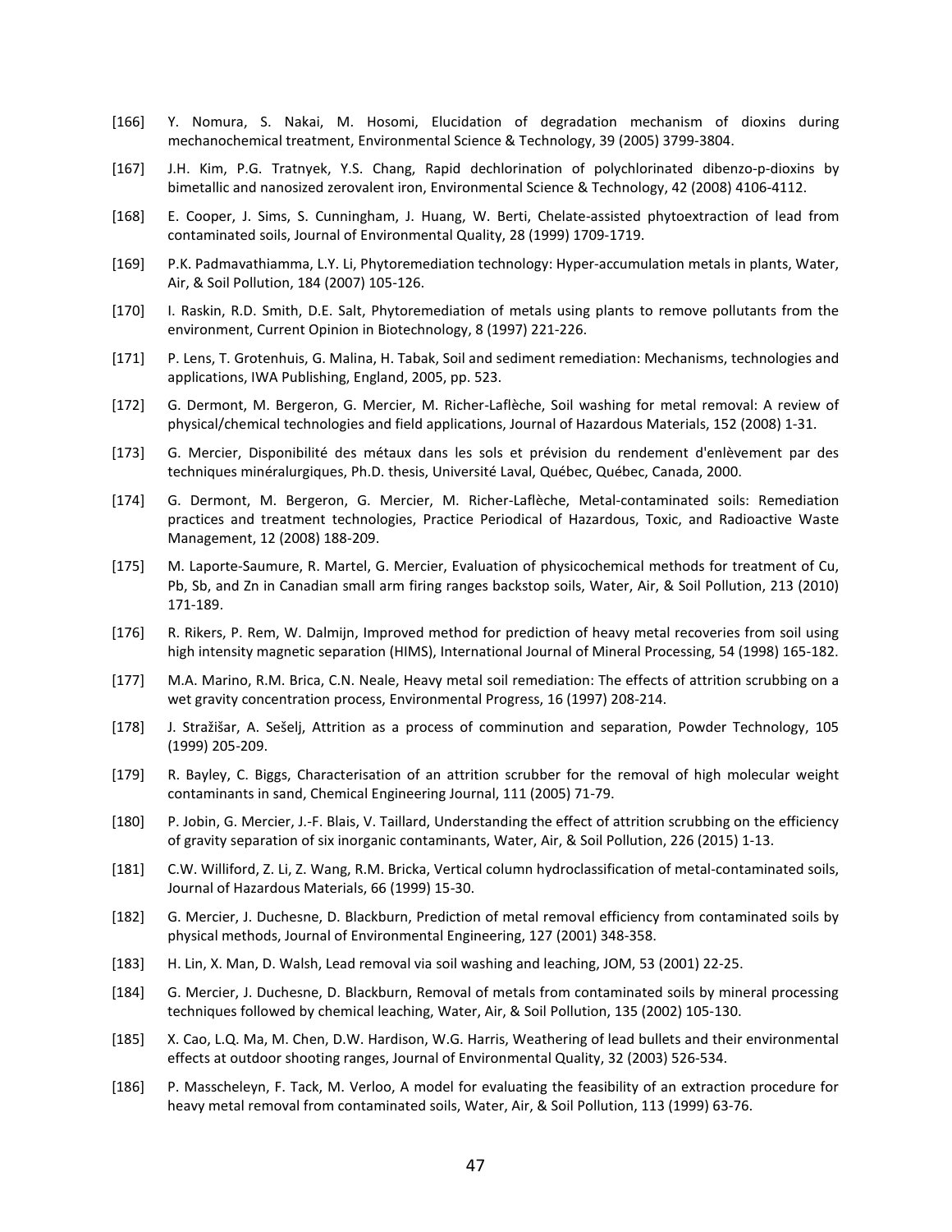[166] Y. Nomura, S. Nakai, M. Hosomi, Elucidation of degradation mechanism of dioxins during mechanochemical treatment, Environmental Science & Technology, 39 (2005) 3799-3804.

[167] J.H. Kim, P.G. Tratnyek, Y.S. Chang, Rapid dechlorination of polychlorinated dibenzo-p-dioxins by bimetallic and nanosized zerovalent iron, Environmental Science & Technology, 42 (2008) 4106-4112.

[168] E. Cooper, J. Sims, S. Cunningham, J. Huang, W. Berti, Chelate-assisted phytoextraction of lead from contaminated soils, Journal of Environmental Quality, 28 (1999) 1709-1719.

[169] P.K. Padmavathiamma, L.Y. Li, Phytoremediation technology: Hyper-accumulation metals in plants, Water, Air, & Soil Pollution, 184 (2007) 105-126.

[170] I. Raskin, R.D. Smith, D.E. Salt, Phytoremediation of metals using plants to remove pollutants from the environment, Current Opinion in Biotechnology, 8 (1997) 221-226.

[171] P. Lens, T. Grotenhuis, G. Malina, H. Tabak, Soil and sediment remediation: Mechanisms, technologies and applications, IWA Publishing, England, 2005, pp. 523.

[172] G. Dermont, M. Bergeron, G. Mercier, M. Richer-Laflèche, Soil washing for metal removal: A review of physical/chemical technologies and field applications, Journal of Hazardous Materials, 152 (2008) 1-31.

[173] G. Mercier, Disponibilité des métaux dans les sols et prévision du rendement d'enlèvement par des techniques minéralurgiques, Ph.D. thesis, Université Laval, Québec, Québec, Canada, 2000.

[174] G. Dermont, M. Bergeron, G. Mercier, M. Richer-Laflèche, Metal-contaminated soils: Remediation practices and treatment technologies, Practice Periodical of Hazardous, Toxic, and Radioactive Waste Management, 12 (2008) 188-209.

[175] M. Laporte-Saumure, R. Martel, G. Mercier, Evaluation of physicochemical methods for treatment of Cu, Pb, Sb, and Zn in Canadian small arm firing ranges backstop soils, Water, Air, & Soil Pollution, 213 (2010) 171-189.

[176] R. Rikers, P. Rem, W. Dalmijn, Improved method for prediction of heavy metal recoveries from soil using high intensity magnetic separation (HIMS), International Journal of Mineral Processing, 54 (1998) 165-182.

[177] M.A. Marino, R.M. Brica, C.N. Neale, Heavy metal soil remediation: The effects of attrition scrubbing on a wet gravity concentration process, Environmental Progress, 16 (1997) 208-214.

[178] J. Stražišar, A. Sešelj, Attrition as a process of comminution and separation, Powder Technology, 105 (1999) 205-209.

[179] R. Bayley, C. Biggs, Characterisation of an attrition scrubber for the removal of high molecular weight contaminants in sand, Chemical Engineering Journal, 111 (2005) 71-79.

[180] P. Jobin, G. Mercier, J.-F. Blais, V. Taillard, Understanding the effect of attrition scrubbing on the efficiency of gravity separation of six inorganic contaminants, Water, Air, & Soil Pollution, 226 (2015) 1-13.

[181] C.W. Williford, Z. Li, Z. Wang, R.M. Bricka, Vertical column hydroclassification of metal-contaminated soils, Journal of Hazardous Materials, 66 (1999) 15-30.

[182] G. Mercier, J. Duchesne, D. Blackburn, Prediction of metal removal efficiency from contaminated soils by physical methods, Journal of Environmental Engineering, 127 (2001) 348-358.

[183] H. Lin, X. Man, D. Walsh, Lead removal via soil washing and leaching, JOM, 53 (2001) 22-25.

[184] G. Mercier, J. Duchesne, D. Blackburn, Removal of metals from contaminated soils by mineral processing techniques followed by chemical leaching, Water, Air, & Soil Pollution, 135 (2002) 105-130.

[185] X. Cao, L.Q. Ma, M. Chen, D.W. Hardison, W.G. Harris, Weathering of lead bullets and their environmental effects at outdoor shooting ranges, Journal of Environmental Quality, 32 (2003) 526-534.

[186] P. Masscheleyn, F. Tack, M. Verloo, A model for evaluating the feasibility of an extraction procedure for heavy metal removal from contaminated soils, Water, Air, & Soil Pollution, 113 (1999) 63-76.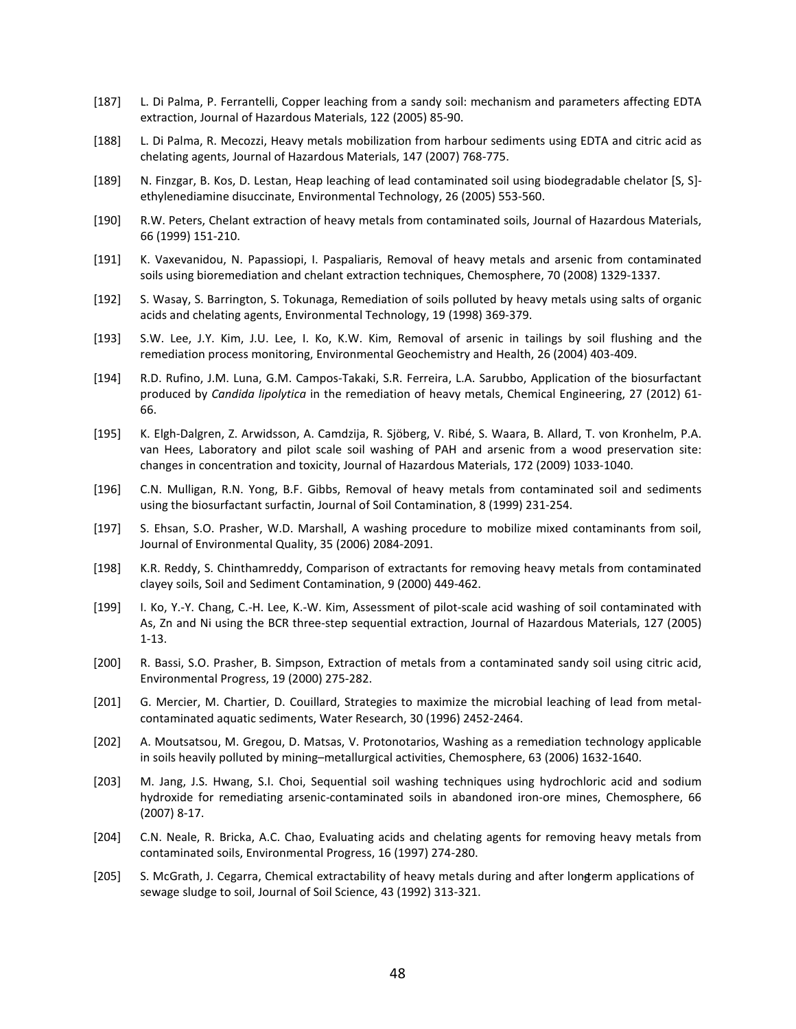[187] L. Di Palma, P. Ferrantelli, Copper leaching from a sandy soil: mechanism and parameters affecting EDTA extraction, Journal of Hazardous Materials, 122 (2005) 85-90.

[188] L. Di Palma, R. Mecozzi, Heavy metals mobilization from harbour sediments using EDTA and citric acid as chelating agents, Journal of Hazardous Materials, 147 (2007) 768-775.

[189] N. Finzgar, B. Kos, D. Lestan, Heap leaching of lead contaminated soil using biodegradable chelator [S, S]-ethylenediamine disuccinate, Environmental Technology, 26 (2005) 553-560.

[190] R.W. Peters, Chelant extraction of heavy metals from contaminated soils, Journal of Hazardous Materials, 66 (1999) 151-210.

[191] K. Vaxevanidou, N. Papassiopi, I. Paspaliaris, Removal of heavy metals and arsenic from contaminated soils using bioremediation and chelant extraction techniques, Chemosphere, 70 (2008) 1329-1337.

[192] S. Wasay, S. Barrington, S. Tokunaga, Remediation of soils polluted by heavy metals using salts of organic acids and chelating agents, Environmental Technology, 19 (1998) 369-379.

[193] S.W. Lee, J.Y. Kim, J.U. Lee, I. Ko, K.W. Kim, Removal of arsenic in tailings by soil flushing and the remediation process monitoring, Environmental Geochemistry and Health, 26 (2004) 403-409.

[194] R.D. Rufino, J.M. Luna, G.M. Campos-Takaki, S.R. Ferreira, L.A. Sarubbo, Application of the biosurfactant produced by *Candida lipolytica* in the remediation of heavy metals, Chemical Engineering, 27 (2012) 61-66.

[195] K. Elgh-Dalgren, Z. Arwidsson, A. Camdzija, R. Sjöberg, V. Ribé, S. Waara, B. Allard, T. von Kronhelm, P.A. van Hees, Laboratory and pilot scale soil washing of PAH and arsenic from a wood preservation site: changes in concentration and toxicity, Journal of Hazardous Materials, 172 (2009) 1033-1040.

[196] C.N. Mulligan, R.N. Yong, B.F. Gibbs, Removal of heavy metals from contaminated soil and sediments using the biosurfactant surfactin, Journal of Soil Contamination, 8 (1999) 231-254.

[197] S. Ehsan, S.O. Prasher, W.D. Marshall, A washing procedure to mobilize mixed contaminants from soil, Journal of Environmental Quality, 35 (2006) 2084-2091.

[198] K.R. Reddy, S. Chinthamreddy, Comparison of extractants for removing heavy metals from contaminated clayey soils, Soil and Sediment Contamination, 9 (2000) 449-462.

[199] I. Ko, Y.-Y. Chang, C.-H. Lee, K.-W. Kim, Assessment of pilot-scale acid washing of soil contaminated with As, Zn and Ni using the BCR three-step sequential extraction, Journal of Hazardous Materials, 127 (2005) 1-13.

[200] R. Bassi, S.O. Prasher, B. Simpson, Extraction of metals from a contaminated sandy soil using citric acid, Environmental Progress, 19 (2000) 275-282.

[201] G. Mercier, M. Chartier, D. Couillard, Strategies to maximize the microbial leaching of lead from metal-contaminated aquatic sediments, Water Research, 30 (1996) 2452-2464.

[202] A. Moutsatsou, M. Gregou, D. Matsas, V. Protonotarios, Washing as a remediation technology applicable in soils heavily polluted by mining–metallurgical activities, Chemosphere, 63 (2006) 1632-1640.

[203] M. Jang, J.S. Hwang, S.I. Choi, Sequential soil washing techniques using hydrochloric acid and sodium hydroxide for remediating arsenic-contaminated soils in abandoned iron-ore mines, Chemosphere, 66 (2007) 8-17.

[204] C.N. Neale, R. Bricka, A.C. Chao, Evaluating acids and chelating agents for removing heavy metals from contaminated soils, Environmental Progress, 16 (1997) 274-280.

[205] S. McGrath, J. Cegarra, Chemical extractability of heavy metals during and after long-term applications of sewage sludge to soil, Journal of Soil Science, 43 (1992) 313-321.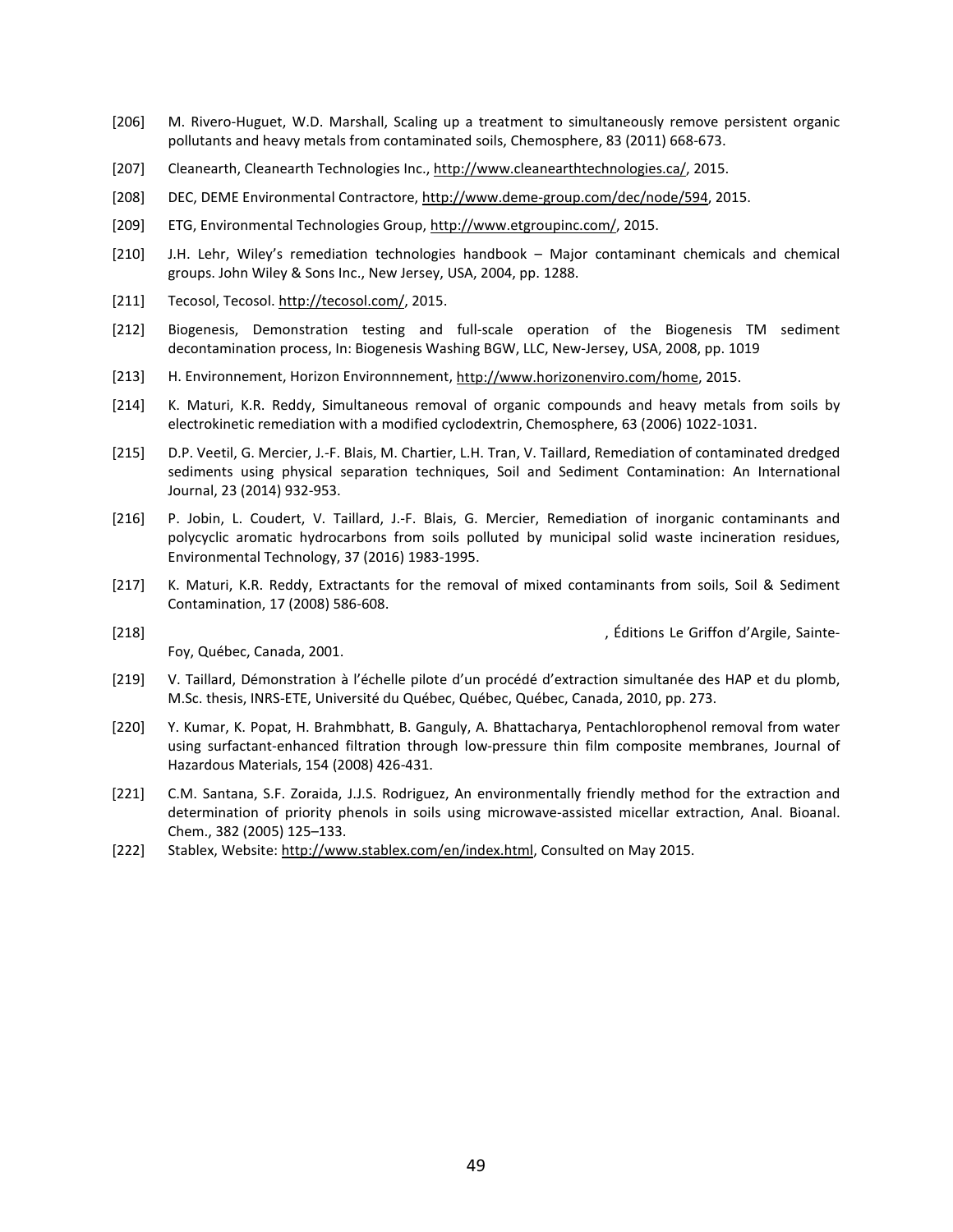[206] M. Rivero-Huguet, W.D. Marshall, Scaling up a treatment to simultaneously remove persistent organic pollutants and heavy metals from contaminated soils, Chemosphere, 83 (2011) 668-673.

[207] Cleanearth, Cleanearth Technologies Inc., http://www.cleanearthtechnologies.ca/, 2015.

[208] DEC, DEME Environmental Contractore, http://www.deme-group.com/dec/node/594, 2015.

[209] ETG, Environmental Technologies Group, http://www.etgroupinc.com/, 2015.

[210] J.H. Lehr, Wiley's remediation technologies handbook – Major contaminant chemicals and chemical groups. John Wiley & Sons Inc., New Jersey, USA, 2004, pp. 1288.

[211] Tecosol, Tecosol. http://tecosol.com/, 2015.

[212] Biogenesis, Demonstration testing and full-scale operation of the Biogenesis TM sediment decontamination process, In: Biogenesis Washing BGW, LLC, New-Jersey, USA, 2008, pp. 1019

[213] H. Environnement, Horizon Environnnement, http://www.horizonenviro.com/home, 2015.

[214] K. Maturi, K.R. Reddy, Simultaneous removal of organic compounds and heavy metals from soils by electrokinetic remediation with a modified cyclodextrin, Chemosphere, 63 (2006) 1022-1031.

[215] D.P. Veetil, G. Mercier, J.-F. Blais, M. Chartier, L.H. Tran, V. Taillard, Remediation of contaminated dredged sediments using physical separation techniques, Soil and Sediment Contamination: An International Journal, 23 (2014) 932-953.

[216] P. Jobin, L. Coudert, V. Taillard, J.-F. Blais, G. Mercier, Remediation of inorganic contaminants and polycyclic aromatic hydrocarbons from soils polluted by municipal solid waste incineration residues, Environmental Technology, 37 (2016) 1983-1995.

[217] K. Maturi, K.R. Reddy, Extractants for the removal of mixed contaminants from soils, Soil & Sediment Contamination, 17 (2008) 586-608.

[218] , Éditions Le Griffon d'Argile, Sainte-Foy, Québec, Canada, 2001.

[219] V. Taillard, Démonstration à l'échelle pilote d'un procédé d'extraction simultanée des HAP et du plomb, M.Sc. thesis, INRS-ETE, Université du Québec, Québec, Québec, Canada, 2010, pp. 273.

[220] Y. Kumar, K. Popat, H. Brahmbhatt, B. Ganguly, A. Bhattacharya, Pentachlorophenol removal from water using surfactant-enhanced filtration through low-pressure thin film composite membranes, Journal of Hazardous Materials, 154 (2008) 426-431.

[221] C.M. Santana, S.F. Zoraida, J.J.S. Rodriguez, An environmentally friendly method for the extraction and determination of priority phenols in soils using microwave-assisted micellar extraction, Anal. Bioanal. Chem., 382 (2005) 125–133.

[222] Stablex, Website: http://www.stablex.com/en/index.html, Consulted on May 2015.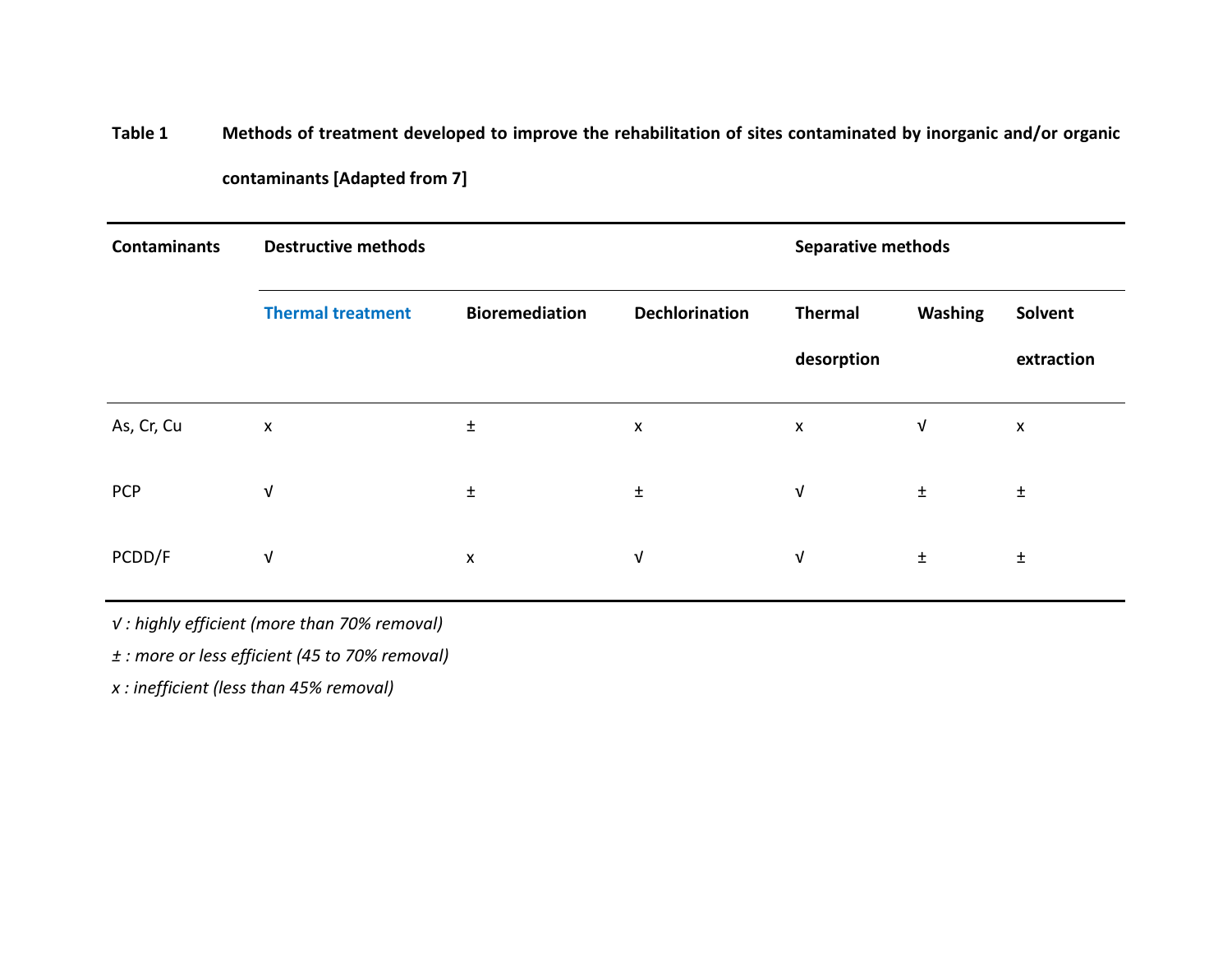**Table 1** **Methods of treatment developed to improve the rehabilitation of sites contaminated by inorganic and/or organic contaminants [Adapted from 7]**

| Contaminants | Destructive methods | | | Separative methods | | |
|---|---|---|---|---|---|---|
| | Thermal treatment | Bioremediation | Dechlorination | Thermal desorption | Washing | Solvent extraction |
| As, Cr, Cu | x | ± | x | x | √ | x |
| PCP | √ | ± | ± | √ | ± | ± |
| PCDD/F | √ | x | √ | √ | ± | ± |

*√ : highly efficient (more than 70% removal)*

*± : more or less efficient (45 to 70% removal)*

*x : inefficient (less than 45% removal)*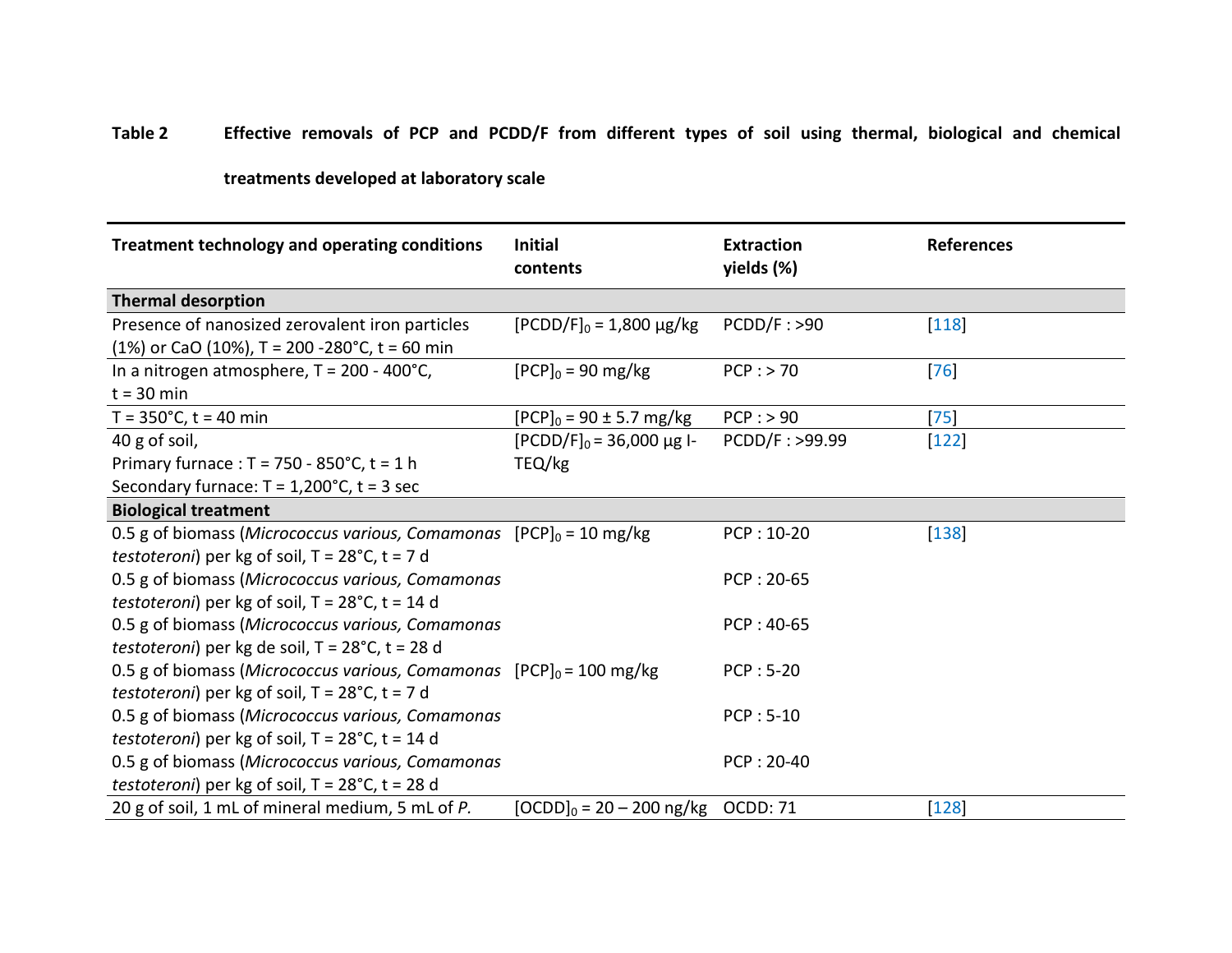**Table 2** **Effective removals of PCP and PCDD/F from different types of soil using thermal, biological and chemical treatments developed at laboratory scale**

| Treatment technology and operating conditions | Initial contents | Extraction yields (%) | References |
|---|---|---|---|
| **Thermal desorption** | | | |
| Presence of nanosized zerovalent iron particles (1%) or CaO (10%), T = 200 -280°C, t = 60 min | $[PCDD/F]_0$ = 1,800 µg/kg | PCDD/F : >90 | [118] |
| In a nitrogen atmosphere, T = 200 - 400°C, t = 30 min | $[PCP]_0$ = 90 mg/kg | PCP : > 70 | [76] |
| T = 350°C, t = 40 min | $[PCP]_0$ = 90 ± 5.7 mg/kg | PCP : > 90 | [75] |
| 40 g of soil, Primary furnace : T = 750 - 850°C, t = 1 h Secondary furnace: T = 1,200°C, t = 3 sec | $[PCDD/F]_0$ = 36,000 µg I-TEQ/kg | PCDD/F : >99.99 | [122] |
| **Biological treatment** | | | |
| 0.5 g of biomass (*Micrococcus various, Comamonas testoteroni*) per kg of soil, T = 28°C, t = 7 d | $[PCP]_0$ = 10 mg/kg | PCP : 10-20 | [138] |
| 0.5 g of biomass (*Micrococcus various, Comamonas testoteroni*) per kg of soil, T = 28°C, t = 14 d | | PCP : 20-65 | |
| 0.5 g of biomass (*Micrococcus various, Comamonas testoteroni*) per kg de soil, T = 28°C, t = 28 d | | PCP : 40-65 | |
| 0.5 g of biomass (*Micrococcus various, Comamonas testoteroni*) per kg of soil, T = 28°C, t = 7 d | $[PCP]_0$ = 100 mg/kg | PCP : 5-20 | |
| 0.5 g of biomass (*Micrococcus various, Comamonas testoteroni*) per kg of soil, T = 28°C, t = 14 d | | PCP : 5-10 | |
| 0.5 g of biomass (*Micrococcus various, Comamonas testoteroni*) per kg of soil, T = 28°C, t = 28 d | | PCP : 20-40 | |
| 20 g of soil, 1 mL of mineral medium, 5 mL of *P.* | $[OCDD]_0$ = 20 – 200 ng/kg | OCDD: 71 | [128] |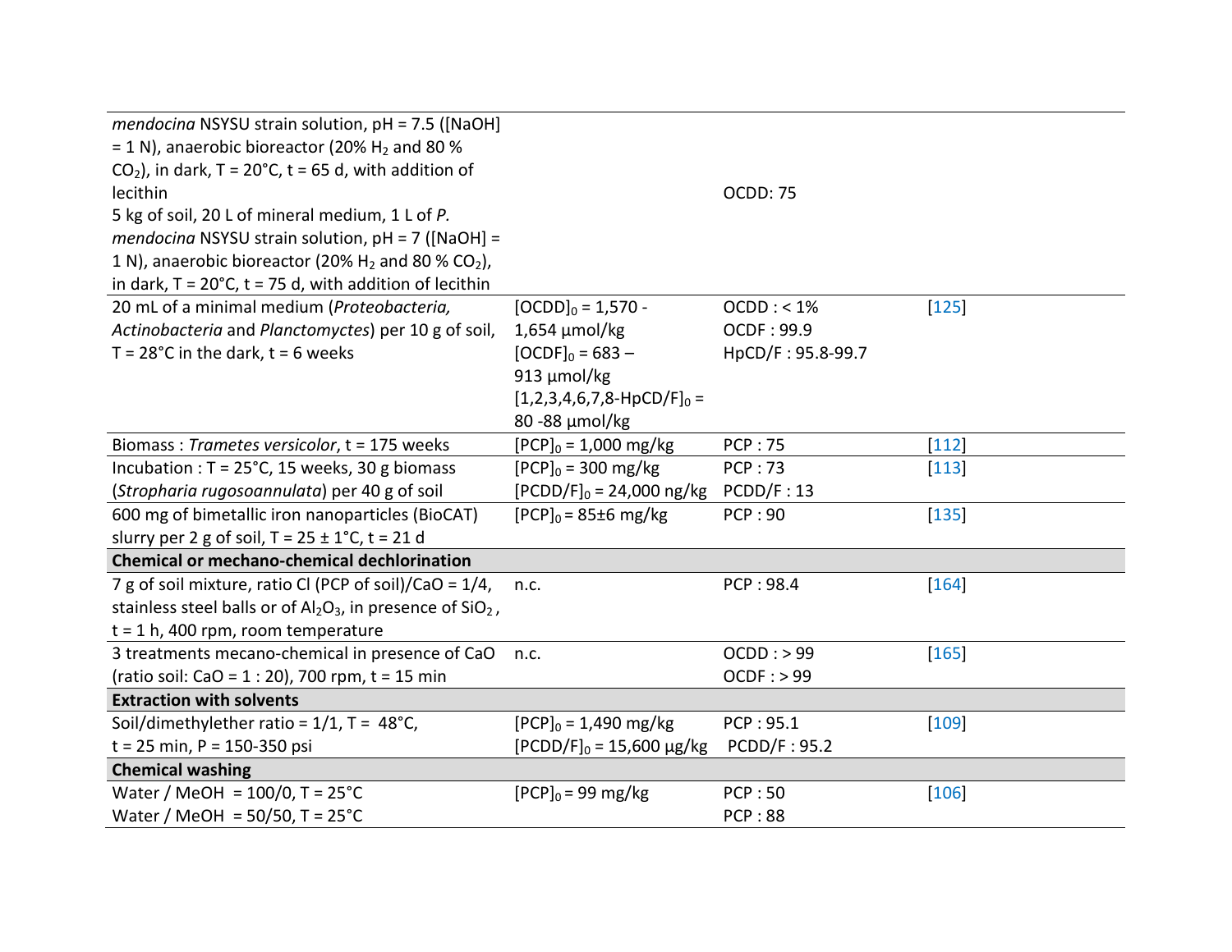| | | | |
|---|---|---|---|
| *mendocina* NSYSU strain solution, pH = 7.5 ([NaOH] = 1 N), anaerobic bioreactor (20% $H_2$ and 80 % $CO_2$), in dark, T = 20°C, t = 65 d, with addition of lecithin<br>5 kg of soil, 20 L of mineral medium, 1 L of *P. mendocina* NSYSU strain solution, pH = 7 ([NaOH] = 1 N), anaerobic bioreactor (20% $H_2$ and 80 % $CO_2$), in dark, T = 20°C, t = 75 d, with addition of lecithin | | OCDD: 75 | |
| 20 mL of a minimal medium (*Proteobacteria, Actinobacteria* and *Planctomyctes*) per 10 g of soil, T = 28°C in the dark, t = 6 weeks | $[OCDD]_0$ = 1,570 - 1,654 µmol/kg<br>$[OCDF]_0$ = 683 – 913 µmol/kg<br>$[1,2,3,4,6,7,8\text{-}HpCD/F]_0$ = 80 -88 µmol/kg | OCDD : < 1%<br>OCDF : 99.9<br>HpCD/F : 95.8-99.7 | [125] |
| Biomass : *Trametes versicolor*, t = 175 weeks | $[PCP]_0$ = 1,000 mg/kg | PCP : 75 | [112] |
| Incubation : T = 25°C, 15 weeks, 30 g biomass (*Stropharia rugosoannulata*) per 40 g of soil | $[PCP]_0$ = 300 mg/kg<br>$[PCDD/F]_0$ = 24,000 ng/kg | PCP : 73<br>PCDD/F : 13 | [113] |
| 600 mg of bimetallic iron nanoparticles (BioCAT) slurry per 2 g of soil, T = 25 ± 1°C, t = 21 d | $[PCP]_0$ = 85±6 mg/kg | PCP : 90 | [135] |
| **Chemical or mechano-chemical dechlorination** | | | |
| 7 g of soil mixture, ratio Cl (PCP of soil)/CaO = 1/4, stainless steel balls or of $Al_2O_3$, in presence of $SiO_2$, t = 1 h, 400 rpm, room temperature | n.c. | PCP : 98.4 | [164] |
| 3 treatments mecano-chemical in presence of CaO (ratio soil: CaO = 1 : 20), 700 rpm, t = 15 min | n.c. | OCDD : > 99<br>OCDF : > 99 | [165] |
| **Extraction with solvents** | | | |
| Soil/dimethylether ratio = 1/1, T = 48°C, t = 25 min, P = 150-350 psi | $[PCP]_0$ = 1,490 mg/kg<br>$[PCDD/F]_0$ = 15,600 µg/kg | PCP : 95.1<br>PCDD/F : 95.2 | [109] |
| **Chemical washing** | | | |
| Water / MeOH = 100/0, T = 25°C<br>Water / MeOH = 50/50, T = 25°C | $[PCP]_0$ = 99 mg/kg | PCP : 50<br>PCP : 88 | [106] |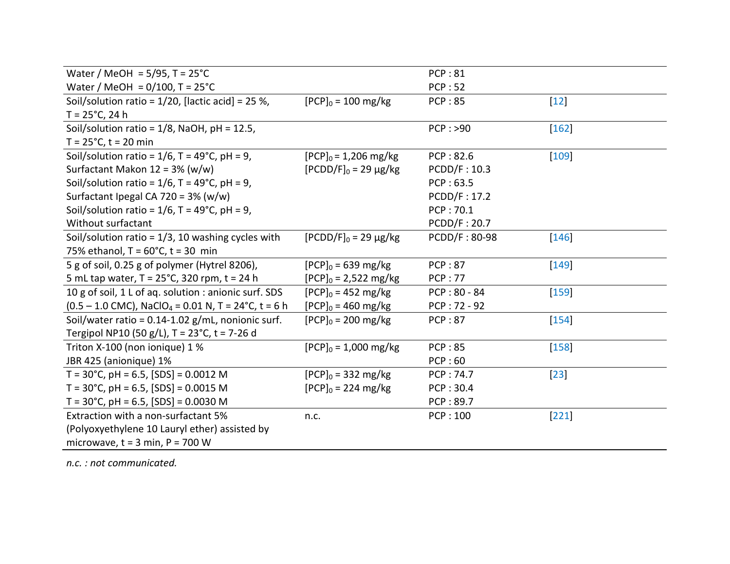| | | | |
|---|---|---|---|
| Water / MeOH = 5/95, T = 25°C<br>Water / MeOH = 0/100, T = 25°C | | PCP : 81<br>PCP : 52 | |
| Soil/solution ratio = 1/20, [lactic acid] = 25 %, T = 25°C, 24 h | $[PCP]_0$ = 100 mg/kg | PCP : 85 | [12] |
| Soil/solution ratio = 1/8, NaOH, pH = 12.5, T = 25°C, t = 20 min | | PCP : >90 | [162] |
| Soil/solution ratio = 1/6, T = 49°C, pH = 9, Surfactant Makon 12 = 3% (w/w)<br>Soil/solution ratio = 1/6, T = 49°C, pH = 9, Surfactant Ipegal CA 720 = 3% (w/w)<br>Soil/solution ratio = 1/6, T = 49°C, pH = 9, Without surfactant | $[PCP]_0$ = 1,206 mg/kg<br>$[PCDD/F]_0$ = 29 µg/kg | PCP : 82.6<br>PCDD/F : 10.3<br>PCP : 63.5<br>PCDD/F : 17.2<br>PCP : 70.1<br>PCDD/F : 20.7 | [109] |
| Soil/solution ratio = 1/3, 10 washing cycles with 75% ethanol, T = 60°C, t = 30 min | $[PCDD/F]_0$ = 29 µg/kg | PCDD/F : 80-98 | [146] |
| 5 g of soil, 0.25 g of polymer (Hytrel 8206), 5 mL tap water, T = 25°C, 320 rpm, t = 24 h | $[PCP]_0$ = 639 mg/kg<br>$[PCP]_0$ = 2,522 mg/kg | PCP : 87<br>PCP : 77 | [149] |
| 10 g of soil, 1 L of aq. solution : anionic surf. SDS (0.5 – 1.0 CMC), $NaClO_4$ = 0.01 N, T = 24°C, t = 6 h | $[PCP]_0$ = 452 mg/kg<br>$[PCP]_0$ = 460 mg/kg | PCP : 80 - 84<br>PCP : 72 - 92 | [159] |
| Soil/water ratio = 0.14-1.02 g/mL, nonionic surf. Tergipol NP10 (50 g/L), T = 23°C, t = 7-26 d | $[PCP]_0$ = 200 mg/kg | PCP : 87 | [154] |
| Triton X-100 (non ionique) 1 %<br>JBR 425 (anionique) 1% | $[PCP]_0$ = 1,000 mg/kg | PCP : 85<br>PCP : 60 | [158] |
| T = 30°C, pH = 6.5, [SDS] = 0.0012 M<br>T = 30°C, pH = 6.5, [SDS] = 0.0015 M<br>T = 30°C, pH = 6.5, [SDS] = 0.0030 M | $[PCP]_0$ = 332 mg/kg<br>$[PCP]_0$ = 224 mg/kg | PCP : 74.7<br>PCP : 30.4<br>PCP : 89.7 | [23] |
| Extraction with a non-surfactant 5% (Polyoxyethylene 10 Lauryl ether) assisted by microwave, t = 3 min, P = 700 W | n.c. | PCP : 100 | [221] |

*n.c. : not communicated.*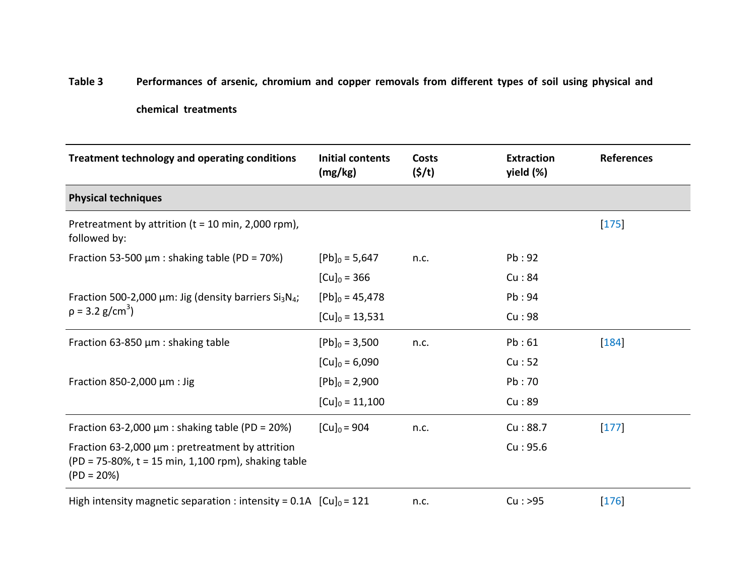**Table 3** **Performances of arsenic, chromium and copper removals from different types of soil using physical and chemical treatments**

| Treatment technology and operating conditions | Initial contents (mg/kg) | Costs ($/t) | Extraction yield (%) | References |
|---|---|---|---|---|
| **Physical techniques** | | | | |
| Pretreatment by attrition (t = 10 min, 2,000 rpm), followed by: | | | | [175] |
| Fraction 53-500 µm : shaking table (PD = 70%) | $[Pb]_0$ = 5,647 | n.c. | Pb : 92 | |
| | $[Cu]_0$ = 366 | | Cu : 84 | |
| Fraction 500-2,000 µm: Jig (density barriers $Si_3N_4$; ρ = 3.2 g/cm$^3$) | $[Pb]_0$ = 45,478 | | Pb : 94 | |
| | $[Cu]_0$ = 13,531 | | Cu : 98 | |
| Fraction 63-850 µm : shaking table | $[Pb]_0$ = 3,500 | n.c. | Pb : 61 | [184] |
| | $[Cu]_0$ = 6,090 | | Cu : 52 | |
| Fraction 850-2,000 µm : Jig | $[Pb]_0$ = 2,900 | | Pb : 70 | |
| | $[Cu]_0$ = 11,100 | | Cu : 89 | |
| Fraction 63-2,000 µm : shaking table (PD = 20%) | $[Cu]_0$ = 904 | n.c. | Cu : 88.7 | [177] |
| Fraction 63-2,000 µm : pretreatment by attrition (PD = 75-80%, t = 15 min, 1,100 rpm), shaking table (PD = 20%) | | | Cu : 95.6 | |
| High intensity magnetic separation : intensity = 0.1A | $[Cu]_0$ = 121 | n.c. | Cu : >95 | [176] |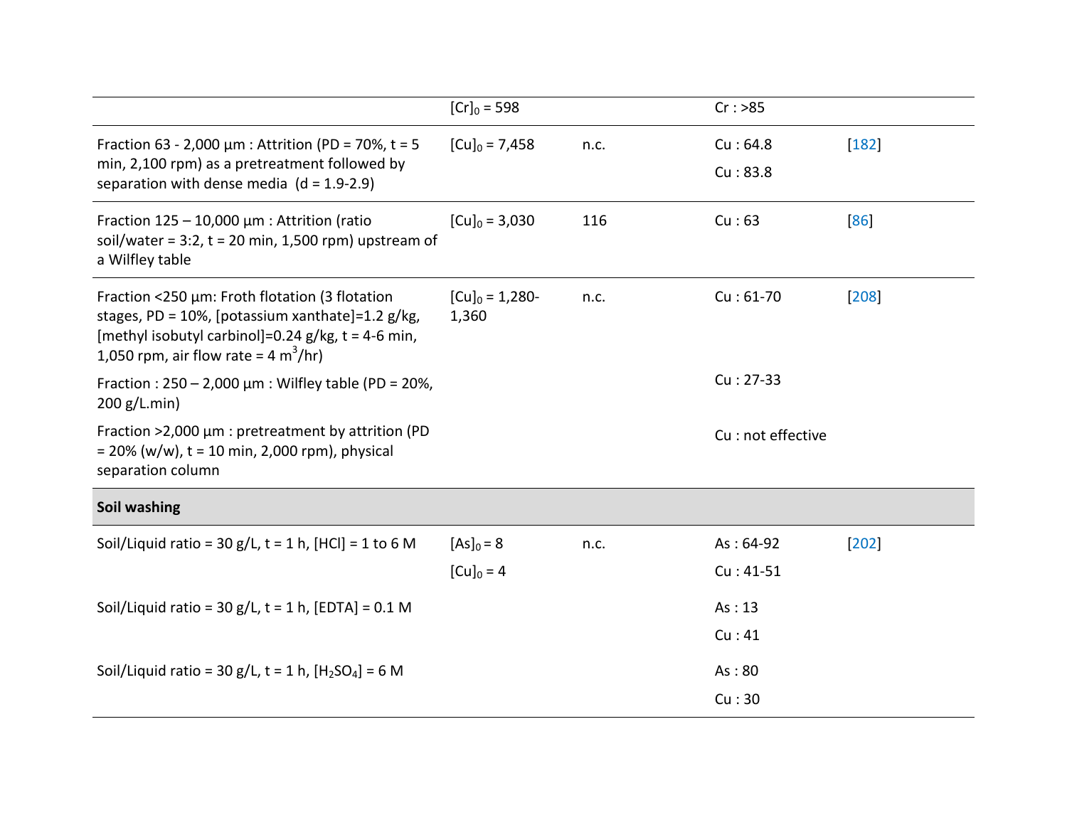| | | | | |
|---|---|---|---|---|
| | $[Cr]_0$ = 598 | | Cr : >85 | |
| Fraction 63 - 2,000 µm : Attrition (PD = 70%, t = 5 min, 2,100 rpm) as a pretreatment followed by separation with dense media (d = 1.9-2.9) | $[Cu]_0$ = 7,458 | n.c. | Cu : 64.8<br>Cu : 83.8 | [182] |
| Fraction 125 – 10,000 µm : Attrition (ratio soil/water = 3:2, t = 20 min, 1,500 rpm) upstream of a Wilfley table | $[Cu]_0$ = 3,030 | 116 | Cu : 63 | [86] |
| Fraction <250 µm: Froth flotation (3 flotation stages, PD = 10%, [potassium xanthate]=1.2 g/kg, [methyl isobutyl carbinol]=0.24 g/kg, t = 4-6 min, 1,050 rpm, air flow rate = 4 $m^3$/hr) | $[Cu]_0$ = 1,280-1,360 | n.c. | Cu : 61-70 | [208] |
| Fraction : 250 – 2,000 µm : Wilfley table (PD = 20%, 200 g/L.min) | | | Cu : 27-33 | |
| Fraction >2,000 µm : pretreatment by attrition (PD = 20% (w/w), t = 10 min, 2,000 rpm), physical separation column | | | Cu : not effective | |
| **Soil washing** | | | | |
| Soil/Liquid ratio = 30 g/L, t = 1 h, [HCl] = 1 to 6 M | $[As]_0$ = 8<br>$[Cu]_0$ = 4 | n.c. | As : 64-92<br>Cu : 41-51 | [202] |
| Soil/Liquid ratio = 30 g/L, t = 1 h, [EDTA] = 0.1 M | | | As : 13<br>Cu : 41 | |
| Soil/Liquid ratio = 30 g/L, t = 1 h, $[H_2SO_4]$ = 6 M | | | As : 80<br>Cu : 30 | |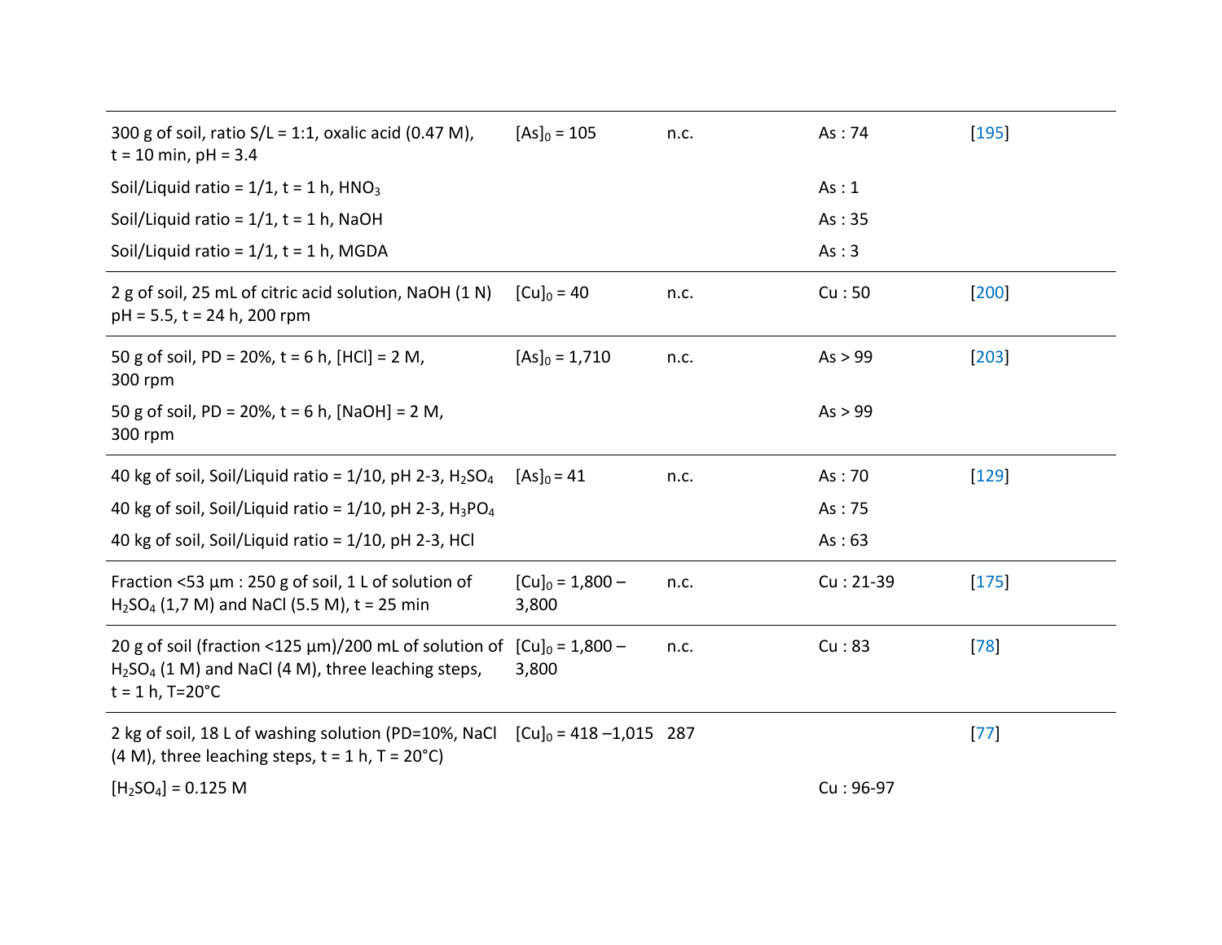| | | | | |
|---|---|---|---|---|
| 300 g of soil, ratio S/L = 1:1, oxalic acid (0.47 M), t = 10 min, pH = 3.4 | $[As]_0$ = 105 | n.c. | As : 74 | [195] |
| Soil/Liquid ratio = 1/1, t = 1 h, $HNO_3$ | | | As : 1 | |
| Soil/Liquid ratio = 1/1, t = 1 h, NaOH | | | As : 35 | |
| Soil/Liquid ratio = 1/1, t = 1 h, MGDA | | | As : 3 | |
| 2 g of soil, 25 mL of citric acid solution, NaOH (1 N) pH = 5.5, t = 24 h, 200 rpm | $[Cu]_0$ = 40 | n.c. | Cu : 50 | [200] |
| 50 g of soil, PD = 20%, t = 6 h, [HCl] = 2 M, 300 rpm | $[As]_0$ = 1,710 | n.c. | As > 99 | [203] |
| 50 g of soil, PD = 20%, t = 6 h, [NaOH] = 2 M, 300 rpm | | | As > 99 | |
| 40 kg of soil, Soil/Liquid ratio = 1/10, pH 2-3, $H_2SO_4$ | $[As]_0$ = 41 | n.c. | As : 70 | [129] |
| 40 kg of soil, Soil/Liquid ratio = 1/10, pH 2-3, $H_3PO_4$ | | | As : 75 | |
| 40 kg of soil, Soil/Liquid ratio = 1/10, pH 2-3, HCl | | | As : 63 | |
| Fraction <53 µm : 250 g of soil, 1 L of solution of $H_2SO_4$ (1,7 M) and NaCl (5.5 M), t = 25 min | $[Cu]_0$ = 1,800 – 3,800 | n.c. | Cu : 21-39 | [175] |
| 20 g of soil (fraction <125 µm)/200 mL of solution of $H_2SO_4$ (1 M) and NaCl (4 M), three leaching steps, t = 1 h, T=20°C | $[Cu]_0$ = 1,800 – 3,800 | n.c. | Cu : 83 | [78] |
| 2 kg of soil, 18 L of washing solution (PD=10%, NaCl (4 M), three leaching steps, t = 1 h, T = 20°C) | $[Cu]_0$ = 418 –1,015 | 287 | | [77] |
| $[H_2SO_4]$ = 0.125 M | | | Cu : 96-97 | |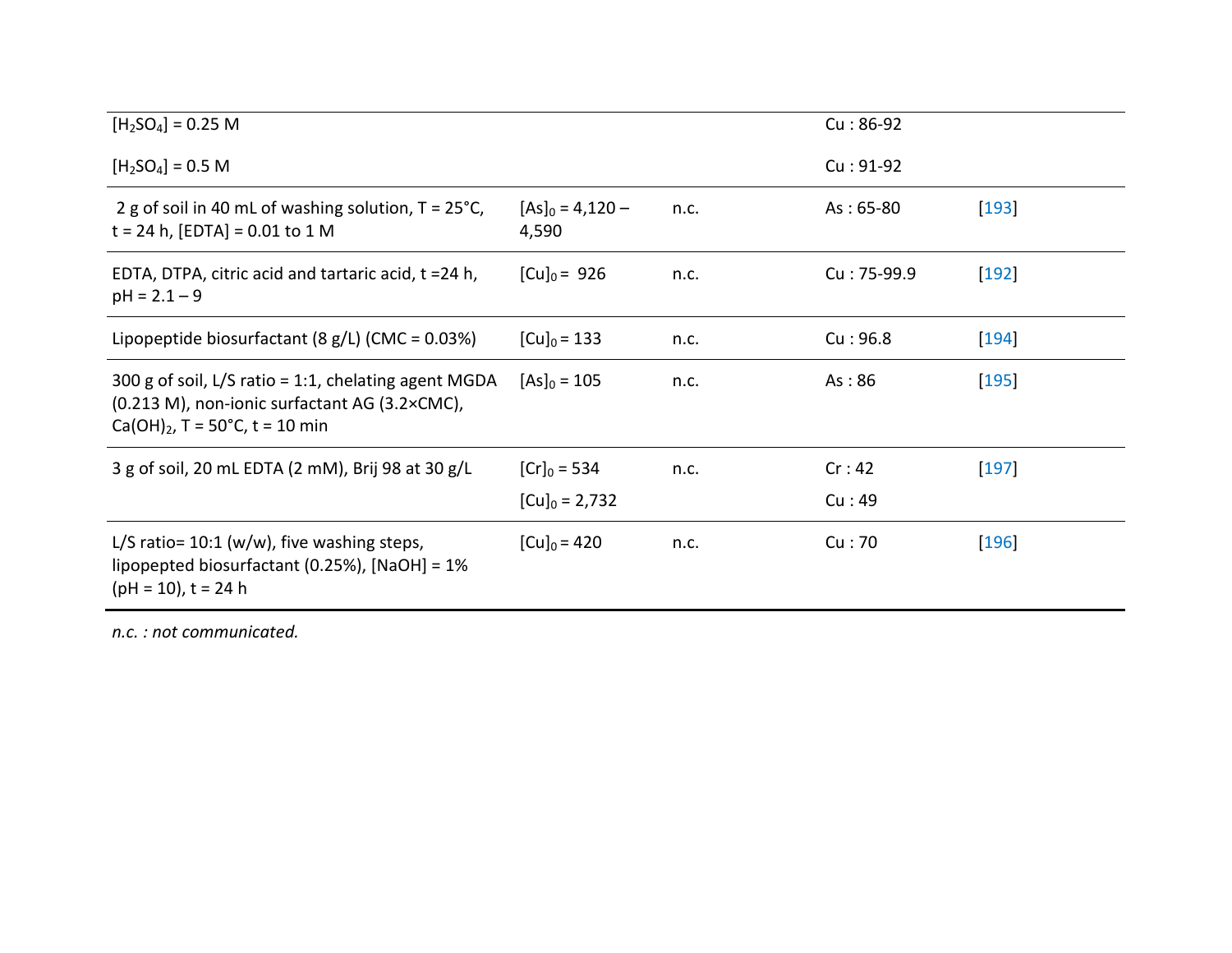| | | | | |
|---|---|---|---|---|
| $[H_2SO_4]$ = 0.25 M | | | Cu : 86-92 | |
| $[H_2SO_4]$ = 0.5 M | | | Cu : 91-92 | |
| 2 g of soil in 40 mL of washing solution, T = 25°C, t = 24 h, [EDTA] = 0.01 to 1 M | $[As]_0$ = 4,120 – 4,590 | n.c. | As : 65-80 | [193] |
| EDTA, DTPA, citric acid and tartaric acid, t =24 h, pH = 2.1 – 9 | $[Cu]_0$ = 926 | n.c. | Cu : 75-99.9 | [192] |
| Lipopeptide biosurfactant (8 g/L) (CMC = 0.03%) | $[Cu]_0$ = 133 | n.c. | Cu : 96.8 | [194] |
| 300 g of soil, L/S ratio = 1:1, chelating agent MGDA (0.213 M), non-ionic surfactant AG (3.2×CMC), $Ca(OH)_2$, T = 50°C, t = 10 min | $[As]_0$ = 105 | n.c. | As : 86 | [195] |
| 3 g of soil, 20 mL EDTA (2 mM), Brij 98 at 30 g/L | $[Cr]_0$ = 534<br>$[Cu]_0$ = 2,732 | n.c. | Cr : 42<br>Cu : 49 | [197] |
| L/S ratio= 10:1 (w/w), five washing steps, lipopepted biosurfactant (0.25%), [NaOH] = 1% (pH = 10), t = 24 h | $[Cu]_0$ = 420 | n.c. | Cu : 70 | [196] |

*n.c. : not communicated.*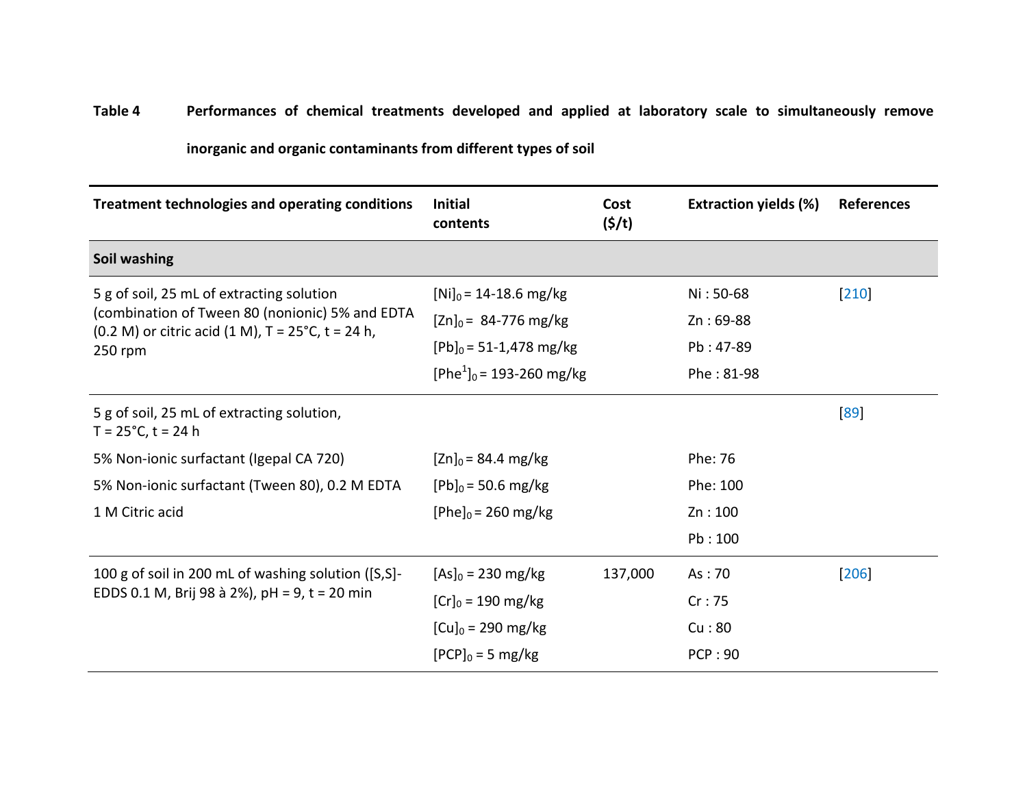**Table 4** **Performances of chemical treatments developed and applied at laboratory scale to simultaneously remove inorganic and organic contaminants from different types of soil**

| Treatment technologies and operating conditions | Initial contents | Cost ($/t) | Extraction yields (%) | References |
|---|---|---|---|---|
| **Soil washing** | | | | |
| 5 g of soil, 25 mL of extracting solution (combination of Tween 80 (nonionic) 5% and EDTA (0.2 M) or citric acid (1 M), T = 25°C, t = 24 h, 250 rpm | $[Ni]_0$ = 14-18.6 mg/kg | | Ni : 50-68 | [210] |
| | $[Zn]_0$ = 84-776 mg/kg | | Zn : 69-88 | |
| | $[Pb]_0$ = 51-1,478 mg/kg | | Pb : 47-89 | |
| | $[Phe^1]_0$ = 193-260 mg/kg | | Phe : 81-98 | |
| 5 g of soil, 25 mL of extracting solution, T = 25°C, t = 24 h | | | | [89] |
| 5% Non-ionic surfactant (Igepal CA 720) | $[Zn]_0$ = 84.4 mg/kg | | Phe: 76 | |
| 5% Non-ionic surfactant (Tween 80), 0.2 M EDTA | $[Pb]_0$ = 50.6 mg/kg | | Phe: 100 | |
| 1 M Citric acid | $[Phe]_0$ = 260 mg/kg | | Zn : 100 | |
| | | | Pb : 100 | |
| 100 g of soil in 200 mL of washing solution ([S,S]-EDDS 0.1 M, Brij 98 à 2%), pH = 9, t = 20 min | $[As]_0$ = 230 mg/kg | 137,000 | As : 70 | [206] |
| | $[Cr]_0$ = 190 mg/kg | | Cr : 75 | |
| | $[Cu]_0$ = 290 mg/kg | | Cu : 80 | |
| | $[PCP]_0$ = 5 mg/kg | | PCP : 90 | |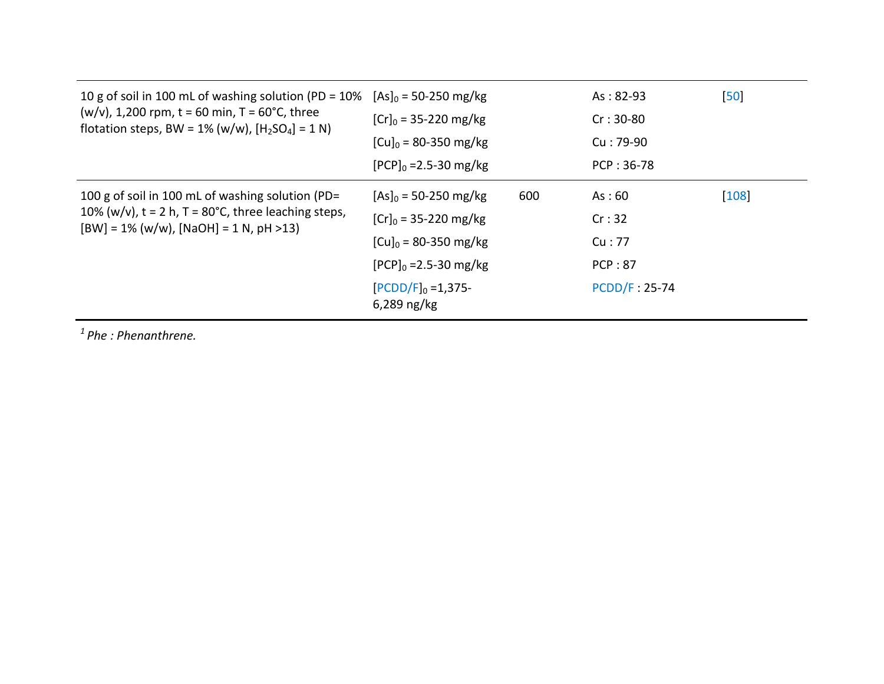| | | | | |
|---|---|---|---|---|
| 10 g of soil in 100 mL of washing solution (PD = 10% (w/v), 1,200 rpm, t = 60 min, T = 60°C, three flotation steps, BW = 1% (w/w), [$H_2SO_4$] = 1 N) | $[As]_0$ = 50-250 mg/kg<br>$[Cr]_0$ = 35-220 mg/kg<br>$[Cu]_0$ = 80-350 mg/kg<br>$[PCP]_0$ =2.5-30 mg/kg | | As : 82-93<br>Cr : 30-80<br>Cu : 79-90<br>PCP : 36-78 | [50] |
| 100 g of soil in 100 mL of washing solution (PD= 10% (w/v), t = 2 h, T = 80°C, three leaching steps, [BW] = 1% (w/w), [NaOH] = 1 N, pH >13) | $[As]_0$ = 50-250 mg/kg<br>$[Cr]_0$ = 35-220 mg/kg<br>$[Cu]_0$ = 80-350 mg/kg<br>$[PCP]_0$ =2.5-30 mg/kg<br>$[PCDD/F]_0$ =1,375-6,289 ng/kg | 600 | As : 60<br>Cr : 32<br>Cu : 77<br>PCP : 87<br>PCDD/F : 25-74 | [108] |

*[1] Phe : Phenanthrene.*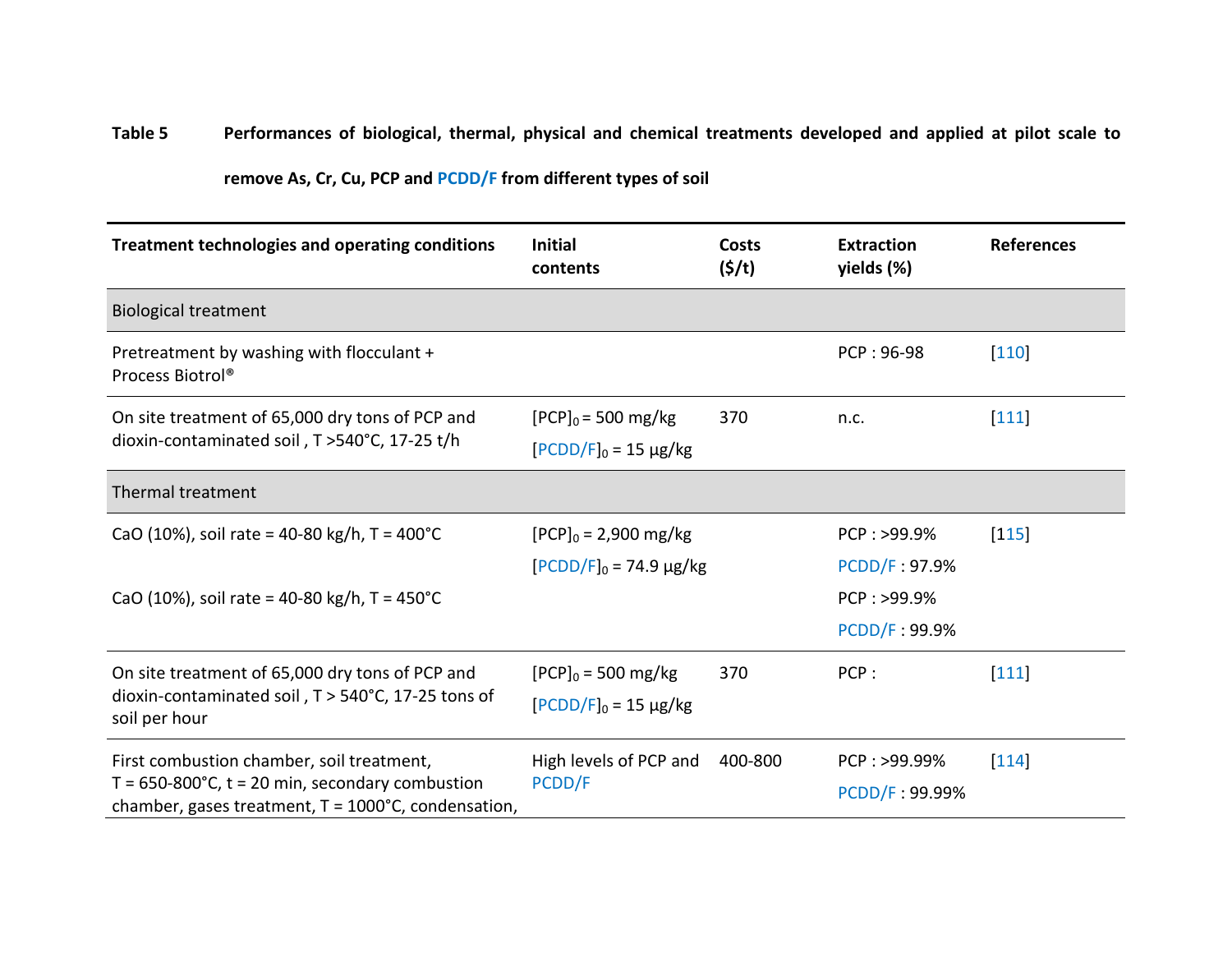**Table 5** **Performances of biological, thermal, physical and chemical treatments developed and applied at pilot scale to remove As, Cr, Cu, PCP and PCDD/F from different types of soil**

| Treatment technologies and operating conditions | Initial contents | Costs ($/t) | Extraction yields (%) | References |
|---|---|---|---|---|
| Biological treatment | | | | |
| Pretreatment by washing with flocculant + Process Biotrol® | | | PCP : 96-98 | [110] |
| On site treatment of 65,000 dry tons of PCP and dioxin-contaminated soil , T >540°C, 17-25 t/h | $[PCP]_0$ = 500 mg/kg<br>$[PCDD/F]_0$ = 15 µg/kg | 370 | n.c. | [111] |
| Thermal treatment | | | | |
| CaO (10%), soil rate = 40-80 kg/h, T = 400°C | $[PCP]_0$ = 2,900 mg/kg<br>$[PCDD/F]_0$ = 74.9 µg/kg | | PCP : >99.9%<br>PCDD/F : 97.9% | [115] |
| CaO (10%), soil rate = 40-80 kg/h, T = 450°C | | | PCP : >99.9%<br>PCDD/F : 99.9% | |
| On site treatment of 65,000 dry tons of PCP and dioxin-contaminated soil , T > 540°C, 17-25 tons of soil per hour | $[PCP]_0$ = 500 mg/kg<br>$[PCDD/F]_0$ = 15 µg/kg | 370 | PCP : | [111] |
| First combustion chamber, soil treatment, T = 650-800°C, t = 20 min, secondary combustion chamber, gases treatment, T = 1000°C, condensation, | High levels of PCP and PCDD/F | 400-800 | PCP : >99.99%<br>PCDD/F : 99.99% | [114] |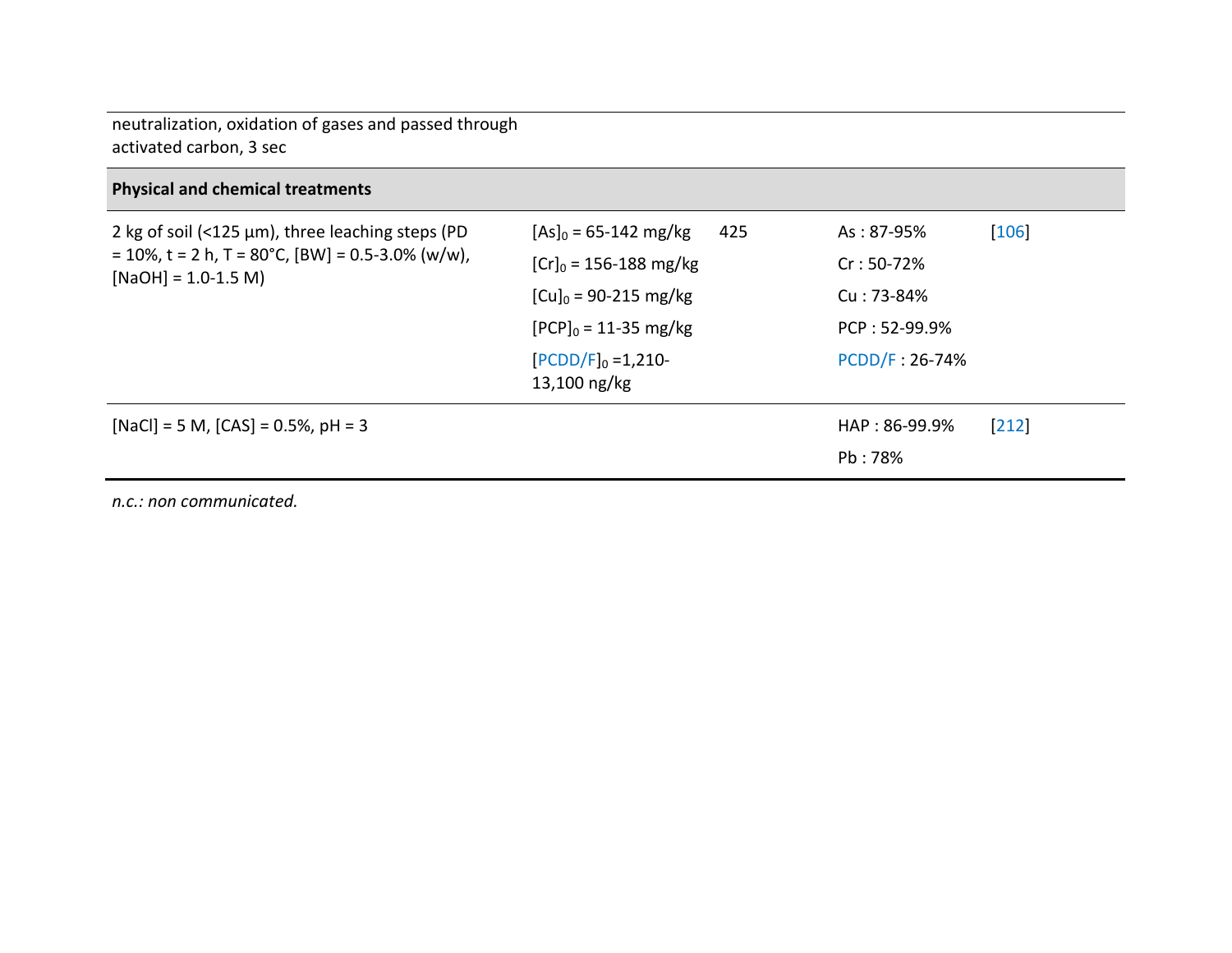| | | | | |
|---|---|---|---|---|
| neutralization, oxidation of gases and passed through activated carbon, 3 sec | | | | |
| **Physical and chemical treatments** | | | | |
| 2 kg of soil (<125 µm), three leaching steps (PD = 10%, t = 2 h, T = 80°C, [BW] = 0.5-3.0% (w/w), [NaOH] = 1.0-1.5 M) | $[As]_0$ = 65-142 mg/kg<br>$[Cr]_0$ = 156-188 mg/kg<br>$[Cu]_0$ = 90-215 mg/kg<br>$[PCP]_0$ = 11-35 mg/kg<br>$[PCDD/F]_0$ =1,210-13,100 ng/kg | 425 | As : 87-95%<br>Cr : 50-72%<br>Cu : 73-84%<br>PCP : 52-99.9%<br>PCDD/F : 26-74% | [106] |
| [NaCl] = 5 M, [CAS] = 0.5%, pH = 3 | | | HAP : 86-99.9%<br>Pb : 78% | [212] |

*n.c.: non communicated.*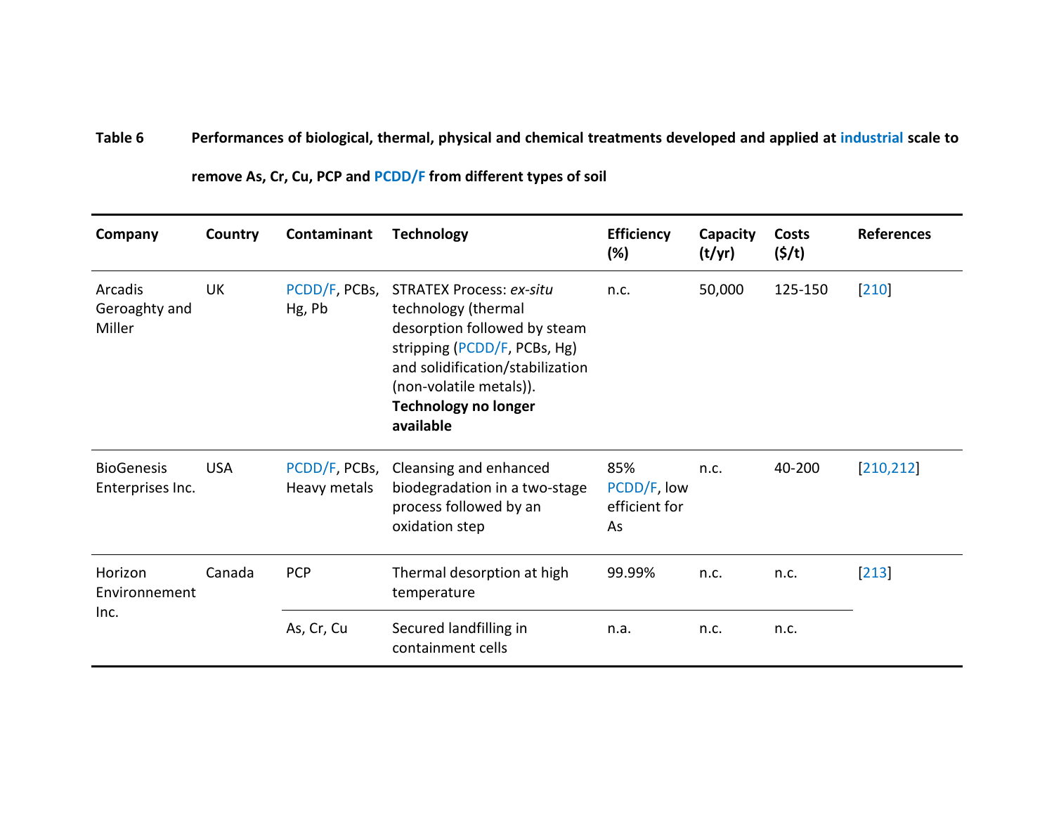**Table 6** **Performances of biological, thermal, physical and chemical treatments developed and applied at industrial scale to remove As, Cr, Cu, PCP and PCDD/F from different types of soil**

| Company | Country | Contaminant | Technology | Efficiency (%) | Capacity (t/yr) | Costs ($/t) | References |
|---|---|---|---|---|---|---|---|
| Arcadis Geroaghty and Miller | UK | PCDD/F, PCBs, Hg, Pb | STRATEX Process: *ex-situ* technology (thermal desorption followed by steam stripping (PCDD/F, PCBs, Hg) and solidification/stabilization (non-volatile metals)). **Technology no longer available** | n.c. | 50,000 | 125-150 | [210] |
| BioGenesis Enterprises Inc. | USA | PCDD/F, PCBs, Heavy metals | Cleansing and enhanced biodegradation in a two-stage process followed by an oxidation step | 85% PCDD/F, low efficient for As | n.c. | 40-200 | [210,212] |
| Horizon Environnement Inc. | Canada | PCP | Thermal desorption at high temperature | 99.99% | n.c. | n.c. | [213] |
| | | As, Cr, Cu | Secured landfilling in containment cells | n.a. | n.c. | n.c. | |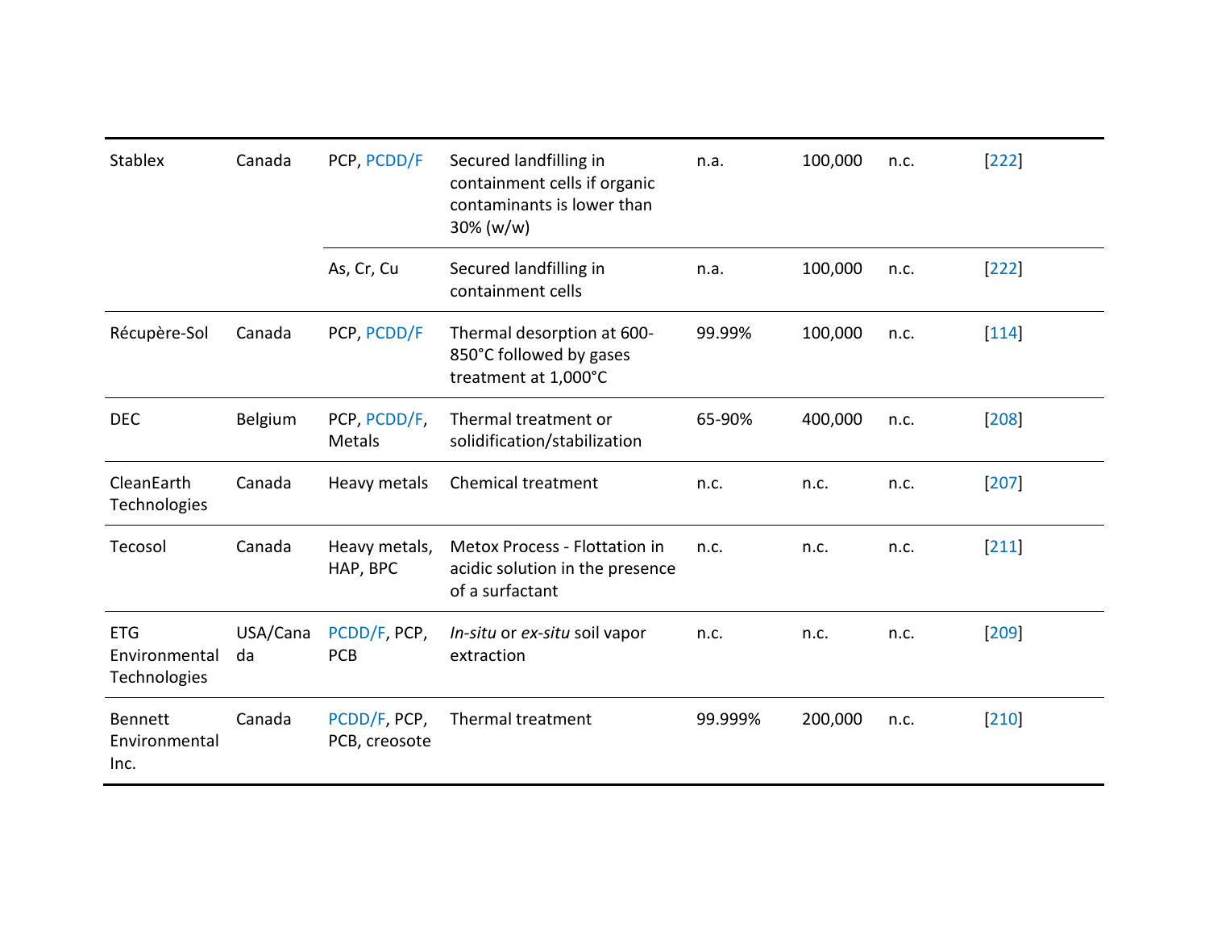| | | | | | | | |
|---|---|---|---|---|---|---|---|
| Stablex | Canada | PCP, PCDD/F | Secured landfilling in containment cells if organic contaminants is lower than 30% (w/w) | n.a. | 100,000 | n.c. | [222] |
| | | As, Cr, Cu | Secured landfilling in containment cells | n.a. | 100,000 | n.c. | [222] |
| Récupère-Sol | Canada | PCP, PCDD/F | Thermal desorption at 600-850°C followed by gases treatment at 1,000°C | 99.99% | 100,000 | n.c. | [114] |
| DEC | Belgium | PCP, PCDD/F, Metals | Thermal treatment or solidification/stabilization | 65-90% | 400,000 | n.c. | [208] |
| CleanEarth Technologies | Canada | Heavy metals | Chemical treatment | n.c. | n.c. | n.c. | [207] |
| Tecosol | Canada | Heavy metals, HAP, BPC | Metox Process - Flottation in acidic solution in the presence of a surfactant | n.c. | n.c. | n.c. | [211] |
| ETG Environmental Technologies | USA/Canada | PCDD/F, PCP, PCB | *In-situ* or *ex-situ* soil vapor extraction | n.c. | n.c. | n.c. | [209] |
| Bennett Environmental Inc. | Canada | PCDD/F, PCP, PCB, creosote | Thermal treatment | 99.999% | 200,000 | n.c. | [210] |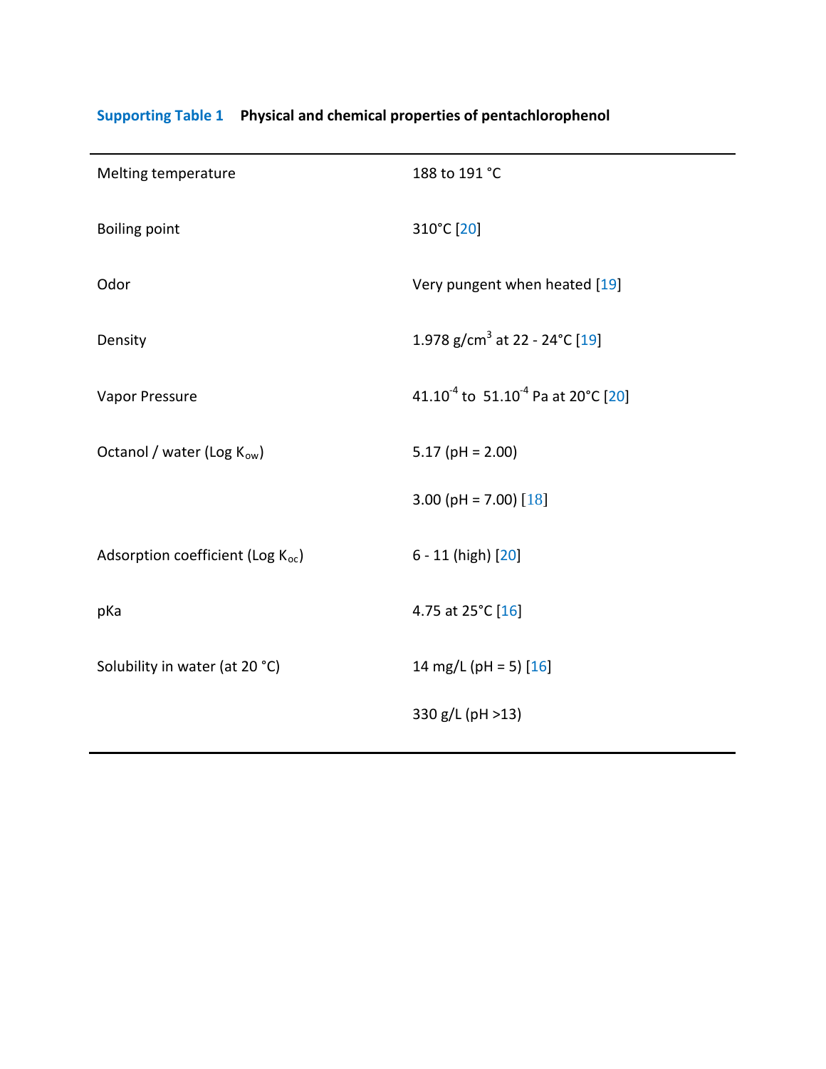**Supporting Table 1** **Physical and chemical properties of pentachlorophenol**

| | |
|---|---|
| Melting temperature | 188 to 191 °C |
| Boiling point | 310°C [20] |
| Odor | Very pungent when heated [19] |
| Density | 1.978 g/cm$^3$ at 22 - 24°C [19] |
| Vapor Pressure | $41.10^{-4}$ to $51.10^{-4}$ Pa at 20°C [20] |
| Octanol / water (Log $K_{ow}$) | 5.17 (pH = 2.00) |
| | 3.00 (pH = 7.00) [18] |
| Adsorption coefficient (Log $K_{oc}$) | 6 - 11 (high) [20] |
| pKa | 4.75 at 25°C [16] |
| Solubility in water (at 20 °C) | 14 mg/L (pH = 5) [16] |
| | 330 g/L (pH >13) |